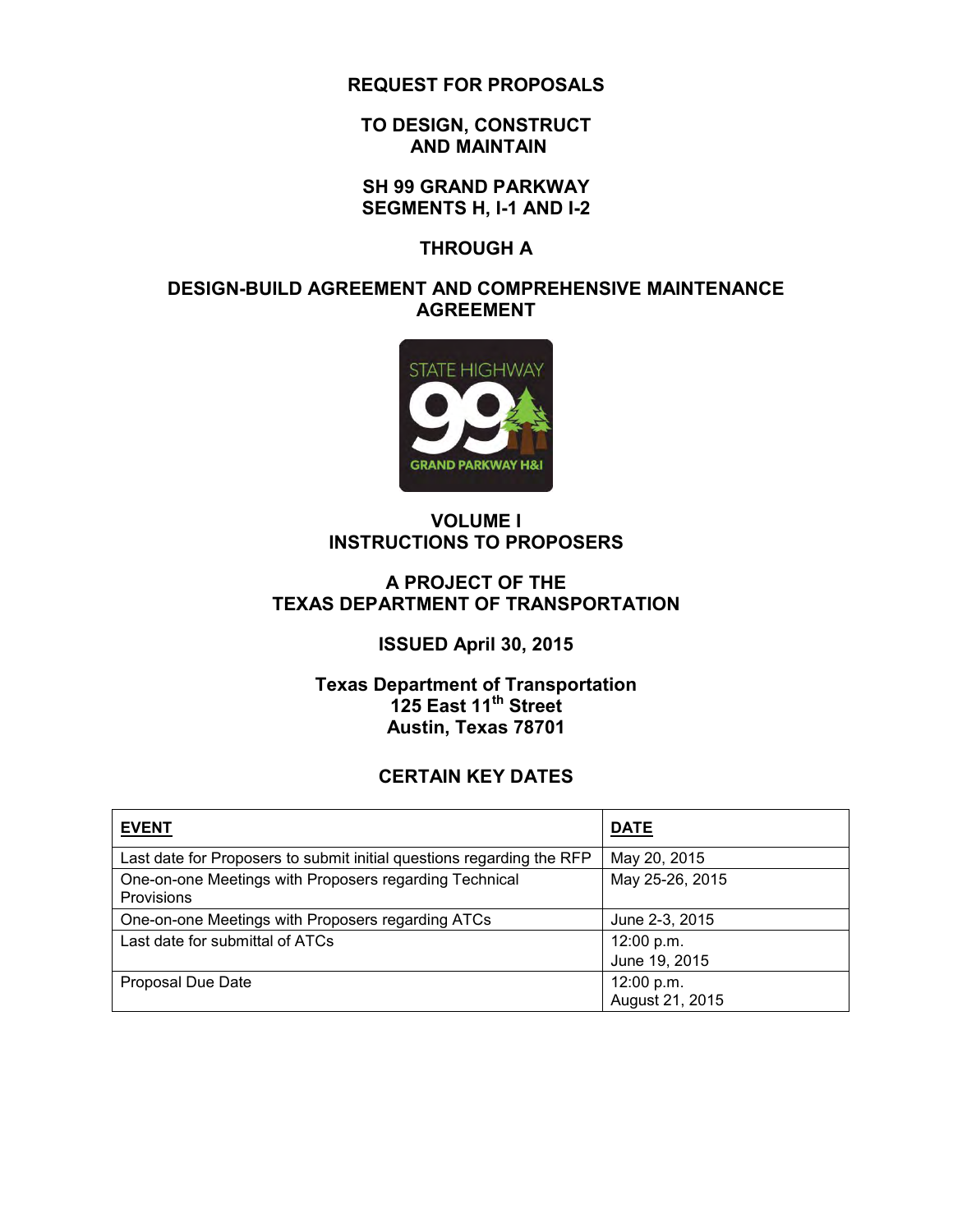# REQUEST FOR PROPOSALS

## TO DESIGN, CONSTRUCT AND MAINTAIN

## SH 99 GRAND PARKWAY SEGMENTS H, I-1 AND I-2

## THROUGH A

## DESIGN-BUILD AGREEMENT AND COMPREHENSIVE MAINTENANCE AGREEMENT

## VOLUME I INSTRUCTIONS TO PROPOSERS

**A PROJECT OF THE TEXAS DEPARTMENT OF TRANSPORTATION**

**ISSUED April 30, 2015**

**Texas Department of Transportation**
**125 East 11th Street**
**Austin, Texas 78701**

## CERTAIN KEY DATES

| EVENT | DATE |
|---|---|
| Last date for Proposers to submit initial questions regarding the RFP | May 20, 2015 |
| One-on-one Meetings with Proposers regarding Technical Provisions | May 25-26, 2015 |
| One-on-one Meetings with Proposers regarding ATCs | June 2-3, 2015 |
| Last date for submittal of ATCs | 12:00 p.m. June 19, 2015 |
| Proposal Due Date | 12:00 p.m. August 21, 2015 |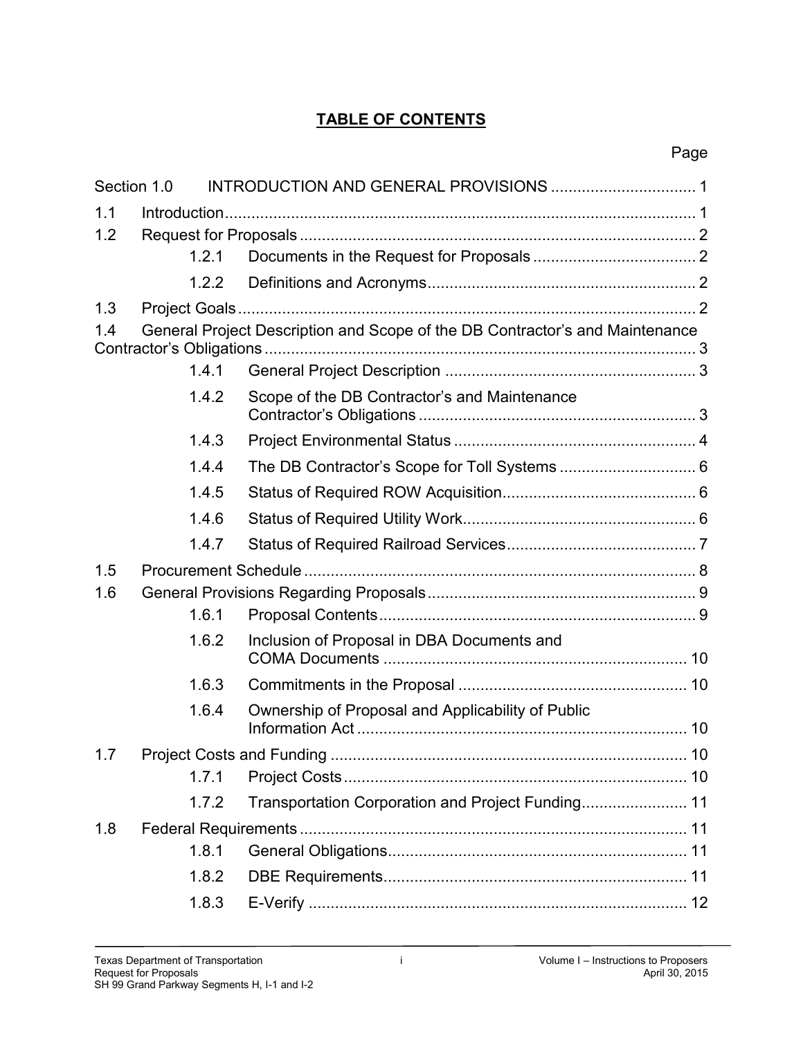# TABLE OF CONTENTS

| | | Page |
|---|---|---|
| Section 1.0 | INTRODUCTION AND GENERAL PROVISIONS | 1 |
| 1.1 | Introduction | 1 |
| 1.2 | Request for Proposals | 2 |
| 1.2.1 | Documents in the Request for Proposals | 2 |
| 1.2.2 | Definitions and Acronyms | 2 |
| 1.3 | Project Goals | 2 |
| 1.4 | General Project Description and Scope of the DB Contractor's and Maintenance Contractor's Obligations | 3 |
| 1.4.1 | General Project Description | 3 |
| 1.4.2 | Scope of the DB Contractor's and Maintenance Contractor's Obligations | 3 |
| 1.4.3 | Project Environmental Status | 4 |
| 1.4.4 | The DB Contractor's Scope for Toll Systems | 6 |
| 1.4.5 | Status of Required ROW Acquisition | 6 |
| 1.4.6 | Status of Required Utility Work | 6 |
| 1.4.7 | Status of Required Railroad Services | 7 |
| 1.5 | Procurement Schedule | 8 |
| 1.6 | General Provisions Regarding Proposals | 9 |
| 1.6.1 | Proposal Contents | 9 |
| 1.6.2 | Inclusion of Proposal in DBA Documents and COMA Documents | 10 |
| 1.6.3 | Commitments in the Proposal | 10 |
| 1.6.4 | Ownership of Proposal and Applicability of Public Information Act | 10 |
| 1.7 | Project Costs and Funding | 10 |
| 1.7.1 | Project Costs | 10 |
| 1.7.2 | Transportation Corporation and Project Funding | 11 |
| 1.8 | Federal Requirements | 11 |
| 1.8.1 | General Obligations | 11 |
| 1.8.2 | DBE Requirements | 11 |
| 1.8.3 | E-Verify | 12 |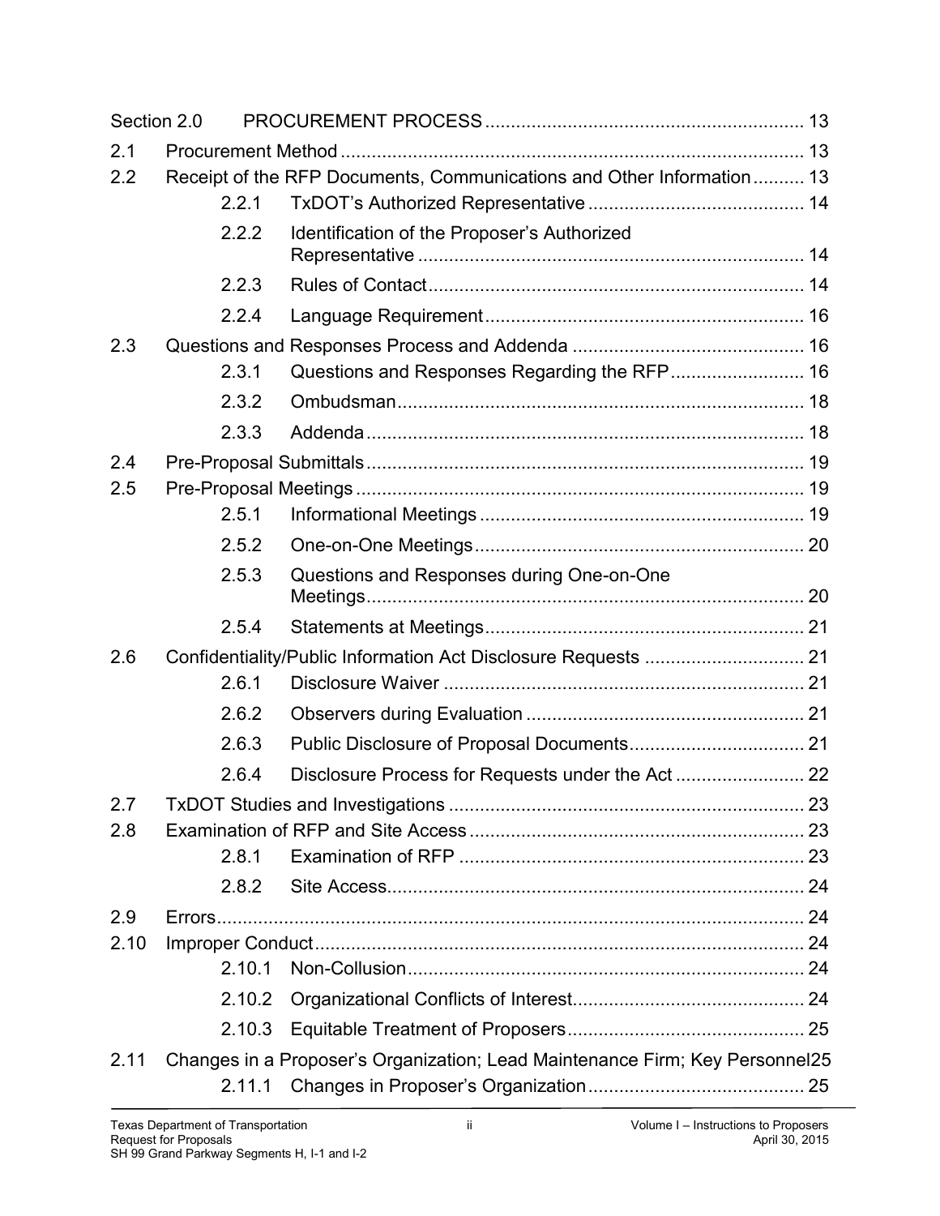| | | | |
|---|---|---|---|
| Section 2.0 | | PROCUREMENT PROCESS | 13 |
| 2.1 | Procurement Method | | 13 |
| 2.2 | Receipt of the RFP Documents, Communications and Other Information | | 13 |
| | 2.2.1 | TxDOT's Authorized Representative | 14 |
| | 2.2.2 | Identification of the Proposer's Authorized Representative | 14 |
| | 2.2.3 | Rules of Contact | 14 |
| | 2.2.4 | Language Requirement | 16 |
| 2.3 | Questions and Responses Process and Addenda | | 16 |
| | 2.3.1 | Questions and Responses Regarding the RFP | 16 |
| | 2.3.2 | Ombudsman | 18 |
| | 2.3.3 | Addenda | 18 |
| 2.4 | Pre-Proposal Submittals | | 19 |
| 2.5 | Pre-Proposal Meetings | | 19 |
| | 2.5.1 | Informational Meetings | 19 |
| | 2.5.2 | One-on-One Meetings | 20 |
| | 2.5.3 | Questions and Responses during One-on-One Meetings | 20 |
| | 2.5.4 | Statements at Meetings | 21 |
| 2.6 | Confidentiality/Public Information Act Disclosure Requests | | 21 |
| | 2.6.1 | Disclosure Waiver | 21 |
| | 2.6.2 | Observers during Evaluation | 21 |
| | 2.6.3 | Public Disclosure of Proposal Documents | 21 |
| | 2.6.4 | Disclosure Process for Requests under the Act | 22 |
| 2.7 | TxDOT Studies and Investigations | | 23 |
| 2.8 | Examination of RFP and Site Access | | 23 |
| | 2.8.1 | Examination of RFP | 23 |
| | 2.8.2 | Site Access | 24 |
| 2.9 | Errors | | 24 |
| 2.10 | Improper Conduct | | 24 |
| | 2.10.1 | Non-Collusion | 24 |
| | 2.10.2 | Organizational Conflicts of Interest | 24 |
| | 2.10.3 | Equitable Treatment of Proposers | 25 |
| 2.11 | Changes in a Proposer's Organization; Lead Maintenance Firm; Key Personnel | | 25 |
| | 2.11.1 | Changes in Proposer's Organization | 25 |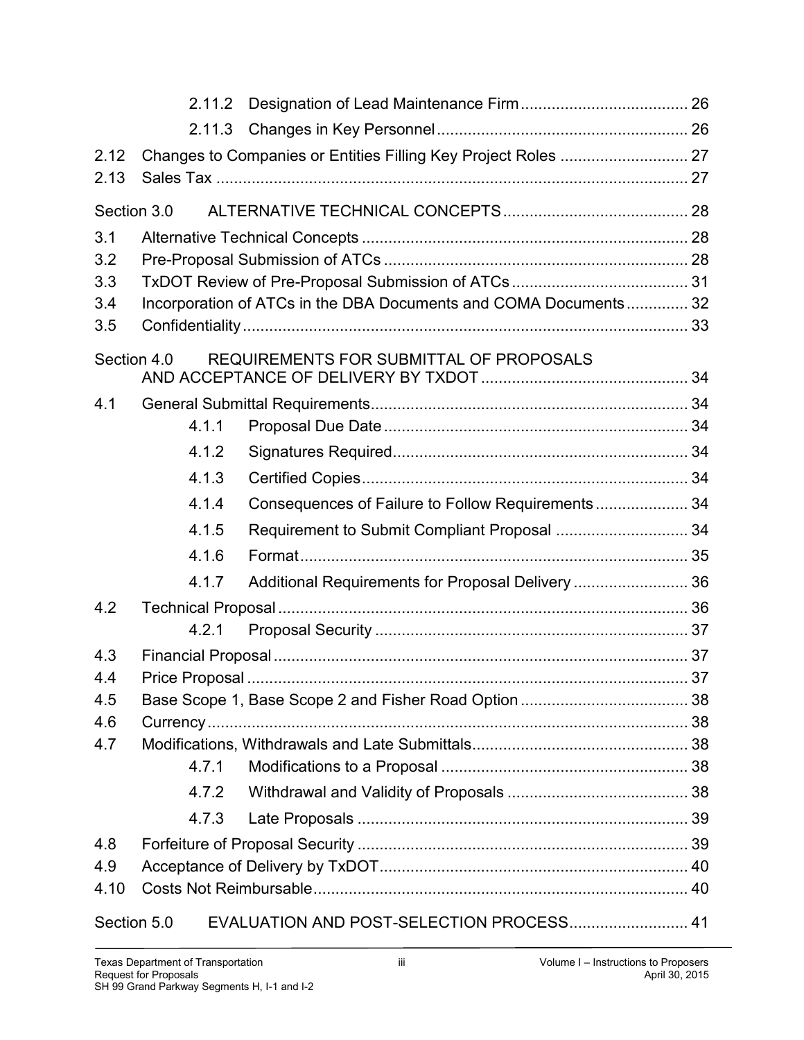| | | | |
|---|---|---|---|
| | 2.11.2 | Designation of Lead Maintenance Firm | 26 |
| | 2.11.3 | Changes in Key Personnel | 26 |
| 2.12 | Changes to Companies or Entities Filling Key Project Roles | | 27 |
| 2.13 | Sales Tax | | 27 |
| Section 3.0 | ALTERNATIVE TECHNICAL CONCEPTS | | 28 |
| 3.1 | Alternative Technical Concepts | | 28 |
| 3.2 | Pre-Proposal Submission of ATCs | | 28 |
| 3.3 | TxDOT Review of Pre-Proposal Submission of ATCs | | 31 |
| 3.4 | Incorporation of ATCs in the DBA Documents and COMA Documents | | 32 |
| 3.5 | Confidentiality | | 33 |
| Section 4.0 | REQUIREMENTS FOR SUBMITTAL OF PROPOSALS AND ACCEPTANCE OF DELIVERY BY TXDOT | | 34 |
| 4.1 | General Submittal Requirements | | 34 |
| | 4.1.1 | Proposal Due Date | 34 |
| | 4.1.2 | Signatures Required | 34 |
| | 4.1.3 | Certified Copies | 34 |
| | 4.1.4 | Consequences of Failure to Follow Requirements | 34 |
| | 4.1.5 | Requirement to Submit Compliant Proposal | 34 |
| | 4.1.6 | Format | 35 |
| | 4.1.7 | Additional Requirements for Proposal Delivery | 36 |
| 4.2 | Technical Proposal | | 36 |
| | 4.2.1 | Proposal Security | 37 |
| 4.3 | Financial Proposal | | 37 |
| 4.4 | Price Proposal | | 37 |
| 4.5 | Base Scope 1, Base Scope 2 and Fisher Road Option | | 38 |
| 4.6 | Currency | | 38 |
| 4.7 | Modifications, Withdrawals and Late Submittals | | 38 |
| | 4.7.1 | Modifications to a Proposal | 38 |
| | 4.7.2 | Withdrawal and Validity of Proposals | 38 |
| | 4.7.3 | Late Proposals | 39 |
| 4.8 | Forfeiture of Proposal Security | | 39 |
| 4.9 | Acceptance of Delivery by TxDOT | | 40 |
| 4.10 | Costs Not Reimbursable | | 40 |
| Section 5.0 | EVALUATION AND POST-SELECTION PROCESS | | 41 |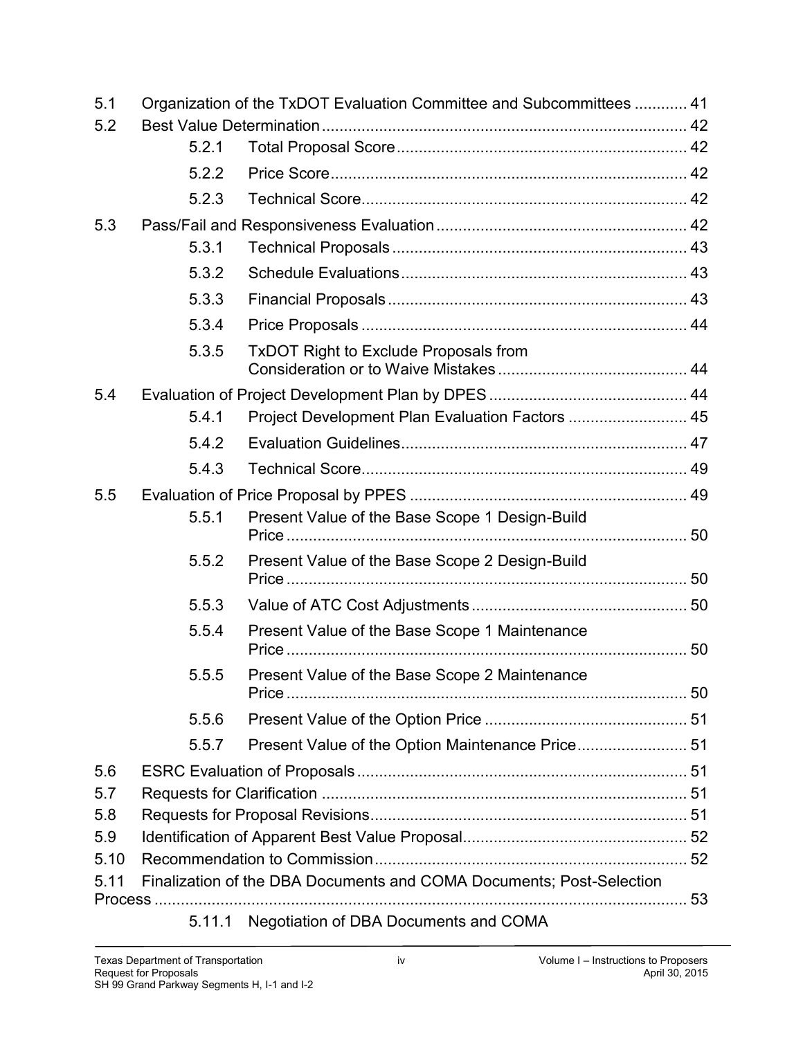5.1 Organization of the TxDOT Evaluation Committee and Subcommittees ............ 41

5.2 Best Value Determination ................................................................................. 42

- 5.2.1 Total Proposal Score ................................................................. 42
- 5.2.2 Price Score ................................................................................ 42
- 5.2.3 Technical Score ......................................................................... 42

5.3 Pass/Fail and Responsiveness Evaluation ........................................................ 42

- 5.3.1 Technical Proposals .................................................................. 43
- 5.3.2 Schedule Evaluations ................................................................ 43
- 5.3.3 Financial Proposals ................................................................... 43
- 5.3.4 Price Proposals ......................................................................... 44
- 5.3.5 TxDOT Right to Exclude Proposals from Consideration or to Waive Mistakes .......................................... 44

5.4 Evaluation of Project Development Plan by DPES ............................................ 44

- 5.4.1 Project Development Plan Evaluation Factors ........................... 45
- 5.4.2 Evaluation Guidelines ................................................................ 47
- 5.4.3 Technical Score ......................................................................... 49

5.5 Evaluation of Price Proposal by PPES .............................................................. 49

- 5.5.1 Present Value of the Base Scope 1 Design-Build Price .......................................................................................... 50
- 5.5.2 Present Value of the Base Scope 2 Design-Build Price .......................................................................................... 50
- 5.5.3 Value of ATC Cost Adjustments ................................................ 50
- 5.5.4 Present Value of the Base Scope 1 Maintenance Price .......................................................................................... 50
- 5.5.5 Present Value of the Base Scope 2 Maintenance Price .......................................................................................... 50
- 5.5.6 Present Value of the Option Price ............................................. 51
- 5.5.7 Present Value of the Option Maintenance Price ......................... 51

5.6 ESRC Evaluation of Proposals .......................................................................... 51

5.7 Requests for Clarification .................................................................................. 51

5.8 Requests for Proposal Revisions ....................................................................... 51

5.9 Identification of Apparent Best Value Proposal .................................................. 52

5.10 Recommendation to Commission ...................................................................... 52

5.11 Finalization of the DBA Documents and COMA Documents; Post-Selection Process ........................................................................................................ 53

- 5.11.1 Negotiation of DBA Documents and COMA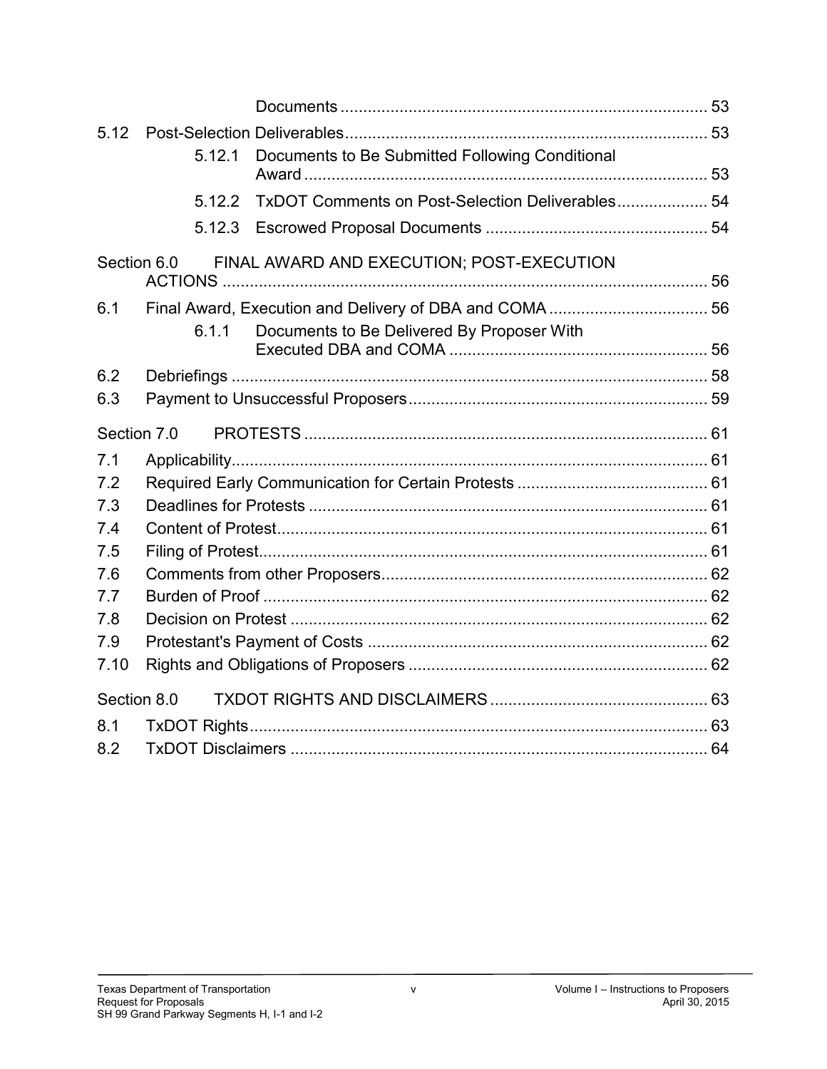Documents ........................................................................ 53

5.12 Post-Selection Deliverables ........................................................................ 53

5.12.1 Documents to Be Submitted Following Conditional Award ........................................................................ 53

5.12.2 TxDOT Comments on Post-Selection Deliverables .................... 54

5.12.3 Escrowed Proposal Documents ................................................ 54

Section 6.0 FINAL AWARD AND EXECUTION; POST-EXECUTION ACTIONS ........................................................................ 56

6.1 Final Award, Execution and Delivery of DBA and COMA .................................. 56

6.1.1 Documents to Be Delivered By Proposer With Executed DBA and COMA ........................................................ 56

6.2 Debriefings ........................................................................ 58

6.3 Payment to Unsuccessful Proposers ................................................................. 59

Section 7.0 PROTESTS ........................................................................ 61

7.1 Applicability ........................................................................ 61

7.2 Required Early Communication for Certain Protests .......................................... 61

7.3 Deadlines for Protests ........................................................................ 61

7.4 Content of Protest ........................................................................ 61

7.5 Filing of Protest ........................................................................ 61

7.6 Comments from other Proposers ........................................................................ 62

7.7 Burden of Proof ........................................................................ 62

7.8 Decision on Protest ........................................................................ 62

7.9 Protestant's Payment of Costs ........................................................................ 62

7.10 Rights and Obligations of Proposers ................................................................. 62

Section 8.0 TXDOT RIGHTS AND DISCLAIMERS ............................................... 63

8.1 TxDOT Rights ........................................................................ 63

8.2 TxDOT Disclaimers ........................................................................ 64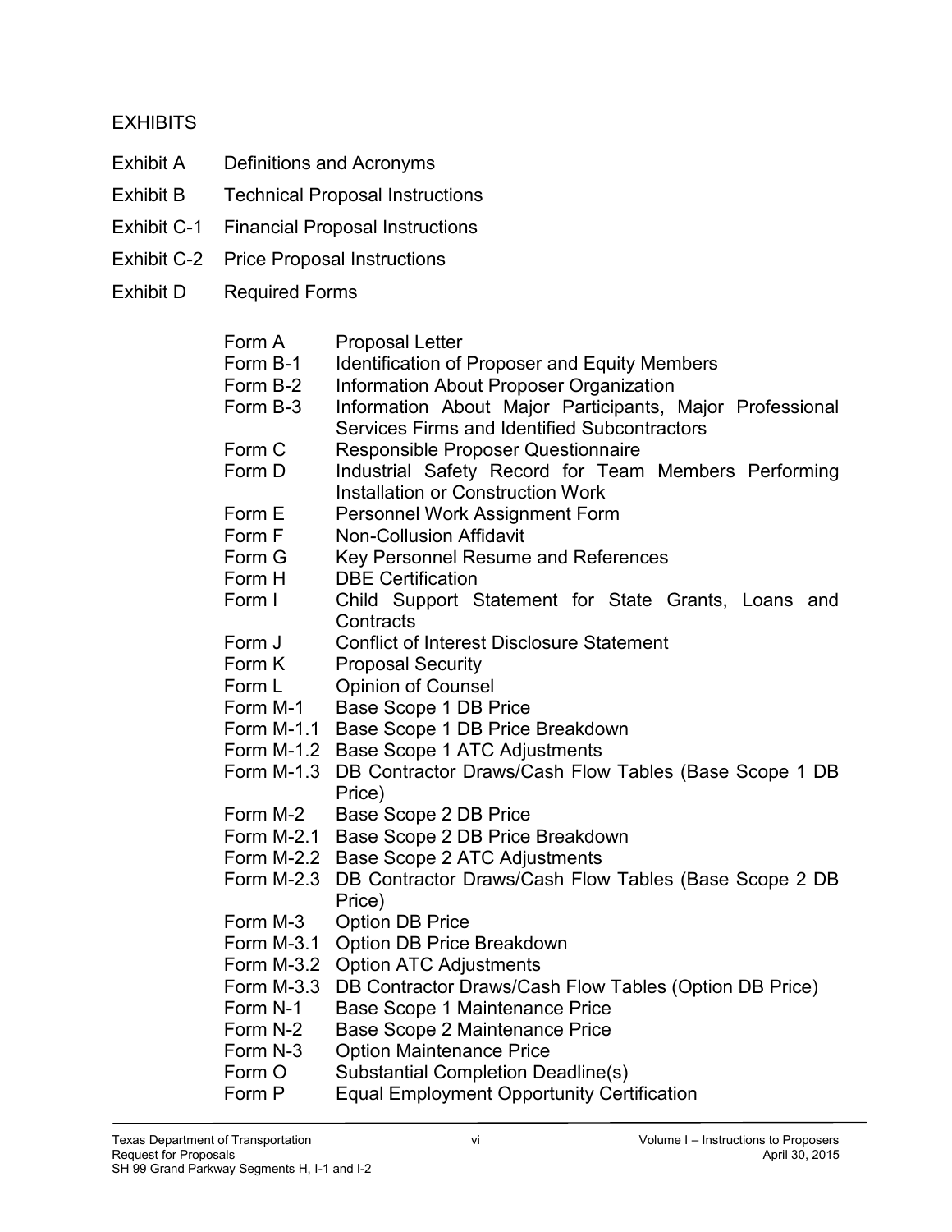## EXHIBITS

| | |
|---|---|
| Exhibit A | Definitions and Acronyms |
| Exhibit B | Technical Proposal Instructions |
| Exhibit C-1 | Financial Proposal Instructions |
| Exhibit C-2 | Price Proposal Instructions |
| Exhibit D | Required Forms |

| | |
|---|---|
| Form A | Proposal Letter |
| Form B-1 | Identification of Proposer and Equity Members |
| Form B-2 | Information About Proposer Organization |
| Form B-3 | Information About Major Participants, Major Professional Services Firms and Identified Subcontractors |
| Form C | Responsible Proposer Questionnaire |
| Form D | Industrial Safety Record for Team Members Performing Installation or Construction Work |
| Form E | Personnel Work Assignment Form |
| Form F | Non-Collusion Affidavit |
| Form G | Key Personnel Resume and References |
| Form H | DBE Certification |
| Form I | Child Support Statement for State Grants, Loans and Contracts |
| Form J | Conflict of Interest Disclosure Statement |
| Form K | Proposal Security |
| Form L | Opinion of Counsel |
| Form M-1 | Base Scope 1 DB Price |
| Form M-1.1 | Base Scope 1 DB Price Breakdown |
| Form M-1.2 | Base Scope 1 ATC Adjustments |
| Form M-1.3 | DB Contractor Draws/Cash Flow Tables (Base Scope 1 DB Price) |
| Form M-2 | Base Scope 2 DB Price |
| Form M-2.1 | Base Scope 2 DB Price Breakdown |
| Form M-2.2 | Base Scope 2 ATC Adjustments |
| Form M-2.3 | DB Contractor Draws/Cash Flow Tables (Base Scope 2 DB Price) |
| Form M-3 | Option DB Price |
| Form M-3.1 | Option DB Price Breakdown |
| Form M-3.2 | Option ATC Adjustments |
| Form M-3.3 | DB Contractor Draws/Cash Flow Tables (Option DB Price) |
| Form N-1 | Base Scope 1 Maintenance Price |
| Form N-2 | Base Scope 2 Maintenance Price |
| Form N-3 | Option Maintenance Price |
| Form O | Substantial Completion Deadline(s) |
| Form P | Equal Employment Opportunity Certification |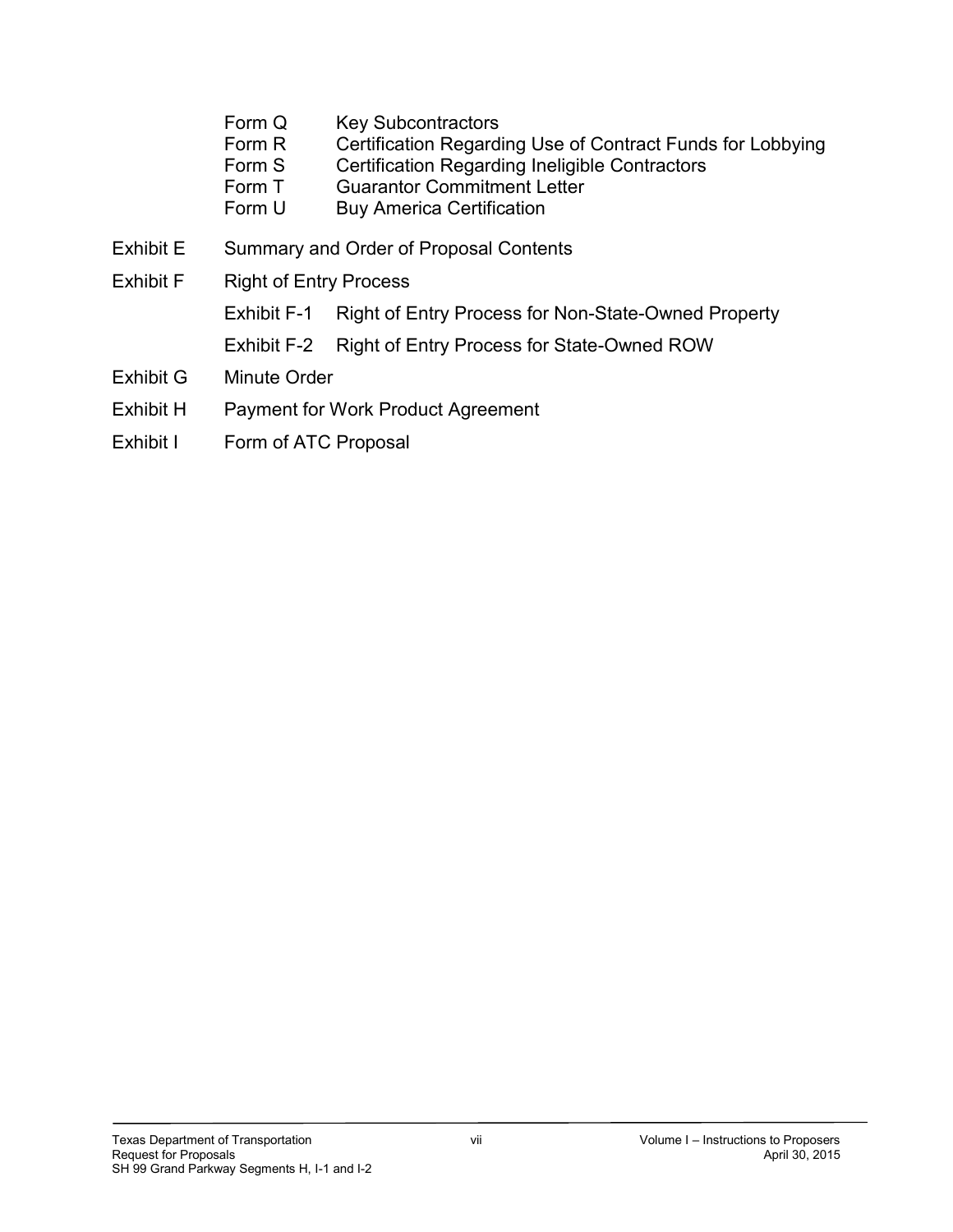Form Q Key Subcontractors
Form R Certification Regarding Use of Contract Funds for Lobbying
Form S Certification Regarding Ineligible Contractors
Form T Guarantor Commitment Letter
Form U Buy America Certification

Exhibit E Summary and Order of Proposal Contents

Exhibit F Right of Entry Process

Exhibit F-1 Right of Entry Process for Non-State-Owned Property

Exhibit F-2 Right of Entry Process for State-Owned ROW

Exhibit G Minute Order

Exhibit H Payment for Work Product Agreement

Exhibit I Form of ATC Proposal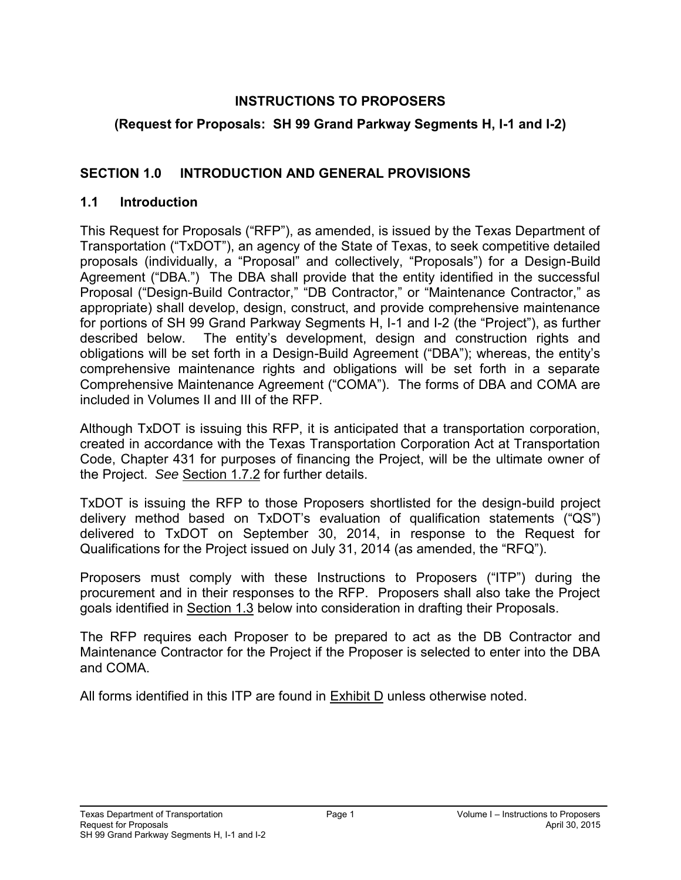# INSTRUCTIONS TO PROPOSERS

## (Request for Proposals: SH 99 Grand Parkway Segments H, I-1 and I-2)

## SECTION 1.0 INTRODUCTION AND GENERAL PROVISIONS

### 1.1 Introduction

This Request for Proposals ("RFP"), as amended, is issued by the Texas Department of Transportation ("TxDOT"), an agency of the State of Texas, to seek competitive detailed proposals (individually, a "Proposal" and collectively, "Proposals") for a Design-Build Agreement ("DBA.") The DBA shall provide that the entity identified in the successful Proposal ("Design-Build Contractor," "DB Contractor," or "Maintenance Contractor," as appropriate) shall develop, design, construct, and provide comprehensive maintenance for portions of SH 99 Grand Parkway Segments H, I-1 and I-2 (the "Project"), as further described below. The entity's development, design and construction rights and obligations will be set forth in a Design-Build Agreement ("DBA"); whereas, the entity's comprehensive maintenance rights and obligations will be set forth in a separate Comprehensive Maintenance Agreement ("COMA"). The forms of DBA and COMA are included in Volumes II and III of the RFP.

Although TxDOT is issuing this RFP, it is anticipated that a transportation corporation, created in accordance with the Texas Transportation Corporation Act at Transportation Code, Chapter 431 for purposes of financing the Project, will be the ultimate owner of the Project. *See* Section 1.7.2 for further details.

TxDOT is issuing the RFP to those Proposers shortlisted for the design-build project delivery method based on TxDOT's evaluation of qualification statements ("QS") delivered to TxDOT on September 30, 2014, in response to the Request for Qualifications for the Project issued on July 31, 2014 (as amended, the "RFQ").

Proposers must comply with these Instructions to Proposers ("ITP") during the procurement and in their responses to the RFP. Proposers shall also take the Project goals identified in Section 1.3 below into consideration in drafting their Proposals.

The RFP requires each Proposer to be prepared to act as the DB Contractor and Maintenance Contractor for the Project if the Proposer is selected to enter into the DBA and COMA.

All forms identified in this ITP are found in Exhibit D unless otherwise noted.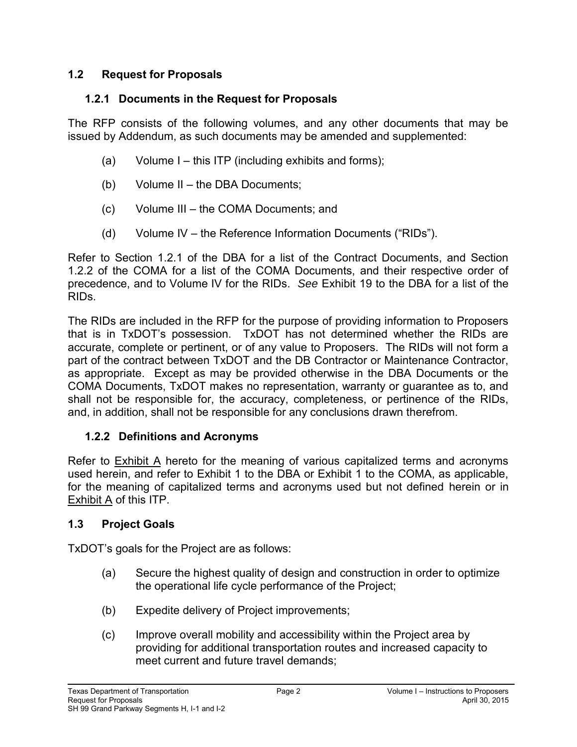## 1.2 Request for Proposals

### 1.2.1 Documents in the Request for Proposals

The RFP consists of the following volumes, and any other documents that may be issued by Addendum, as such documents may be amended and supplemented:

(a) Volume I – this ITP (including exhibits and forms);

(b) Volume II – the DBA Documents;

(c) Volume III – the COMA Documents; and

(d) Volume IV – the Reference Information Documents ("RIDs").

Refer to Section 1.2.1 of the DBA for a list of the Contract Documents, and Section 1.2.2 of the COMA for a list of the COMA Documents, and their respective order of precedence, and to Volume IV for the RIDs. *See* Exhibit 19 to the DBA for a list of the RIDs.

The RIDs are included in the RFP for the purpose of providing information to Proposers that is in TxDOT's possession. TxDOT has not determined whether the RIDs are accurate, complete or pertinent, or of any value to Proposers. The RIDs will not form a part of the contract between TxDOT and the DB Contractor or Maintenance Contractor, as appropriate. Except as may be provided otherwise in the DBA Documents or the COMA Documents, TxDOT makes no representation, warranty or guarantee as to, and shall not be responsible for, the accuracy, completeness, or pertinence of the RIDs, and, in addition, shall not be responsible for any conclusions drawn therefrom.

### 1.2.2 Definitions and Acronyms

Refer to Exhibit A hereto for the meaning of various capitalized terms and acronyms used herein, and refer to Exhibit 1 to the DBA or Exhibit 1 to the COMA, as applicable, for the meaning of capitalized terms and acronyms used but not defined herein or in Exhibit A of this ITP.

## 1.3 Project Goals

TxDOT's goals for the Project are as follows:

(a) Secure the highest quality of design and construction in order to optimize the operational life cycle performance of the Project;

(b) Expedite delivery of Project improvements;

(c) Improve overall mobility and accessibility within the Project area by providing for additional transportation routes and increased capacity to meet current and future travel demands;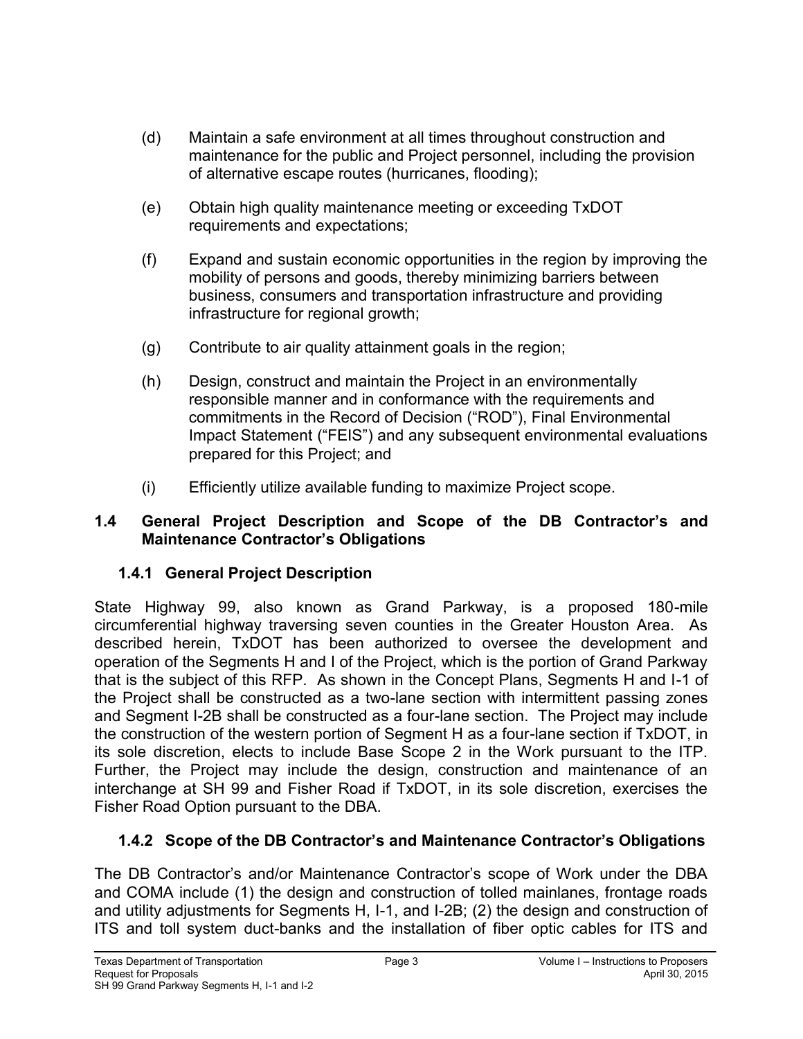(d) Maintain a safe environment at all times throughout construction and maintenance for the public and Project personnel, including the provision of alternative escape routes (hurricanes, flooding);

(e) Obtain high quality maintenance meeting or exceeding TxDOT requirements and expectations;

(f) Expand and sustain economic opportunities in the region by improving the mobility of persons and goods, thereby minimizing barriers between business, consumers and transportation infrastructure and providing infrastructure for regional growth;

(g) Contribute to air quality attainment goals in the region;

(h) Design, construct and maintain the Project in an environmentally responsible manner and in conformance with the requirements and commitments in the Record of Decision ("ROD"), Final Environmental Impact Statement ("FEIS") and any subsequent environmental evaluations prepared for this Project; and

(i) Efficiently utilize available funding to maximize Project scope.

## 1.4 General Project Description and Scope of the DB Contractor's and Maintenance Contractor's Obligations

### 1.4.1 General Project Description

State Highway 99, also known as Grand Parkway, is a proposed 180-mile circumferential highway traversing seven counties in the Greater Houston Area. As described herein, TxDOT has been authorized to oversee the development and operation of the Segments H and I of the Project, which is the portion of Grand Parkway that is the subject of this RFP. As shown in the Concept Plans, Segments H and I-1 of the Project shall be constructed as a two-lane section with intermittent passing zones and Segment I-2B shall be constructed as a four-lane section. The Project may include the construction of the western portion of Segment H as a four-lane section if TxDOT, in its sole discretion, elects to include Base Scope 2 in the Work pursuant to the ITP. Further, the Project may include the design, construction and maintenance of an interchange at SH 99 and Fisher Road if TxDOT, in its sole discretion, exercises the Fisher Road Option pursuant to the DBA.

### 1.4.2 Scope of the DB Contractor's and Maintenance Contractor's Obligations

The DB Contractor's and/or Maintenance Contractor's scope of Work under the DBA and COMA include (1) the design and construction of tolled mainlanes, frontage roads and utility adjustments for Segments H, I-1, and I-2B; (2) the design and construction of ITS and toll system duct-banks and the installation of fiber optic cables for ITS and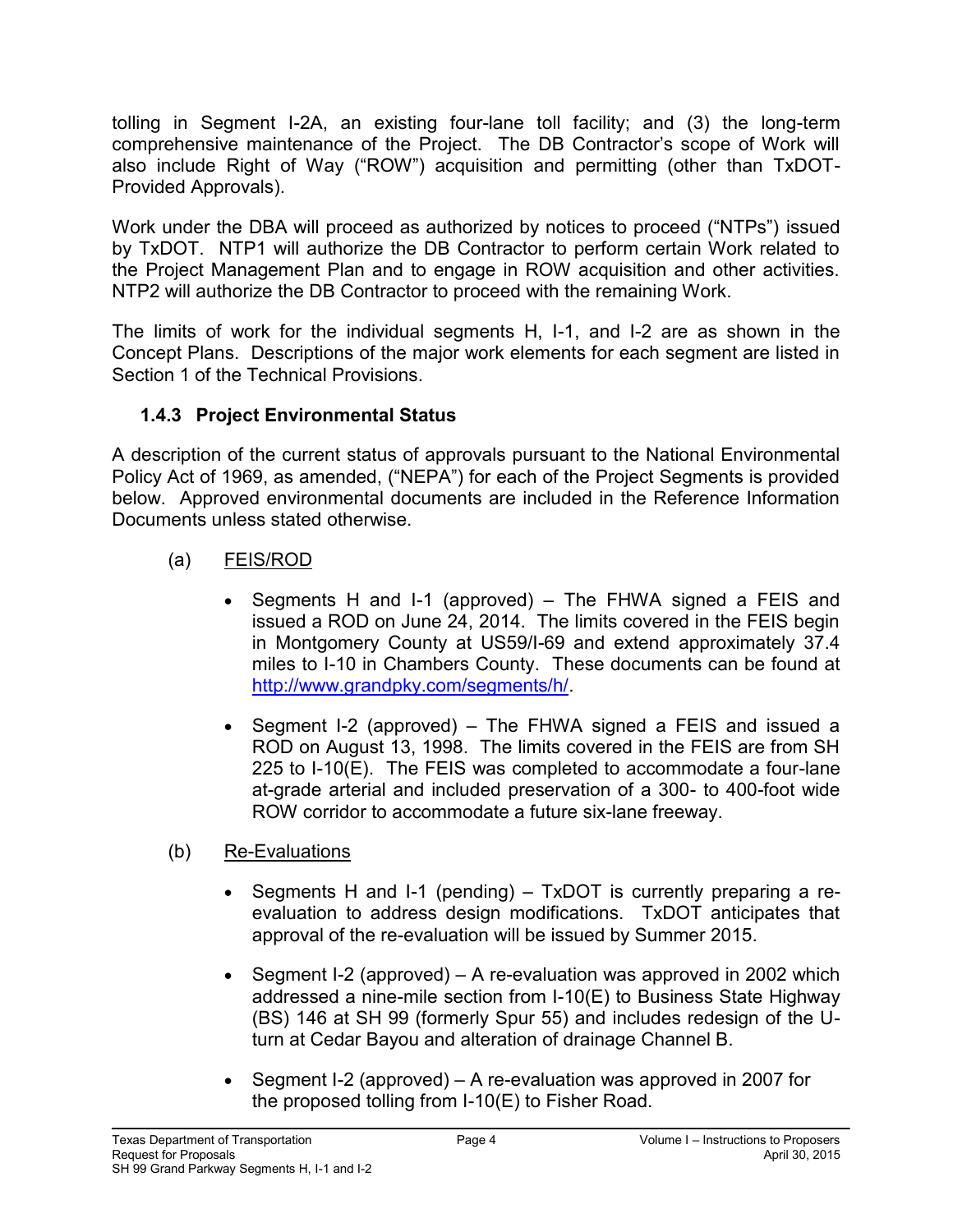tolling in Segment I-2A, an existing four-lane toll facility; and (3) the long-term comprehensive maintenance of the Project. The DB Contractor's scope of Work will also include Right of Way ("ROW") acquisition and permitting (other than TxDOT-Provided Approvals).

Work under the DBA will proceed as authorized by notices to proceed ("NTPs") issued by TxDOT. NTP1 will authorize the DB Contractor to perform certain Work related to the Project Management Plan and to engage in ROW acquisition and other activities. NTP2 will authorize the DB Contractor to proceed with the remaining Work.

The limits of work for the individual segments H, I-1, and I-2 are as shown in the Concept Plans. Descriptions of the major work elements for each segment are listed in Section 1 of the Technical Provisions.

### 1.4.3 Project Environmental Status

A description of the current status of approvals pursuant to the National Environmental Policy Act of 1969, as amended, ("NEPA") for each of the Project Segments is provided below. Approved environmental documents are included in the Reference Information Documents unless stated otherwise.

(a) FEIS/ROD

- Segments H and I-1 (approved) – The FHWA signed a FEIS and issued a ROD on June 24, 2014. The limits covered in the FEIS begin in Montgomery County at US59/I-69 and extend approximately 37.4 miles to I-10 in Chambers County. These documents can be found at http://www.grandpky.com/segments/h/.
- Segment I-2 (approved) – The FHWA signed a FEIS and issued a ROD on August 13, 1998. The limits covered in the FEIS are from SH 225 to I-10(E). The FEIS was completed to accommodate a four-lane at-grade arterial and included preservation of a 300- to 400-foot wide ROW corridor to accommodate a future six-lane freeway.

(b) Re-Evaluations

- Segments H and I-1 (pending) – TxDOT is currently preparing a re-evaluation to address design modifications. TxDOT anticipates that approval of the re-evaluation will be issued by Summer 2015.
- Segment I-2 (approved) – A re-evaluation was approved in 2002 which addressed a nine-mile section from I-10(E) to Business State Highway (BS) 146 at SH 99 (formerly Spur 55) and includes redesign of the U-turn at Cedar Bayou and alteration of drainage Channel B.
- Segment I-2 (approved) – A re-evaluation was approved in 2007 for the proposed tolling from I-10(E) to Fisher Road.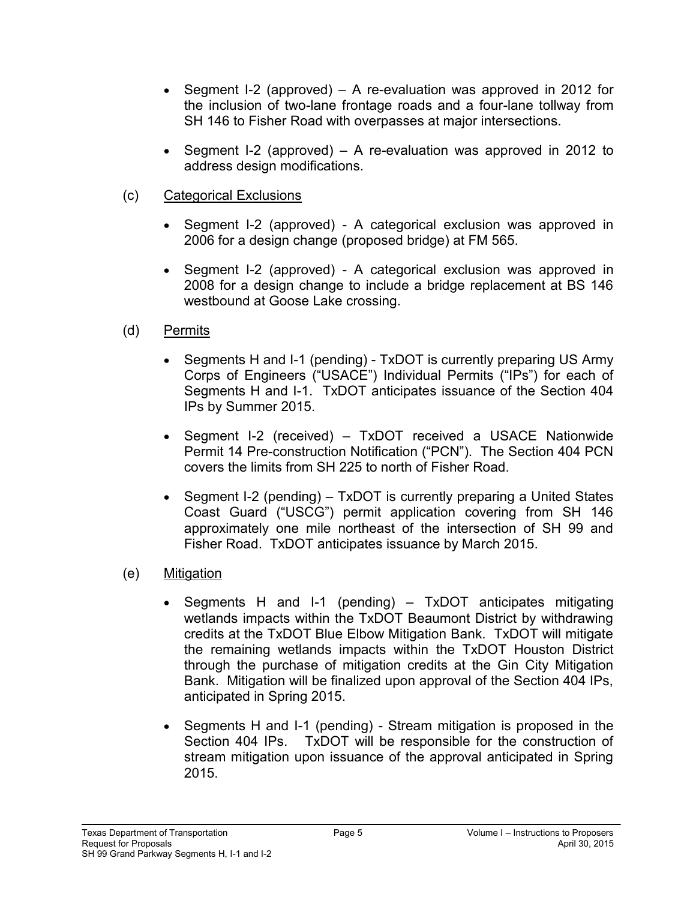- Segment I-2 (approved) – A re-evaluation was approved in 2012 for the inclusion of two-lane frontage roads and a four-lane tollway from SH 146 to Fisher Road with overpasses at major intersections.

- Segment I-2 (approved) – A re-evaluation was approved in 2012 to address design modifications.

(c) Categorical Exclusions

- Segment I-2 (approved) - A categorical exclusion was approved in 2006 for a design change (proposed bridge) at FM 565.

- Segment I-2 (approved) - A categorical exclusion was approved in 2008 for a design change to include a bridge replacement at BS 146 westbound at Goose Lake crossing.

(d) Permits

- Segments H and I-1 (pending) - TxDOT is currently preparing US Army Corps of Engineers ("USACE") Individual Permits ("IPs") for each of Segments H and I-1. TxDOT anticipates issuance of the Section 404 IPs by Summer 2015.

- Segment I-2 (received) – TxDOT received a USACE Nationwide Permit 14 Pre-construction Notification ("PCN"). The Section 404 PCN covers the limits from SH 225 to north of Fisher Road.

- Segment I-2 (pending) – TxDOT is currently preparing a United States Coast Guard ("USCG") permit application covering from SH 146 approximately one mile northeast of the intersection of SH 99 and Fisher Road. TxDOT anticipates issuance by March 2015.

(e) Mitigation

- Segments H and I-1 (pending) – TxDOT anticipates mitigating wetlands impacts within the TxDOT Beaumont District by withdrawing credits at the TxDOT Blue Elbow Mitigation Bank. TxDOT will mitigate the remaining wetlands impacts within the TxDOT Houston District through the purchase of mitigation credits at the Gin City Mitigation Bank. Mitigation will be finalized upon approval of the Section 404 IPs, anticipated in Spring 2015.

- Segments H and I-1 (pending) - Stream mitigation is proposed in the Section 404 IPs. TxDOT will be responsible for the construction of stream mitigation upon issuance of the approval anticipated in Spring 2015.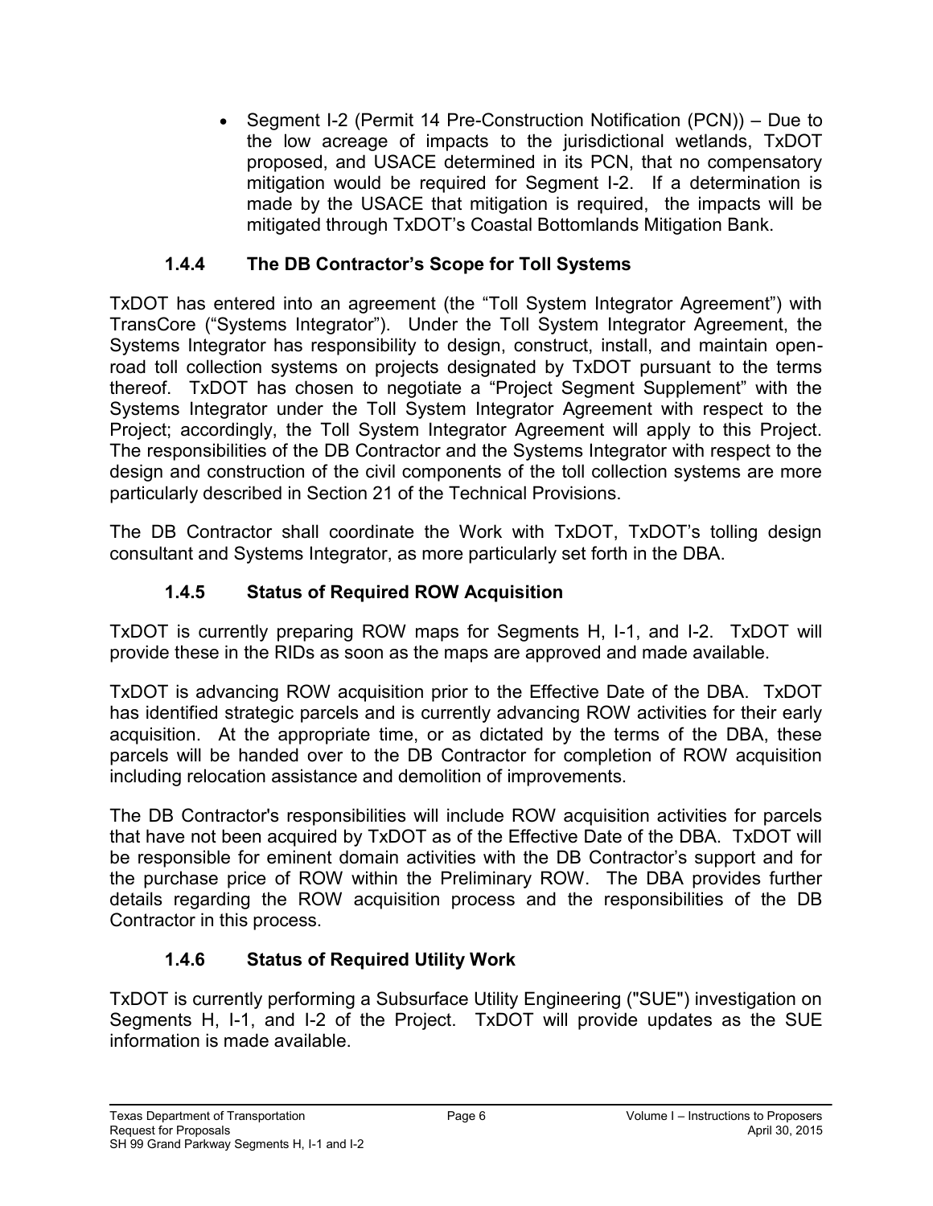- Segment I-2 (Permit 14 Pre-Construction Notification (PCN)) – Due to the low acreage of impacts to the jurisdictional wetlands, TxDOT proposed, and USACE determined in its PCN, that no compensatory mitigation would be required for Segment I-2. If a determination is made by the USACE that mitigation is required, the impacts will be mitigated through TxDOT's Coastal Bottomlands Mitigation Bank.

### 1.4.4 The DB Contractor's Scope for Toll Systems

TxDOT has entered into an agreement (the "Toll System Integrator Agreement") with TransCore ("Systems Integrator"). Under the Toll System Integrator Agreement, the Systems Integrator has responsibility to design, construct, install, and maintain open-road toll collection systems on projects designated by TxDOT pursuant to the terms thereof. TxDOT has chosen to negotiate a "Project Segment Supplement" with the Systems Integrator under the Toll System Integrator Agreement with respect to the Project; accordingly, the Toll System Integrator Agreement will apply to this Project. The responsibilities of the DB Contractor and the Systems Integrator with respect to the design and construction of the civil components of the toll collection systems are more particularly described in Section 21 of the Technical Provisions.

The DB Contractor shall coordinate the Work with TxDOT, TxDOT's tolling design consultant and Systems Integrator, as more particularly set forth in the DBA.

### 1.4.5 Status of Required ROW Acquisition

TxDOT is currently preparing ROW maps for Segments H, I-1, and I-2. TxDOT will provide these in the RIDs as soon as the maps are approved and made available.

TxDOT is advancing ROW acquisition prior to the Effective Date of the DBA. TxDOT has identified strategic parcels and is currently advancing ROW activities for their early acquisition. At the appropriate time, or as dictated by the terms of the DBA, these parcels will be handed over to the DB Contractor for completion of ROW acquisition including relocation assistance and demolition of improvements.

The DB Contractor's responsibilities will include ROW acquisition activities for parcels that have not been acquired by TxDOT as of the Effective Date of the DBA. TxDOT will be responsible for eminent domain activities with the DB Contractor's support and for the purchase price of ROW within the Preliminary ROW. The DBA provides further details regarding the ROW acquisition process and the responsibilities of the DB Contractor in this process.

### 1.4.6 Status of Required Utility Work

TxDOT is currently performing a Subsurface Utility Engineering ("SUE") investigation on Segments H, I-1, and I-2 of the Project. TxDOT will provide updates as the SUE information is made available.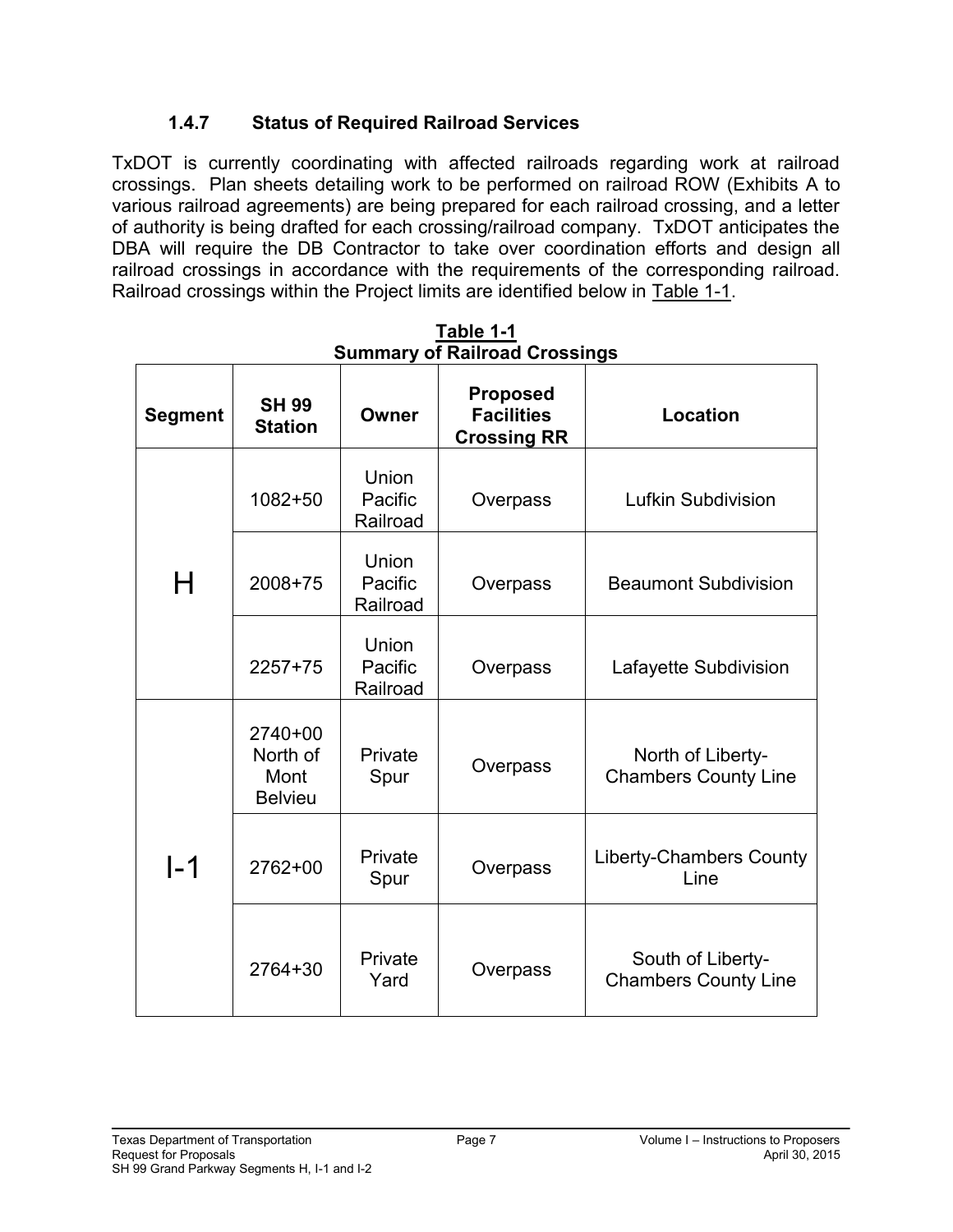#### 1.4.7 Status of Required Railroad Services

TxDOT is currently coordinating with affected railroads regarding work at railroad crossings. Plan sheets detailing work to be performed on railroad ROW (Exhibits A to various railroad agreements) are being prepared for each railroad crossing, and a letter of authority is being drafted for each crossing/railroad company. TxDOT anticipates the DBA will require the DB Contractor to take over coordination efforts and design all railroad crossings in accordance with the requirements of the corresponding railroad. Railroad crossings within the Project limits are identified below in Table 1-1.

**Table 1-1**
**Summary of Railroad Crossings**

| Segment | SH 99 Station | Owner | Proposed Facilities Crossing RR | Location |
|---|---|---|---|---|
| H | 1082+50 | Union Pacific Railroad | Overpass | Lufkin Subdivision |
| | 2008+75 | Union Pacific Railroad | Overpass | Beaumont Subdivision |
| | 2257+75 | Union Pacific Railroad | Overpass | Lafayette Subdivision |
| I-1 | 2740+00 North of Mont Belvieu | Private Spur | Overpass | North of Liberty-Chambers County Line |
| | 2762+00 | Private Spur | Overpass | Liberty-Chambers County Line |
| | 2764+30 | Private Yard | Overpass | South of Liberty-Chambers County Line |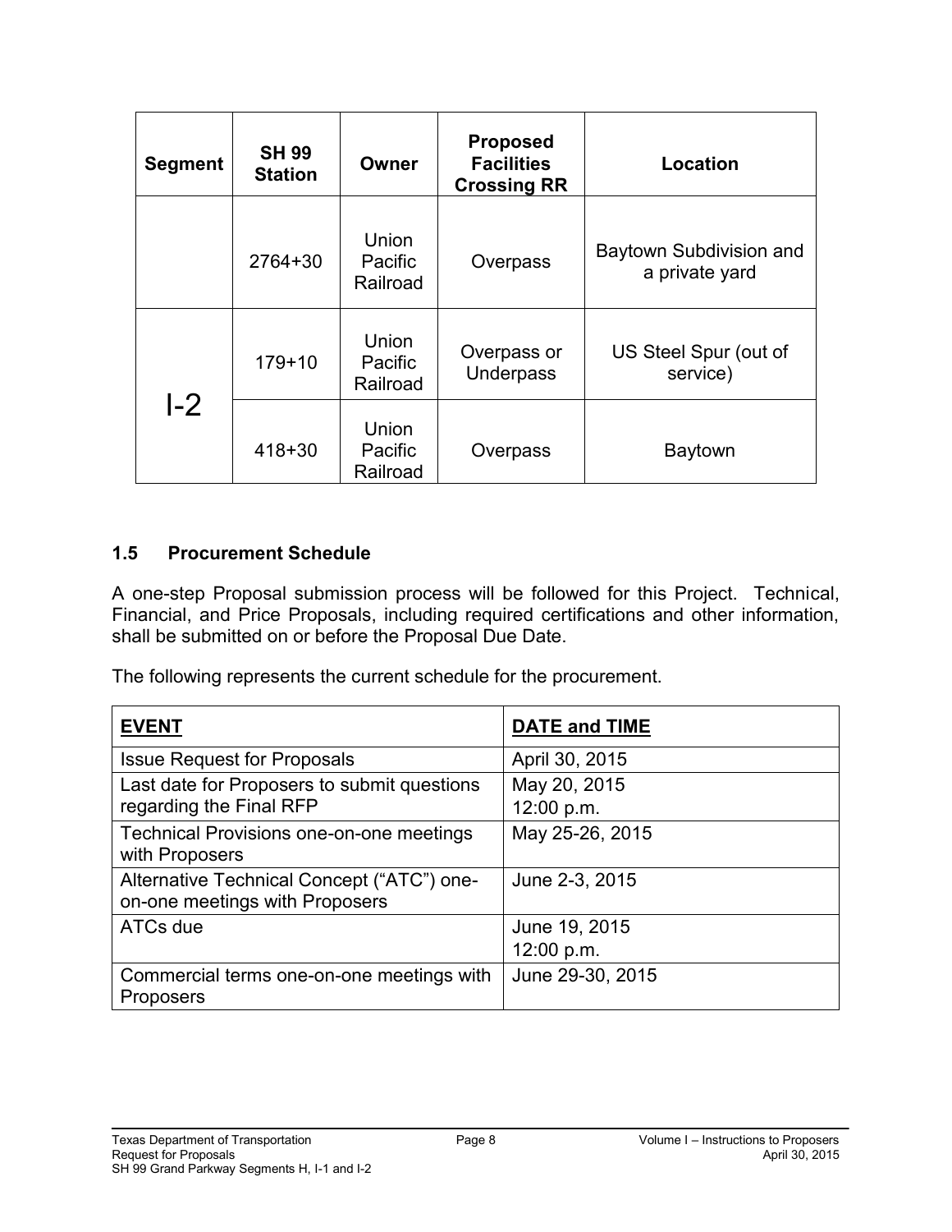| Segment | SH 99 Station | Owner | Proposed Facilities Crossing RR | Location |
|---|---|---|---|---|
| | 2764+30 | Union Pacific Railroad | Overpass | Baytown Subdivision and a private yard |
| I-2 | 179+10 | Union Pacific Railroad | Overpass or Underpass | US Steel Spur (out of service) |
| | 418+30 | Union Pacific Railroad | Overpass | Baytown |

### 1.5 Procurement Schedule

A one-step Proposal submission process will be followed for this Project. Technical, Financial, and Price Proposals, including required certifications and other information, shall be submitted on or before the Proposal Due Date.

The following represents the current schedule for the procurement.

| EVENT | DATE and TIME |
|---|---|
| Issue Request for Proposals | April 30, 2015 |
| Last date for Proposers to submit questions regarding the Final RFP | May 20, 2015<br>12:00 p.m. |
| Technical Provisions one-on-one meetings with Proposers | May 25-26, 2015 |
| Alternative Technical Concept ("ATC") one-on-one meetings with Proposers | June 2-3, 2015 |
| ATCs due | June 19, 2015<br>12:00 p.m. |
| Commercial terms one-on-one meetings with Proposers | June 29-30, 2015 |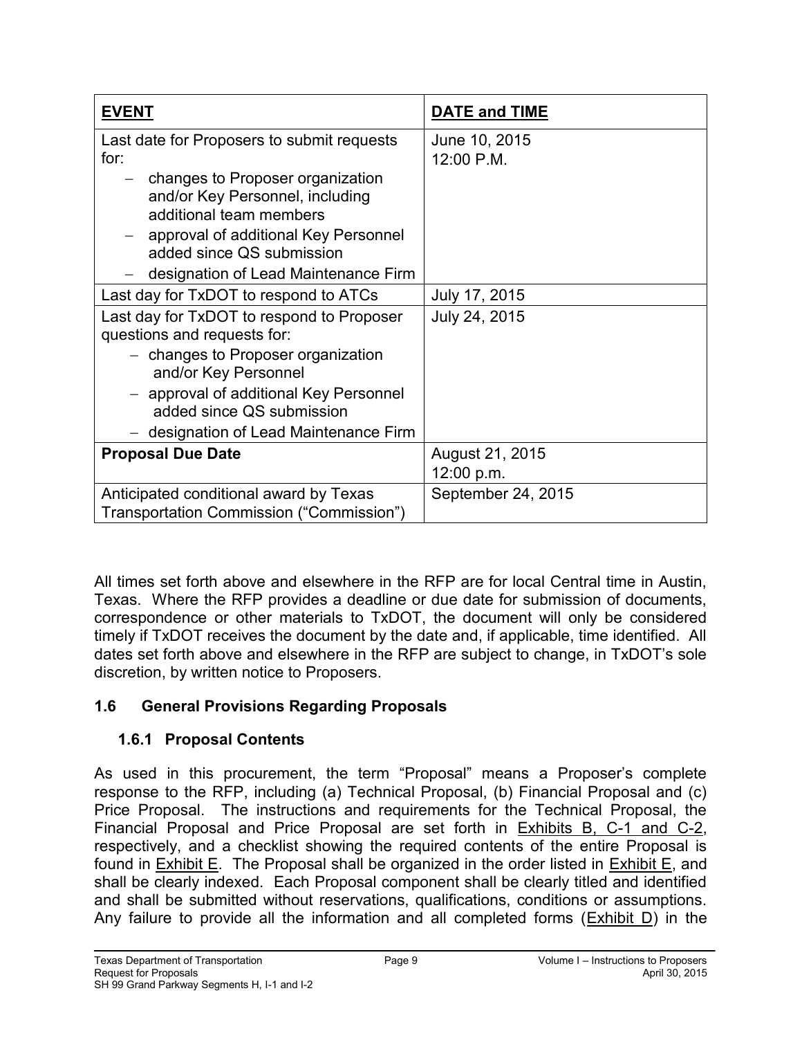| **EVENT** | **DATE and TIME** |
|---|---|
| Last date for Proposers to submit requests for:<br>– changes to Proposer organization and/or Key Personnel, including additional team members<br>– approval of additional Key Personnel added since QS submission<br>– designation of Lead Maintenance Firm | June 10, 2015<br>12:00 P.M. |
| Last day for TxDOT to respond to ATCs | July 17, 2015 |
| Last day for TxDOT to respond to Proposer questions and requests for:<br>– changes to Proposer organization and/or Key Personnel<br>– approval of additional Key Personnel added since QS submission<br>– designation of Lead Maintenance Firm | July 24, 2015 |
| **Proposal Due Date** | August 21, 2015<br>12:00 p.m. |
| Anticipated conditional award by Texas Transportation Commission ("Commission") | September 24, 2015 |

All times set forth above and elsewhere in the RFP are for local Central time in Austin, Texas. Where the RFP provides a deadline or due date for submission of documents, correspondence or other materials to TxDOT, the document will only be considered timely if TxDOT receives the document by the date and, if applicable, time identified. All dates set forth above and elsewhere in the RFP are subject to change, in TxDOT's sole discretion, by written notice to Proposers.

## 1.6 General Provisions Regarding Proposals

### 1.6.1 Proposal Contents

As used in this procurement, the term "Proposal" means a Proposer's complete response to the RFP, including (a) Technical Proposal, (b) Financial Proposal and (c) Price Proposal. The instructions and requirements for the Technical Proposal, the Financial Proposal and Price Proposal are set forth in Exhibits B, C-1 and C-2, respectively, and a checklist showing the required contents of the entire Proposal is found in Exhibit E. The Proposal shall be organized in the order listed in Exhibit E, and shall be clearly indexed. Each Proposal component shall be clearly titled and identified and shall be submitted without reservations, qualifications, conditions or assumptions. Any failure to provide all the information and all completed forms (Exhibit D) in the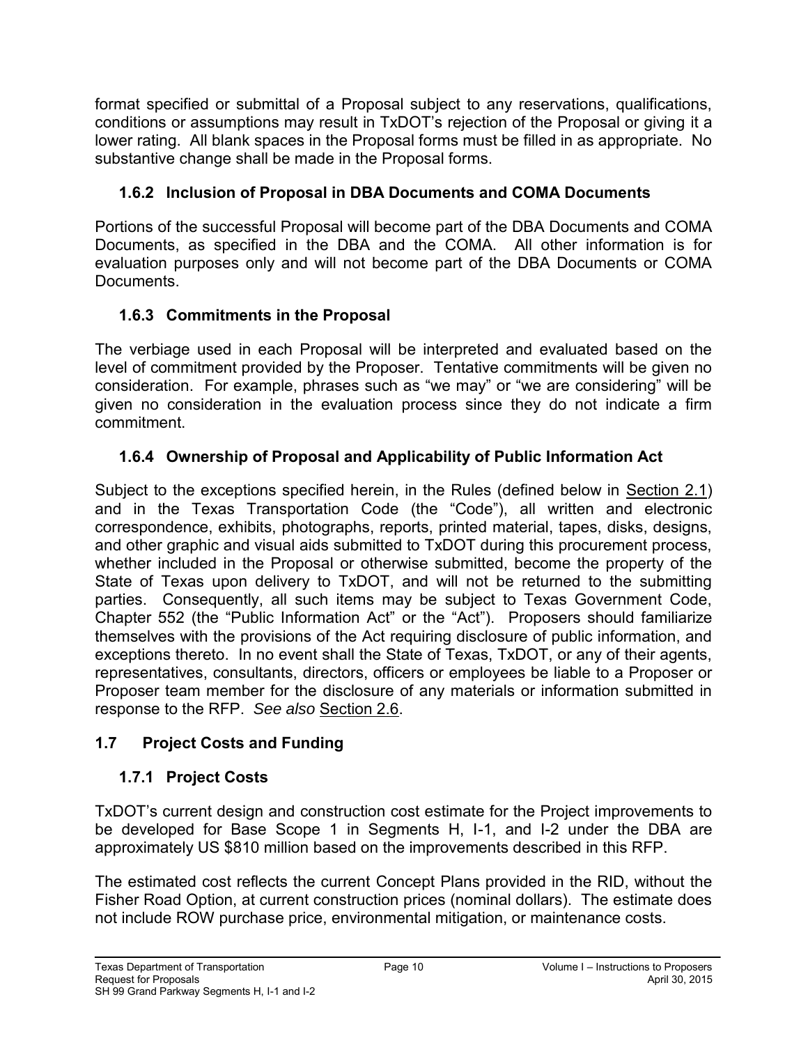format specified or submittal of a Proposal subject to any reservations, qualifications, conditions or assumptions may result in TxDOT's rejection of the Proposal or giving it a lower rating. All blank spaces in the Proposal forms must be filled in as appropriate. No substantive change shall be made in the Proposal forms.

### 1.6.2 Inclusion of Proposal in DBA Documents and COMA Documents

Portions of the successful Proposal will become part of the DBA Documents and COMA Documents, as specified in the DBA and the COMA. All other information is for evaluation purposes only and will not become part of the DBA Documents or COMA Documents.

### 1.6.3 Commitments in the Proposal

The verbiage used in each Proposal will be interpreted and evaluated based on the level of commitment provided by the Proposer. Tentative commitments will be given no consideration. For example, phrases such as "we may" or "we are considering" will be given no consideration in the evaluation process since they do not indicate a firm commitment.

### 1.6.4 Ownership of Proposal and Applicability of Public Information Act

Subject to the exceptions specified herein, in the Rules (defined below in Section 2.1) and in the Texas Transportation Code (the "Code"), all written and electronic correspondence, exhibits, photographs, reports, printed material, tapes, disks, designs, and other graphic and visual aids submitted to TxDOT during this procurement process, whether included in the Proposal or otherwise submitted, become the property of the State of Texas upon delivery to TxDOT, and will not be returned to the submitting parties. Consequently, all such items may be subject to Texas Government Code, Chapter 552 (the "Public Information Act" or the "Act"). Proposers should familiarize themselves with the provisions of the Act requiring disclosure of public information, and exceptions thereto. In no event shall the State of Texas, TxDOT, or any of their agents, representatives, consultants, directors, officers or employees be liable to a Proposer or Proposer team member for the disclosure of any materials or information submitted in response to the RFP. *See also* Section 2.6.

## 1.7 Project Costs and Funding

### 1.7.1 Project Costs

TxDOT's current design and construction cost estimate for the Project improvements to be developed for Base Scope 1 in Segments H, I-1, and I-2 under the DBA are approximately US $810 million based on the improvements described in this RFP.

The estimated cost reflects the current Concept Plans provided in the RID, without the Fisher Road Option, at current construction prices (nominal dollars). The estimate does not include ROW purchase price, environmental mitigation, or maintenance costs.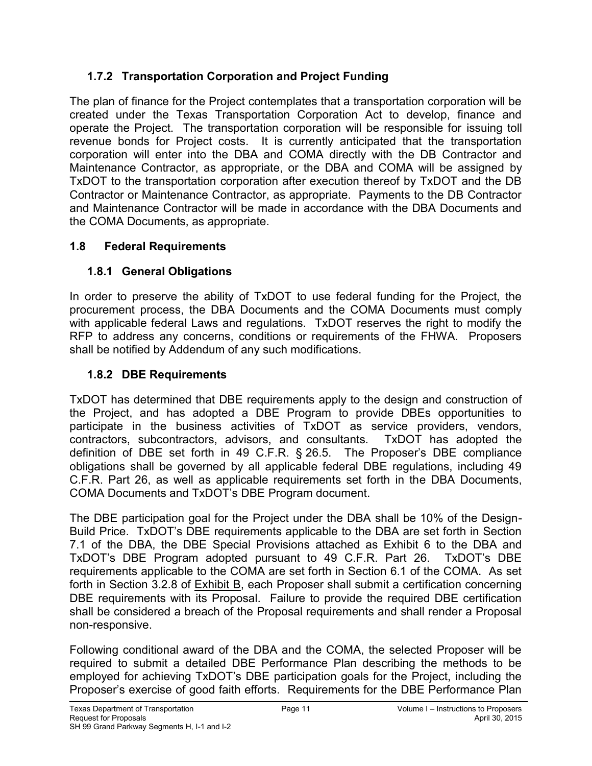### 1.7.2 Transportation Corporation and Project Funding

The plan of finance for the Project contemplates that a transportation corporation will be created under the Texas Transportation Corporation Act to develop, finance and operate the Project. The transportation corporation will be responsible for issuing toll revenue bonds for Project costs. It is currently anticipated that the transportation corporation will enter into the DBA and COMA directly with the DB Contractor and Maintenance Contractor, as appropriate, or the DBA and COMA will be assigned by TxDOT to the transportation corporation after execution thereof by TxDOT and the DB Contractor or Maintenance Contractor, as appropriate. Payments to the DB Contractor and Maintenance Contractor will be made in accordance with the DBA Documents and the COMA Documents, as appropriate.

## 1.8 Federal Requirements

### 1.8.1 General Obligations

In order to preserve the ability of TxDOT to use federal funding for the Project, the procurement process, the DBA Documents and the COMA Documents must comply with applicable federal Laws and regulations. TxDOT reserves the right to modify the RFP to address any concerns, conditions or requirements of the FHWA. Proposers shall be notified by Addendum of any such modifications.

### 1.8.2 DBE Requirements

TxDOT has determined that DBE requirements apply to the design and construction of the Project, and has adopted a DBE Program to provide DBEs opportunities to participate in the business activities of TxDOT as service providers, vendors, contractors, subcontractors, advisors, and consultants. TxDOT has adopted the definition of DBE set forth in 49 C.F.R. § 26.5. The Proposer's DBE compliance obligations shall be governed by all applicable federal DBE regulations, including 49 C.F.R. Part 26, as well as applicable requirements set forth in the DBA Documents, COMA Documents and TxDOT's DBE Program document.

The DBE participation goal for the Project under the DBA shall be 10% of the Design-Build Price. TxDOT's DBE requirements applicable to the DBA are set forth in Section 7.1 of the DBA, the DBE Special Provisions attached as Exhibit 6 to the DBA and TxDOT's DBE Program adopted pursuant to 49 C.F.R. Part 26. TxDOT's DBE requirements applicable to the COMA are set forth in Section 6.1 of the COMA. As set forth in Section 3.2.8 of Exhibit B, each Proposer shall submit a certification concerning DBE requirements with its Proposal. Failure to provide the required DBE certification shall be considered a breach of the Proposal requirements and shall render a Proposal non-responsive.

Following conditional award of the DBA and the COMA, the selected Proposer will be required to submit a detailed DBE Performance Plan describing the methods to be employed for achieving TxDOT's DBE participation goals for the Project, including the Proposer's exercise of good faith efforts. Requirements for the DBE Performance Plan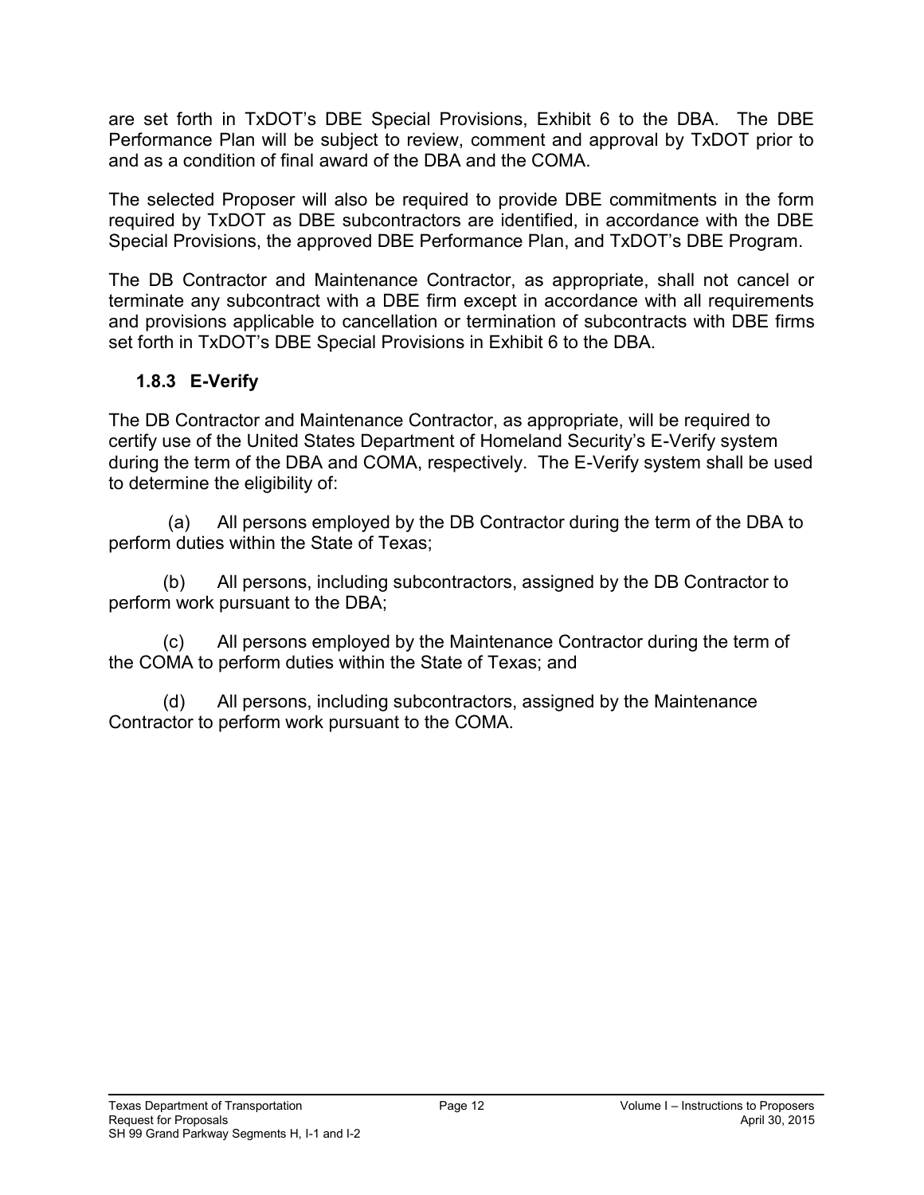are set forth in TxDOT's DBE Special Provisions, Exhibit 6 to the DBA. The DBE Performance Plan will be subject to review, comment and approval by TxDOT prior to and as a condition of final award of the DBA and the COMA.

The selected Proposer will also be required to provide DBE commitments in the form required by TxDOT as DBE subcontractors are identified, in accordance with the DBE Special Provisions, the approved DBE Performance Plan, and TxDOT's DBE Program.

The DB Contractor and Maintenance Contractor, as appropriate, shall not cancel or terminate any subcontract with a DBE firm except in accordance with all requirements and provisions applicable to cancellation or termination of subcontracts with DBE firms set forth in TxDOT's DBE Special Provisions in Exhibit 6 to the DBA.

### 1.8.3 E-Verify

The DB Contractor and Maintenance Contractor, as appropriate, will be required to certify use of the United States Department of Homeland Security's E-Verify system during the term of the DBA and COMA, respectively. The E-Verify system shall be used to determine the eligibility of:

(a) All persons employed by the DB Contractor during the term of the DBA to perform duties within the State of Texas;

(b) All persons, including subcontractors, assigned by the DB Contractor to perform work pursuant to the DBA;

(c) All persons employed by the Maintenance Contractor during the term of the COMA to perform duties within the State of Texas; and

(d) All persons, including subcontractors, assigned by the Maintenance Contractor to perform work pursuant to the COMA.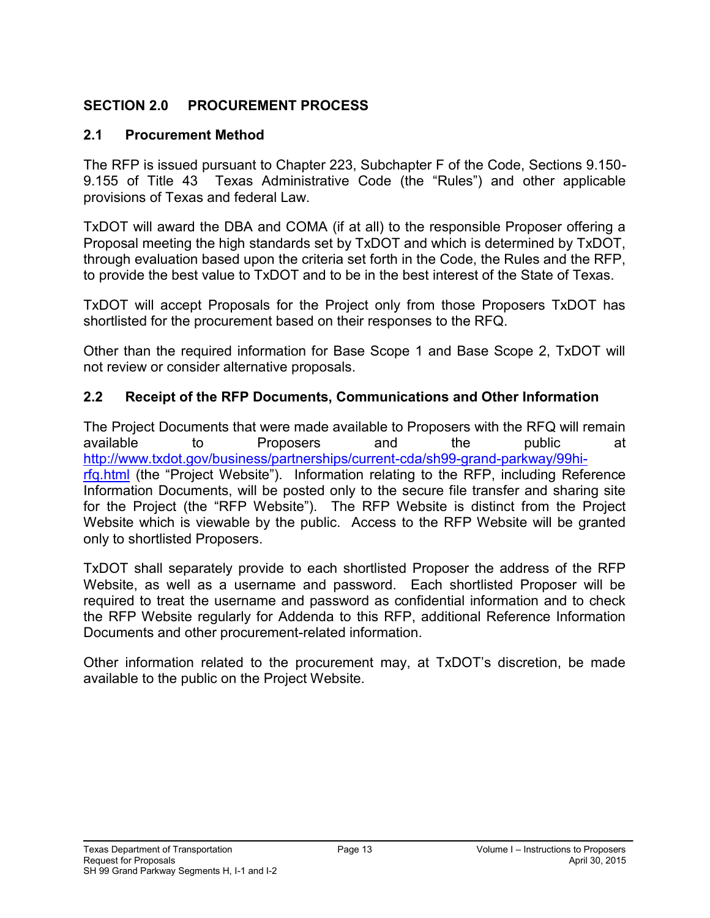## SECTION 2.0 PROCUREMENT PROCESS

### 2.1 Procurement Method

The RFP is issued pursuant to Chapter 223, Subchapter F of the Code, Sections 9.150-9.155 of Title 43 Texas Administrative Code (the "Rules") and other applicable provisions of Texas and federal Law.

TxDOT will award the DBA and COMA (if at all) to the responsible Proposer offering a Proposal meeting the high standards set by TxDOT and which is determined by TxDOT, through evaluation based upon the criteria set forth in the Code, the Rules and the RFP, to provide the best value to TxDOT and to be in the best interest of the State of Texas.

TxDOT will accept Proposals for the Project only from those Proposers TxDOT has shortlisted for the procurement based on their responses to the RFQ.

Other than the required information for Base Scope 1 and Base Scope 2, TxDOT will not review or consider alternative proposals.

### 2.2 Receipt of the RFP Documents, Communications and Other Information

The Project Documents that were made available to Proposers with the RFQ will remain available to Proposers and the public at http://www.txdot.gov/business/partnerships/current-cda/sh99-grand-parkway/99hi-rfq.html (the "Project Website"). Information relating to the RFP, including Reference Information Documents, will be posted only to the secure file transfer and sharing site for the Project (the "RFP Website"). The RFP Website is distinct from the Project Website which is viewable by the public. Access to the RFP Website will be granted only to shortlisted Proposers.

TxDOT shall separately provide to each shortlisted Proposer the address of the RFP Website, as well as a username and password. Each shortlisted Proposer will be required to treat the username and password as confidential information and to check the RFP Website regularly for Addenda to this RFP, additional Reference Information Documents and other procurement-related information.

Other information related to the procurement may, at TxDOT's discretion, be made available to the public on the Project Website.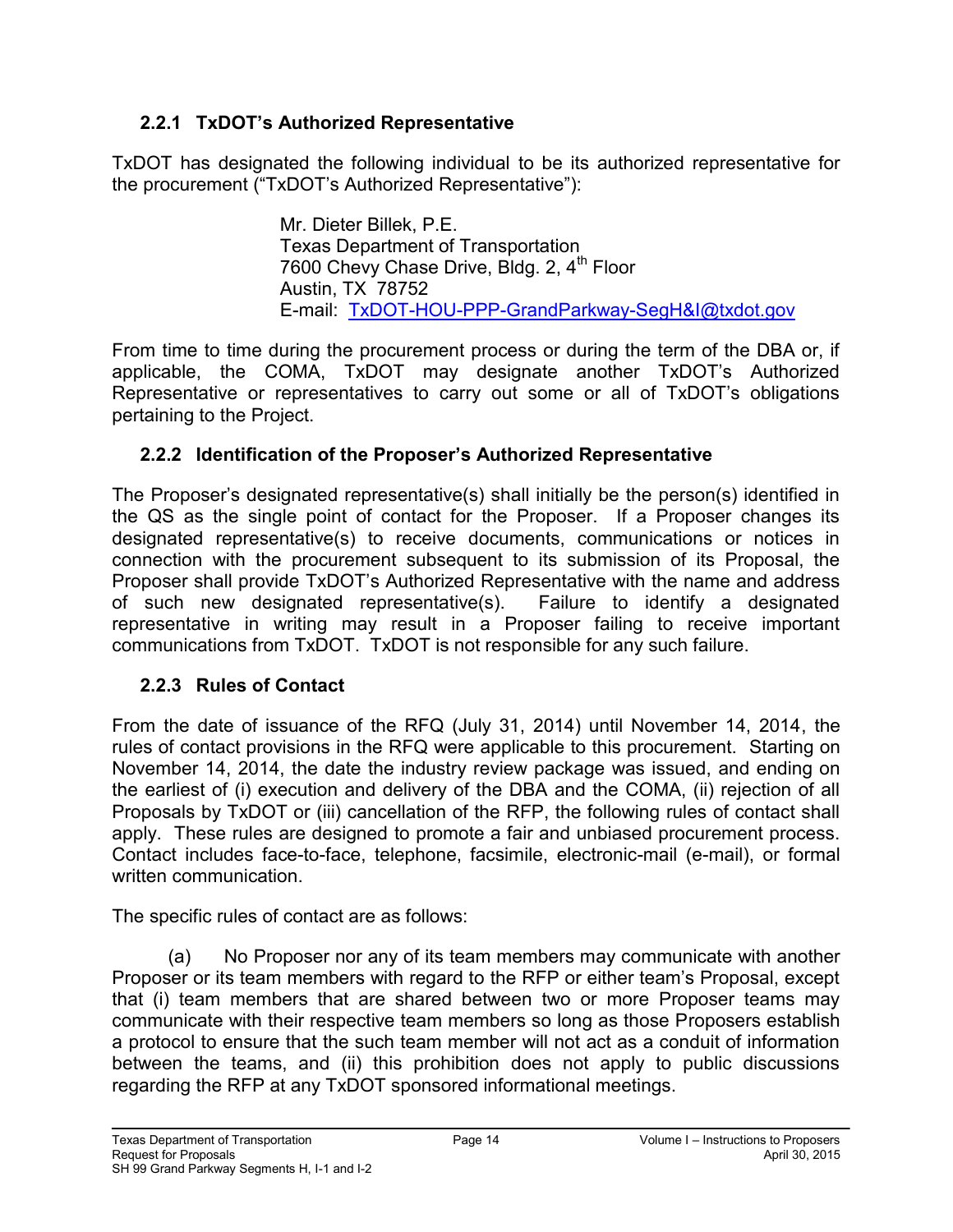### 2.2.1 TxDOT's Authorized Representative

TxDOT has designated the following individual to be its authorized representative for the procurement ("TxDOT's Authorized Representative"):

Mr. Dieter Billek, P.E.
Texas Department of Transportation
7600 Chevy Chase Drive, Bldg. 2, 4th Floor
Austin, TX 78752
E-mail: TxDOT-HOU-PPP-GrandParkway-SegH&I@txdot.gov

From time to time during the procurement process or during the term of the DBA or, if applicable, the COMA, TxDOT may designate another TxDOT's Authorized Representative or representatives to carry out some or all of TxDOT's obligations pertaining to the Project.

### 2.2.2 Identification of the Proposer's Authorized Representative

The Proposer's designated representative(s) shall initially be the person(s) identified in the QS as the single point of contact for the Proposer. If a Proposer changes its designated representative(s) to receive documents, communications or notices in connection with the procurement subsequent to its submission of its Proposal, the Proposer shall provide TxDOT's Authorized Representative with the name and address of such new designated representative(s). Failure to identify a designated representative in writing may result in a Proposer failing to receive important communications from TxDOT. TxDOT is not responsible for any such failure.

### 2.2.3 Rules of Contact

From the date of issuance of the RFQ (July 31, 2014) until November 14, 2014, the rules of contact provisions in the RFQ were applicable to this procurement. Starting on November 14, 2014, the date the industry review package was issued, and ending on the earliest of (i) execution and delivery of the DBA and the COMA, (ii) rejection of all Proposals by TxDOT or (iii) cancellation of the RFP, the following rules of contact shall apply. These rules are designed to promote a fair and unbiased procurement process. Contact includes face-to-face, telephone, facsimile, electronic-mail (e-mail), or formal written communication.

The specific rules of contact are as follows:

(a) No Proposer nor any of its team members may communicate with another Proposer or its team members with regard to the RFP or either team's Proposal, except that (i) team members that are shared between two or more Proposer teams may communicate with their respective team members so long as those Proposers establish a protocol to ensure that the such team member will not act as a conduit of information between the teams, and (ii) this prohibition does not apply to public discussions regarding the RFP at any TxDOT sponsored informational meetings.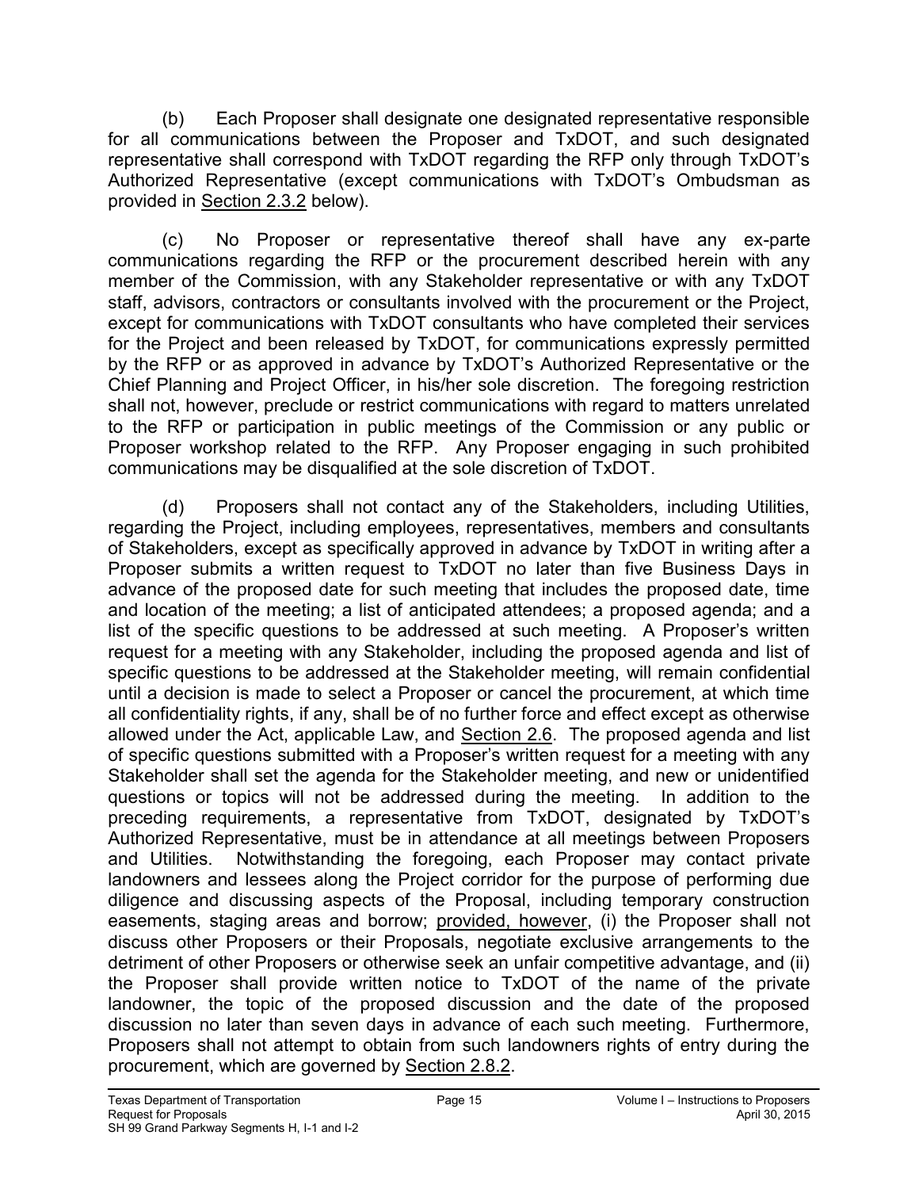(b) Each Proposer shall designate one designated representative responsible for all communications between the Proposer and TxDOT, and such designated representative shall correspond with TxDOT regarding the RFP only through TxDOT's Authorized Representative (except communications with TxDOT's Ombudsman as provided in Section 2.3.2 below).

(c) No Proposer or representative thereof shall have any ex-parte communications regarding the RFP or the procurement described herein with any member of the Commission, with any Stakeholder representative or with any TxDOT staff, advisors, contractors or consultants involved with the procurement or the Project, except for communications with TxDOT consultants who have completed their services for the Project and been released by TxDOT, for communications expressly permitted by the RFP or as approved in advance by TxDOT's Authorized Representative or the Chief Planning and Project Officer, in his/her sole discretion. The foregoing restriction shall not, however, preclude or restrict communications with regard to matters unrelated to the RFP or participation in public meetings of the Commission or any public or Proposer workshop related to the RFP. Any Proposer engaging in such prohibited communications may be disqualified at the sole discretion of TxDOT.

(d) Proposers shall not contact any of the Stakeholders, including Utilities, regarding the Project, including employees, representatives, members and consultants of Stakeholders, except as specifically approved in advance by TxDOT in writing after a Proposer submits a written request to TxDOT no later than five Business Days in advance of the proposed date for such meeting that includes the proposed date, time and location of the meeting; a list of anticipated attendees; a proposed agenda; and a list of the specific questions to be addressed at such meeting. A Proposer's written request for a meeting with any Stakeholder, including the proposed agenda and list of specific questions to be addressed at the Stakeholder meeting, will remain confidential until a decision is made to select a Proposer or cancel the procurement, at which time all confidentiality rights, if any, shall be of no further force and effect except as otherwise allowed under the Act, applicable Law, and Section 2.6. The proposed agenda and list of specific questions submitted with a Proposer's written request for a meeting with any Stakeholder shall set the agenda for the Stakeholder meeting, and new or unidentified questions or topics will not be addressed during the meeting. In addition to the preceding requirements, a representative from TxDOT, designated by TxDOT's Authorized Representative, must be in attendance at all meetings between Proposers and Utilities. Notwithstanding the foregoing, each Proposer may contact private landowners and lessees along the Project corridor for the purpose of performing due diligence and discussing aspects of the Proposal, including temporary construction easements, staging areas and borrow; provided, however, (i) the Proposer shall not discuss other Proposers or their Proposals, negotiate exclusive arrangements to the detriment of other Proposers or otherwise seek an unfair competitive advantage, and (ii) the Proposer shall provide written notice to TxDOT of the name of the private landowner, the topic of the proposed discussion and the date of the proposed discussion no later than seven days in advance of each such meeting. Furthermore, Proposers shall not attempt to obtain from such landowners rights of entry during the procurement, which are governed by Section 2.8.2.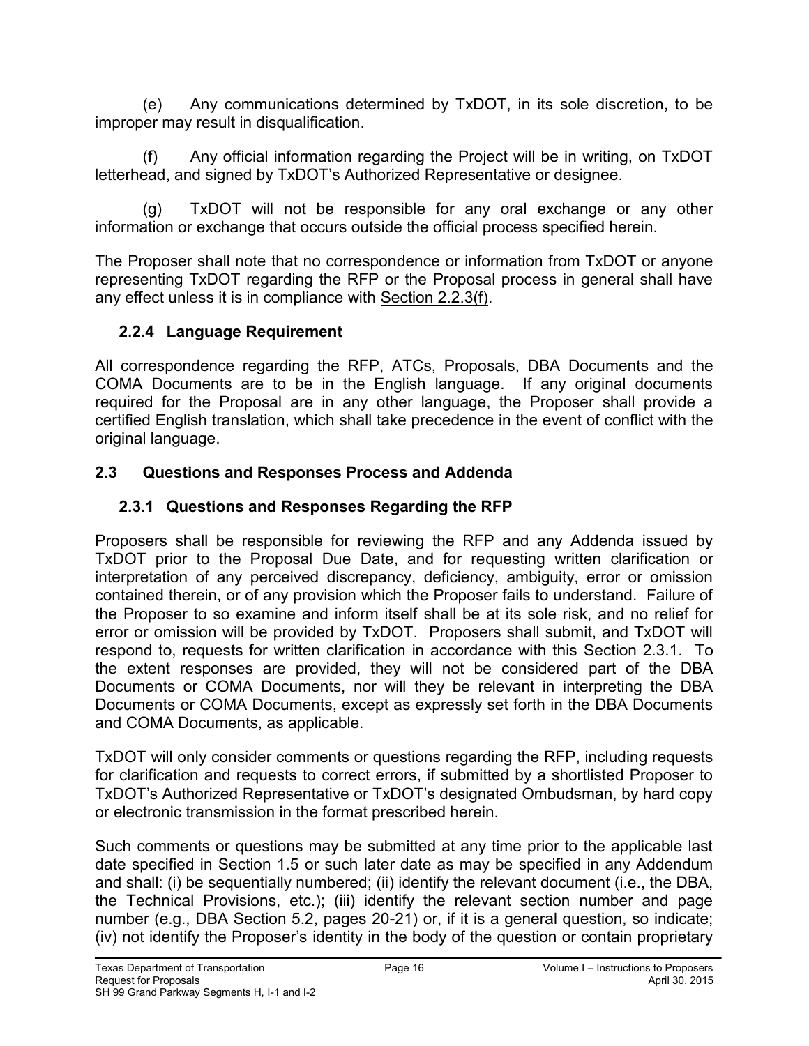(e) Any communications determined by TxDOT, in its sole discretion, to be improper may result in disqualification.

(f) Any official information regarding the Project will be in writing, on TxDOT letterhead, and signed by TxDOT's Authorized Representative or designee.

(g) TxDOT will not be responsible for any oral exchange or any other information or exchange that occurs outside the official process specified herein.

The Proposer shall note that no correspondence or information from TxDOT or anyone representing TxDOT regarding the RFP or the Proposal process in general shall have any effect unless it is in compliance with Section 2.2.3(f).

### 2.2.4 Language Requirement

All correspondence regarding the RFP, ATCs, Proposals, DBA Documents and the COMA Documents are to be in the English language. If any original documents required for the Proposal are in any other language, the Proposer shall provide a certified English translation, which shall take precedence in the event of conflict with the original language.

## 2.3 Questions and Responses Process and Addenda

### 2.3.1 Questions and Responses Regarding the RFP

Proposers shall be responsible for reviewing the RFP and any Addenda issued by TxDOT prior to the Proposal Due Date, and for requesting written clarification or interpretation of any perceived discrepancy, deficiency, ambiguity, error or omission contained therein, or of any provision which the Proposer fails to understand. Failure of the Proposer to so examine and inform itself shall be at its sole risk, and no relief for error or omission will be provided by TxDOT. Proposers shall submit, and TxDOT will respond to, requests for written clarification in accordance with this Section 2.3.1. To the extent responses are provided, they will not be considered part of the DBA Documents or COMA Documents, nor will they be relevant in interpreting the DBA Documents or COMA Documents, except as expressly set forth in the DBA Documents and COMA Documents, as applicable.

TxDOT will only consider comments or questions regarding the RFP, including requests for clarification and requests to correct errors, if submitted by a shortlisted Proposer to TxDOT's Authorized Representative or TxDOT's designated Ombudsman, by hard copy or electronic transmission in the format prescribed herein.

Such comments or questions may be submitted at any time prior to the applicable last date specified in Section 1.5 or such later date as may be specified in any Addendum and shall: (i) be sequentially numbered; (ii) identify the relevant document (i.e., the DBA, the Technical Provisions, etc.); (iii) identify the relevant section number and page number (e.g., DBA Section 5.2, pages 20-21) or, if it is a general question, so indicate; (iv) not identify the Proposer's identity in the body of the question or contain proprietary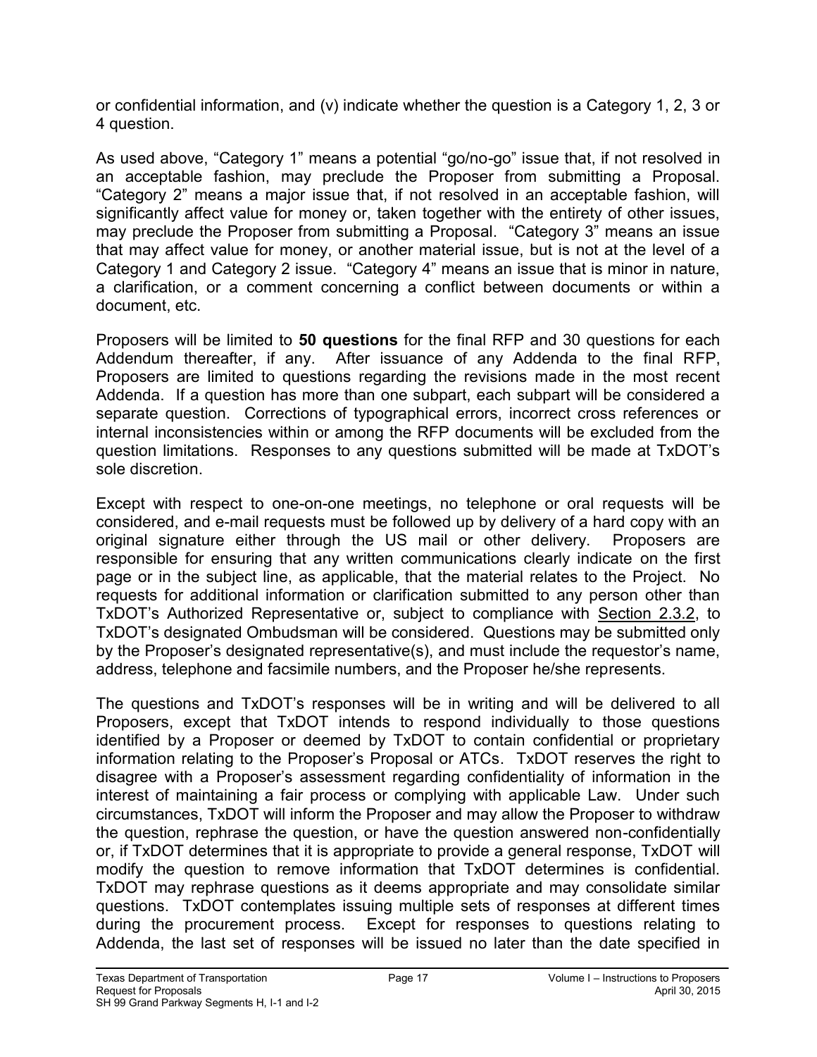or confidential information, and (v) indicate whether the question is a Category 1, 2, 3 or 4 question.

As used above, "Category 1" means a potential "go/no-go" issue that, if not resolved in an acceptable fashion, may preclude the Proposer from submitting a Proposal. "Category 2" means a major issue that, if not resolved in an acceptable fashion, will significantly affect value for money or, taken together with the entirety of other issues, may preclude the Proposer from submitting a Proposal. "Category 3" means an issue that may affect value for money, or another material issue, but is not at the level of a Category 1 and Category 2 issue. "Category 4" means an issue that is minor in nature, a clarification, or a comment concerning a conflict between documents or within a document, etc.

Proposers will be limited to **50 questions** for the final RFP and 30 questions for each Addendum thereafter, if any. After issuance of any Addenda to the final RFP, Proposers are limited to questions regarding the revisions made in the most recent Addenda. If a question has more than one subpart, each subpart will be considered a separate question. Corrections of typographical errors, incorrect cross references or internal inconsistencies within or among the RFP documents will be excluded from the question limitations. Responses to any questions submitted will be made at TxDOT's sole discretion.

Except with respect to one-on-one meetings, no telephone or oral requests will be considered, and e-mail requests must be followed up by delivery of a hard copy with an original signature either through the US mail or other delivery. Proposers are responsible for ensuring that any written communications clearly indicate on the first page or in the subject line, as applicable, that the material relates to the Project. No requests for additional information or clarification submitted to any person other than TxDOT's Authorized Representative or, subject to compliance with Section 2.3.2, to TxDOT's designated Ombudsman will be considered. Questions may be submitted only by the Proposer's designated representative(s), and must include the requestor's name, address, telephone and facsimile numbers, and the Proposer he/she represents.

The questions and TxDOT's responses will be in writing and will be delivered to all Proposers, except that TxDOT intends to respond individually to those questions identified by a Proposer or deemed by TxDOT to contain confidential or proprietary information relating to the Proposer's Proposal or ATCs. TxDOT reserves the right to disagree with a Proposer's assessment regarding confidentiality of information in the interest of maintaining a fair process or complying with applicable Law. Under such circumstances, TxDOT will inform the Proposer and may allow the Proposer to withdraw the question, rephrase the question, or have the question answered non-confidentially or, if TxDOT determines that it is appropriate to provide a general response, TxDOT will modify the question to remove information that TxDOT determines is confidential. TxDOT may rephrase questions as it deems appropriate and may consolidate similar questions. TxDOT contemplates issuing multiple sets of responses at different times during the procurement process. Except for responses to questions relating to Addenda, the last set of responses will be issued no later than the date specified in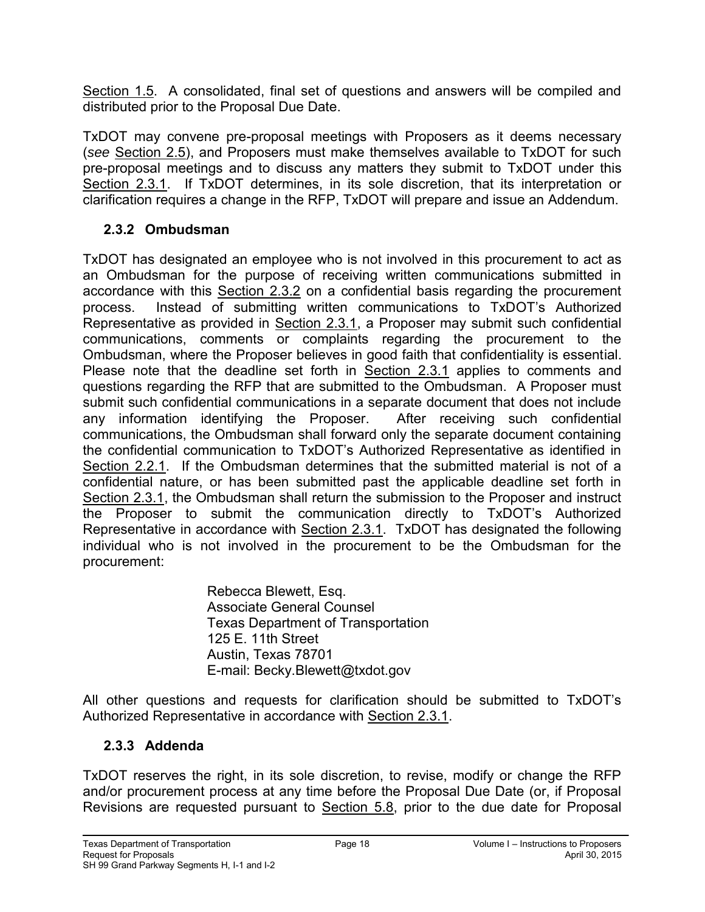Section 1.5. A consolidated, final set of questions and answers will be compiled and distributed prior to the Proposal Due Date.

TxDOT may convene pre-proposal meetings with Proposers as it deems necessary (*see* Section 2.5), and Proposers must make themselves available to TxDOT for such pre-proposal meetings and to discuss any matters they submit to TxDOT under this Section 2.3.1. If TxDOT determines, in its sole discretion, that its interpretation or clarification requires a change in the RFP, TxDOT will prepare and issue an Addendum.

### 2.3.2 Ombudsman

TxDOT has designated an employee who is not involved in this procurement to act as an Ombudsman for the purpose of receiving written communications submitted in accordance with this Section 2.3.2 on a confidential basis regarding the procurement process. Instead of submitting written communications to TxDOT's Authorized Representative as provided in Section 2.3.1, a Proposer may submit such confidential communications, comments or complaints regarding the procurement to the Ombudsman, where the Proposer believes in good faith that confidentiality is essential. Please note that the deadline set forth in Section 2.3.1 applies to comments and questions regarding the RFP that are submitted to the Ombudsman. A Proposer must submit such confidential communications in a separate document that does not include any information identifying the Proposer. After receiving such confidential communications, the Ombudsman shall forward only the separate document containing the confidential communication to TxDOT's Authorized Representative as identified in Section 2.2.1. If the Ombudsman determines that the submitted material is not of a confidential nature, or has been submitted past the applicable deadline set forth in Section 2.3.1, the Ombudsman shall return the submission to the Proposer and instruct the Proposer to submit the communication directly to TxDOT's Authorized Representative in accordance with Section 2.3.1. TxDOT has designated the following individual who is not involved in the procurement to be the Ombudsman for the procurement:

Rebecca Blewett, Esq.
Associate General Counsel
Texas Department of Transportation
125 E. 11th Street
Austin, Texas 78701
E-mail: Becky.Blewett@txdot.gov

All other questions and requests for clarification should be submitted to TxDOT's Authorized Representative in accordance with Section 2.3.1.

### 2.3.3 Addenda

TxDOT reserves the right, in its sole discretion, to revise, modify or change the RFP and/or procurement process at any time before the Proposal Due Date (or, if Proposal Revisions are requested pursuant to Section 5.8, prior to the due date for Proposal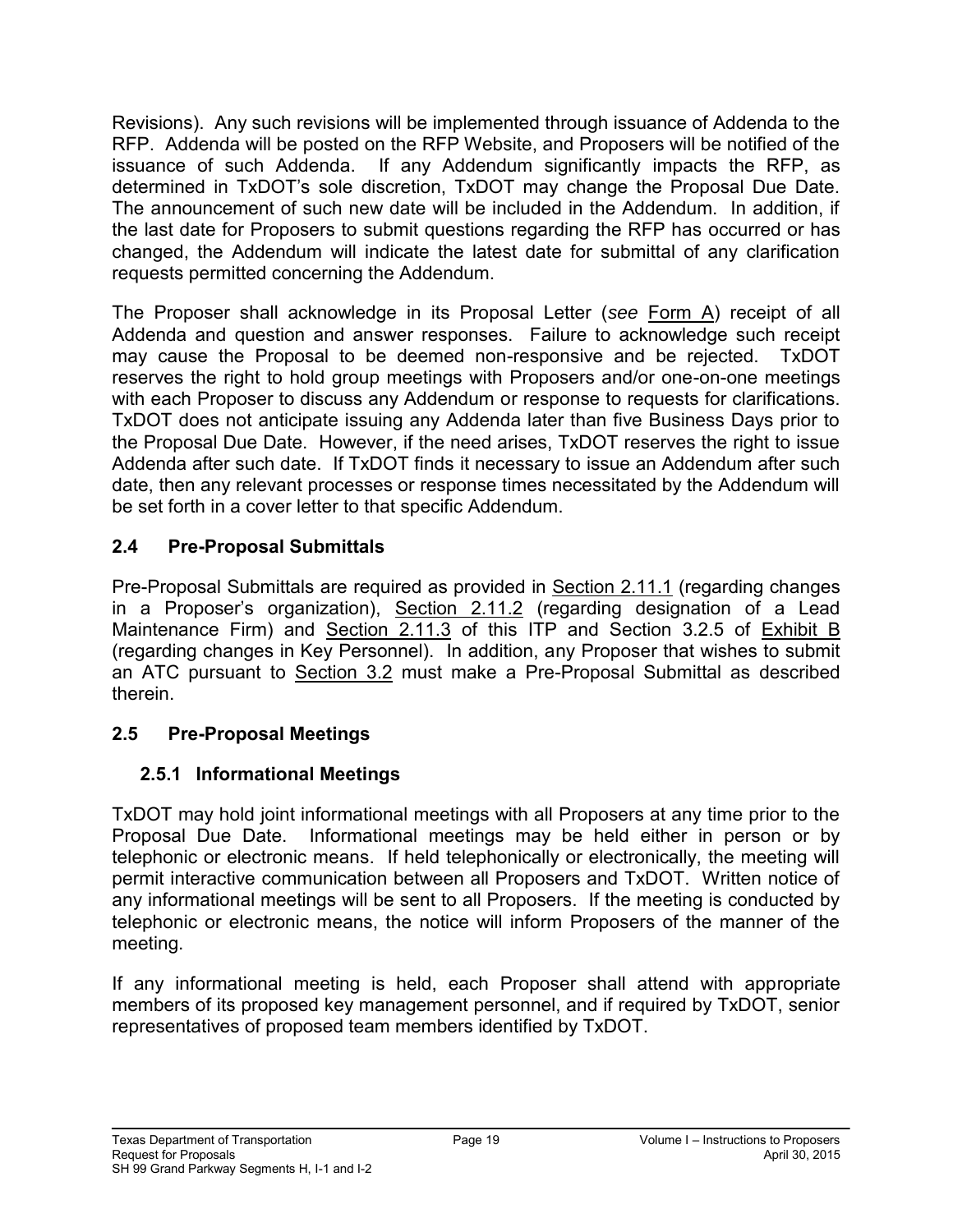Revisions). Any such revisions will be implemented through issuance of Addenda to the RFP. Addenda will be posted on the RFP Website, and Proposers will be notified of the issuance of such Addenda. If any Addendum significantly impacts the RFP, as determined in TxDOT's sole discretion, TxDOT may change the Proposal Due Date. The announcement of such new date will be included in the Addendum. In addition, if the last date for Proposers to submit questions regarding the RFP has occurred or has changed, the Addendum will indicate the latest date for submittal of any clarification requests permitted concerning the Addendum.

The Proposer shall acknowledge in its Proposal Letter (*see* Form A) receipt of all Addenda and question and answer responses. Failure to acknowledge such receipt may cause the Proposal to be deemed non-responsive and be rejected. TxDOT reserves the right to hold group meetings with Proposers and/or one-on-one meetings with each Proposer to discuss any Addendum or response to requests for clarifications. TxDOT does not anticipate issuing any Addenda later than five Business Days prior to the Proposal Due Date. However, if the need arises, TxDOT reserves the right to issue Addenda after such date. If TxDOT finds it necessary to issue an Addendum after such date, then any relevant processes or response times necessitated by the Addendum will be set forth in a cover letter to that specific Addendum.

## 2.4 Pre-Proposal Submittals

Pre-Proposal Submittals are required as provided in Section 2.11.1 (regarding changes in a Proposer's organization), Section 2.11.2 (regarding designation of a Lead Maintenance Firm) and Section 2.11.3 of this ITP and Section 3.2.5 of Exhibit B (regarding changes in Key Personnel). In addition, any Proposer that wishes to submit an ATC pursuant to Section 3.2 must make a Pre-Proposal Submittal as described therein.

## 2.5 Pre-Proposal Meetings

### 2.5.1 Informational Meetings

TxDOT may hold joint informational meetings with all Proposers at any time prior to the Proposal Due Date. Informational meetings may be held either in person or by telephonic or electronic means. If held telephonically or electronically, the meeting will permit interactive communication between all Proposers and TxDOT. Written notice of any informational meetings will be sent to all Proposers. If the meeting is conducted by telephonic or electronic means, the notice will inform Proposers of the manner of the meeting.

If any informational meeting is held, each Proposer shall attend with appropriate members of its proposed key management personnel, and if required by TxDOT, senior representatives of proposed team members identified by TxDOT.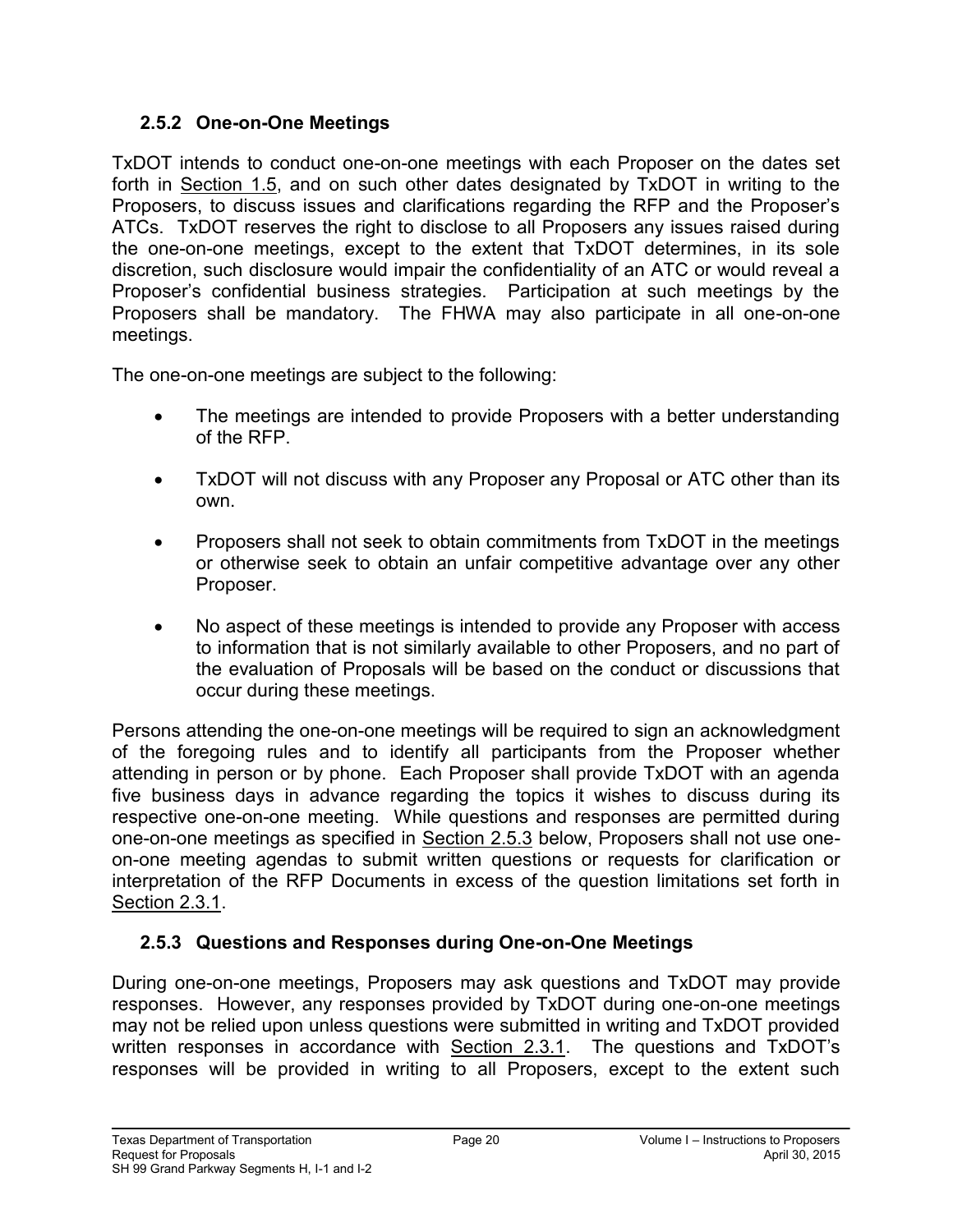### 2.5.2 One-on-One Meetings

TxDOT intends to conduct one-on-one meetings with each Proposer on the dates set forth in Section 1.5, and on such other dates designated by TxDOT in writing to the Proposers, to discuss issues and clarifications regarding the RFP and the Proposer's ATCs. TxDOT reserves the right to disclose to all Proposers any issues raised during the one-on-one meetings, except to the extent that TxDOT determines, in its sole discretion, such disclosure would impair the confidentiality of an ATC or would reveal a Proposer's confidential business strategies. Participation at such meetings by the Proposers shall be mandatory. The FHWA may also participate in all one-on-one meetings.

The one-on-one meetings are subject to the following:

- The meetings are intended to provide Proposers with a better understanding of the RFP.
- TxDOT will not discuss with any Proposer any Proposal or ATC other than its own.
- Proposers shall not seek to obtain commitments from TxDOT in the meetings or otherwise seek to obtain an unfair competitive advantage over any other Proposer.
- No aspect of these meetings is intended to provide any Proposer with access to information that is not similarly available to other Proposers, and no part of the evaluation of Proposals will be based on the conduct or discussions that occur during these meetings.

Persons attending the one-on-one meetings will be required to sign an acknowledgment of the foregoing rules and to identify all participants from the Proposer whether attending in person or by phone. Each Proposer shall provide TxDOT with an agenda five business days in advance regarding the topics it wishes to discuss during its respective one-on-one meeting. While questions and responses are permitted during one-on-one meetings as specified in Section 2.5.3 below, Proposers shall not use one-on-one meeting agendas to submit written questions or requests for clarification or interpretation of the RFP Documents in excess of the question limitations set forth in Section 2.3.1.

### 2.5.3 Questions and Responses during One-on-One Meetings

During one-on-one meetings, Proposers may ask questions and TxDOT may provide responses. However, any responses provided by TxDOT during one-on-one meetings may not be relied upon unless questions were submitted in writing and TxDOT provided written responses in accordance with Section 2.3.1. The questions and TxDOT's responses will be provided in writing to all Proposers, except to the extent such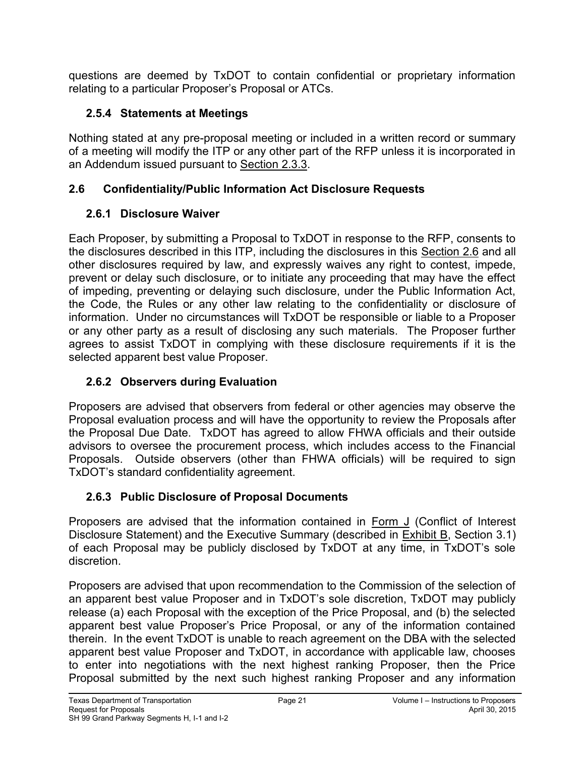questions are deemed by TxDOT to contain confidential or proprietary information relating to a particular Proposer's Proposal or ATCs.

### 2.5.4 Statements at Meetings

Nothing stated at any pre-proposal meeting or included in a written record or summary of a meeting will modify the ITP or any other part of the RFP unless it is incorporated in an Addendum issued pursuant to Section 2.3.3.

## 2.6 Confidentiality/Public Information Act Disclosure Requests

### 2.6.1 Disclosure Waiver

Each Proposer, by submitting a Proposal to TxDOT in response to the RFP, consents to the disclosures described in this ITP, including the disclosures in this Section 2.6 and all other disclosures required by law, and expressly waives any right to contest, impede, prevent or delay such disclosure, or to initiate any proceeding that may have the effect of impeding, preventing or delaying such disclosure, under the Public Information Act, the Code, the Rules or any other law relating to the confidentiality or disclosure of information. Under no circumstances will TxDOT be responsible or liable to a Proposer or any other party as a result of disclosing any such materials. The Proposer further agrees to assist TxDOT in complying with these disclosure requirements if it is the selected apparent best value Proposer.

### 2.6.2 Observers during Evaluation

Proposers are advised that observers from federal or other agencies may observe the Proposal evaluation process and will have the opportunity to review the Proposals after the Proposal Due Date. TxDOT has agreed to allow FHWA officials and their outside advisors to oversee the procurement process, which includes access to the Financial Proposals. Outside observers (other than FHWA officials) will be required to sign TxDOT's standard confidentiality agreement.

### 2.6.3 Public Disclosure of Proposal Documents

Proposers are advised that the information contained in Form J (Conflict of Interest Disclosure Statement) and the Executive Summary (described in Exhibit B, Section 3.1) of each Proposal may be publicly disclosed by TxDOT at any time, in TxDOT's sole discretion.

Proposers are advised that upon recommendation to the Commission of the selection of an apparent best value Proposer and in TxDOT's sole discretion, TxDOT may publicly release (a) each Proposal with the exception of the Price Proposal, and (b) the selected apparent best value Proposer's Price Proposal, or any of the information contained therein. In the event TxDOT is unable to reach agreement on the DBA with the selected apparent best value Proposer and TxDOT, in accordance with applicable law, chooses to enter into negotiations with the next highest ranking Proposer, then the Price Proposal submitted by the next such highest ranking Proposer and any information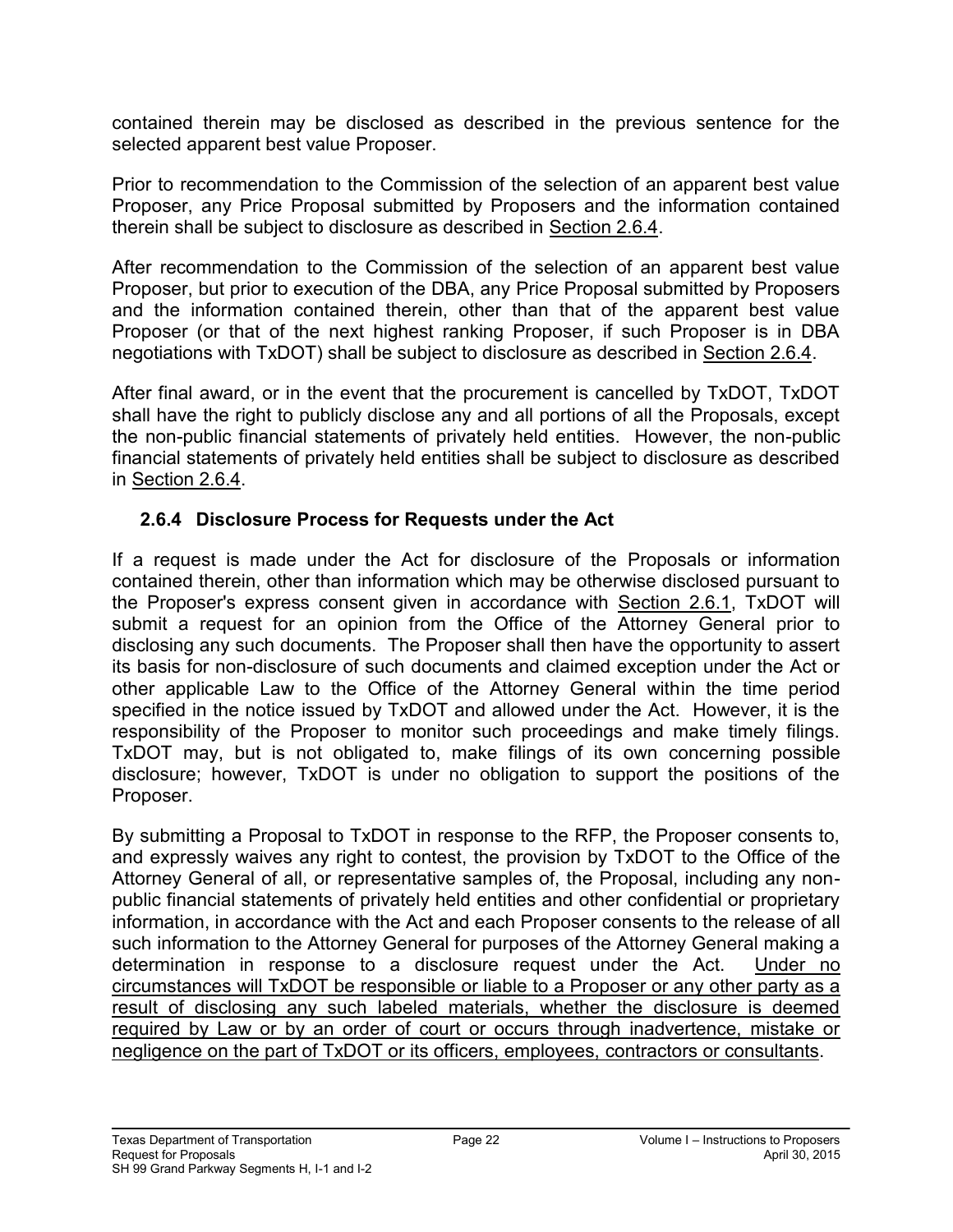contained therein may be disclosed as described in the previous sentence for the selected apparent best value Proposer.

Prior to recommendation to the Commission of the selection of an apparent best value Proposer, any Price Proposal submitted by Proposers and the information contained therein shall be subject to disclosure as described in Section 2.6.4.

After recommendation to the Commission of the selection of an apparent best value Proposer, but prior to execution of the DBA, any Price Proposal submitted by Proposers and the information contained therein, other than that of the apparent best value Proposer (or that of the next highest ranking Proposer, if such Proposer is in DBA negotiations with TxDOT) shall be subject to disclosure as described in Section 2.6.4.

After final award, or in the event that the procurement is cancelled by TxDOT, TxDOT shall have the right to publicly disclose any and all portions of all the Proposals, except the non-public financial statements of privately held entities. However, the non-public financial statements of privately held entities shall be subject to disclosure as described in Section 2.6.4.

### 2.6.4 Disclosure Process for Requests under the Act

If a request is made under the Act for disclosure of the Proposals or information contained therein, other than information which may be otherwise disclosed pursuant to the Proposer's express consent given in accordance with Section 2.6.1, TxDOT will submit a request for an opinion from the Office of the Attorney General prior to disclosing any such documents. The Proposer shall then have the opportunity to assert its basis for non-disclosure of such documents and claimed exception under the Act or other applicable Law to the Office of the Attorney General within the time period specified in the notice issued by TxDOT and allowed under the Act. However, it is the responsibility of the Proposer to monitor such proceedings and make timely filings. TxDOT may, but is not obligated to, make filings of its own concerning possible disclosure; however, TxDOT is under no obligation to support the positions of the Proposer.

By submitting a Proposal to TxDOT in response to the RFP, the Proposer consents to, and expressly waives any right to contest, the provision by TxDOT to the Office of the Attorney General of all, or representative samples of, the Proposal, including any non-public financial statements of privately held entities and other confidential or proprietary information, in accordance with the Act and each Proposer consents to the release of all such information to the Attorney General for purposes of the Attorney General making a determination in response to a disclosure request under the Act. Under no circumstances will TxDOT be responsible or liable to a Proposer or any other party as a result of disclosing any such labeled materials, whether the disclosure is deemed required by Law or by an order of court or occurs through inadvertence, mistake or negligence on the part of TxDOT or its officers, employees, contractors or consultants.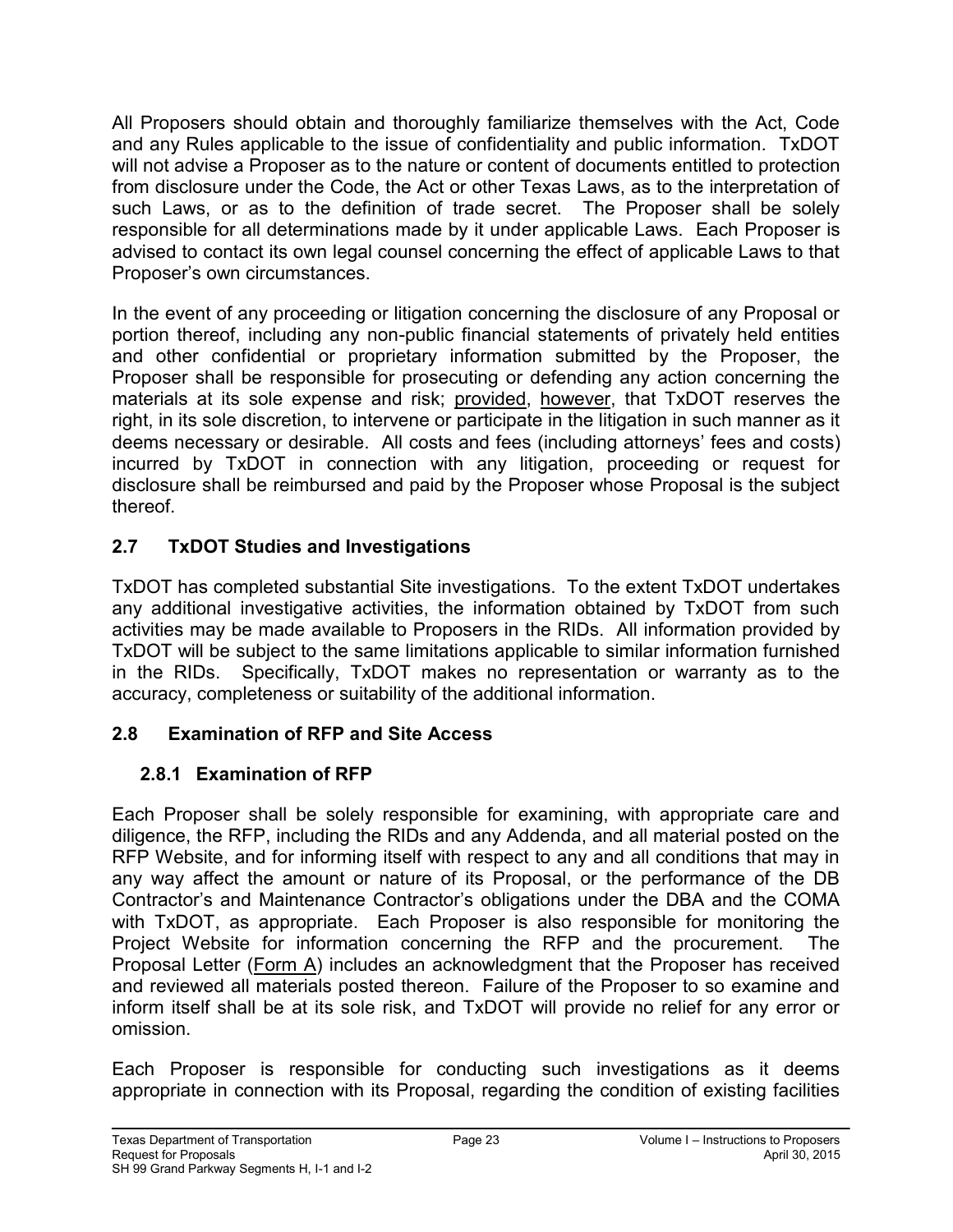All Proposers should obtain and thoroughly familiarize themselves with the Act, Code and any Rules applicable to the issue of confidentiality and public information. TxDOT will not advise a Proposer as to the nature or content of documents entitled to protection from disclosure under the Code, the Act or other Texas Laws, as to the interpretation of such Laws, or as to the definition of trade secret. The Proposer shall be solely responsible for all determinations made by it under applicable Laws. Each Proposer is advised to contact its own legal counsel concerning the effect of applicable Laws to that Proposer's own circumstances.

In the event of any proceeding or litigation concerning the disclosure of any Proposal or portion thereof, including any non-public financial statements of privately held entities and other confidential or proprietary information submitted by the Proposer, the Proposer shall be responsible for prosecuting or defending any action concerning the materials at its sole expense and risk; provided, however, that TxDOT reserves the right, in its sole discretion, to intervene or participate in the litigation in such manner as it deems necessary or desirable. All costs and fees (including attorneys' fees and costs) incurred by TxDOT in connection with any litigation, proceeding or request for disclosure shall be reimbursed and paid by the Proposer whose Proposal is the subject thereof.

## 2.7 TxDOT Studies and Investigations

TxDOT has completed substantial Site investigations. To the extent TxDOT undertakes any additional investigative activities, the information obtained by TxDOT from such activities may be made available to Proposers in the RIDs. All information provided by TxDOT will be subject to the same limitations applicable to similar information furnished in the RIDs. Specifically, TxDOT makes no representation or warranty as to the accuracy, completeness or suitability of the additional information.

## 2.8 Examination of RFP and Site Access

### 2.8.1 Examination of RFP

Each Proposer shall be solely responsible for examining, with appropriate care and diligence, the RFP, including the RIDs and any Addenda, and all material posted on the RFP Website, and for informing itself with respect to any and all conditions that may in any way affect the amount or nature of its Proposal, or the performance of the DB Contractor's and Maintenance Contractor's obligations under the DBA and the COMA with TxDOT, as appropriate. Each Proposer is also responsible for monitoring the Project Website for information concerning the RFP and the procurement. The Proposal Letter (Form A) includes an acknowledgment that the Proposer has received and reviewed all materials posted thereon. Failure of the Proposer to so examine and inform itself shall be at its sole risk, and TxDOT will provide no relief for any error or omission.

Each Proposer is responsible for conducting such investigations as it deems appropriate in connection with its Proposal, regarding the condition of existing facilities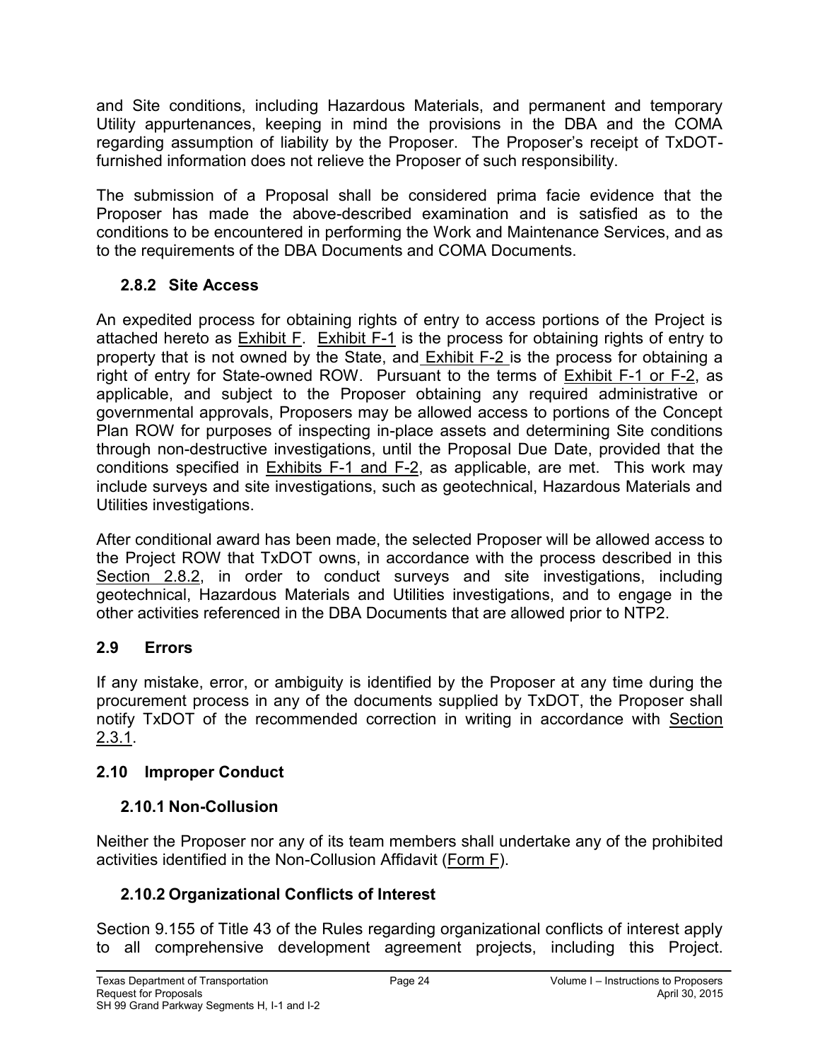and Site conditions, including Hazardous Materials, and permanent and temporary Utility appurtenances, keeping in mind the provisions in the DBA and the COMA regarding assumption of liability by the Proposer. The Proposer's receipt of TxDOT-furnished information does not relieve the Proposer of such responsibility.

The submission of a Proposal shall be considered prima facie evidence that the Proposer has made the above-described examination and is satisfied as to the conditions to be encountered in performing the Work and Maintenance Services, and as to the requirements of the DBA Documents and COMA Documents.

### 2.8.2 Site Access

An expedited process for obtaining rights of entry to access portions of the Project is attached hereto as Exhibit F. Exhibit F-1 is the process for obtaining rights of entry to property that is not owned by the State, and Exhibit F-2 is the process for obtaining a right of entry for State-owned ROW. Pursuant to the terms of Exhibit F-1 or F-2, as applicable, and subject to the Proposer obtaining any required administrative or governmental approvals, Proposers may be allowed access to portions of the Concept Plan ROW for purposes of inspecting in-place assets and determining Site conditions through non-destructive investigations, until the Proposal Due Date, provided that the conditions specified in Exhibits F-1 and F-2, as applicable, are met. This work may include surveys and site investigations, such as geotechnical, Hazardous Materials and Utilities investigations.

After conditional award has been made, the selected Proposer will be allowed access to the Project ROW that TxDOT owns, in accordance with the process described in this Section 2.8.2, in order to conduct surveys and site investigations, including geotechnical, Hazardous Materials and Utilities investigations, and to engage in the other activities referenced in the DBA Documents that are allowed prior to NTP2.

## 2.9 Errors

If any mistake, error, or ambiguity is identified by the Proposer at any time during the procurement process in any of the documents supplied by TxDOT, the Proposer shall notify TxDOT of the recommended correction in writing in accordance with Section 2.3.1.

## 2.10 Improper Conduct

### 2.10.1 Non-Collusion

Neither the Proposer nor any of its team members shall undertake any of the prohibited activities identified in the Non-Collusion Affidavit (Form F).

### 2.10.2 Organizational Conflicts of Interest

Section 9.155 of Title 43 of the Rules regarding organizational conflicts of interest apply to all comprehensive development agreement projects, including this Project.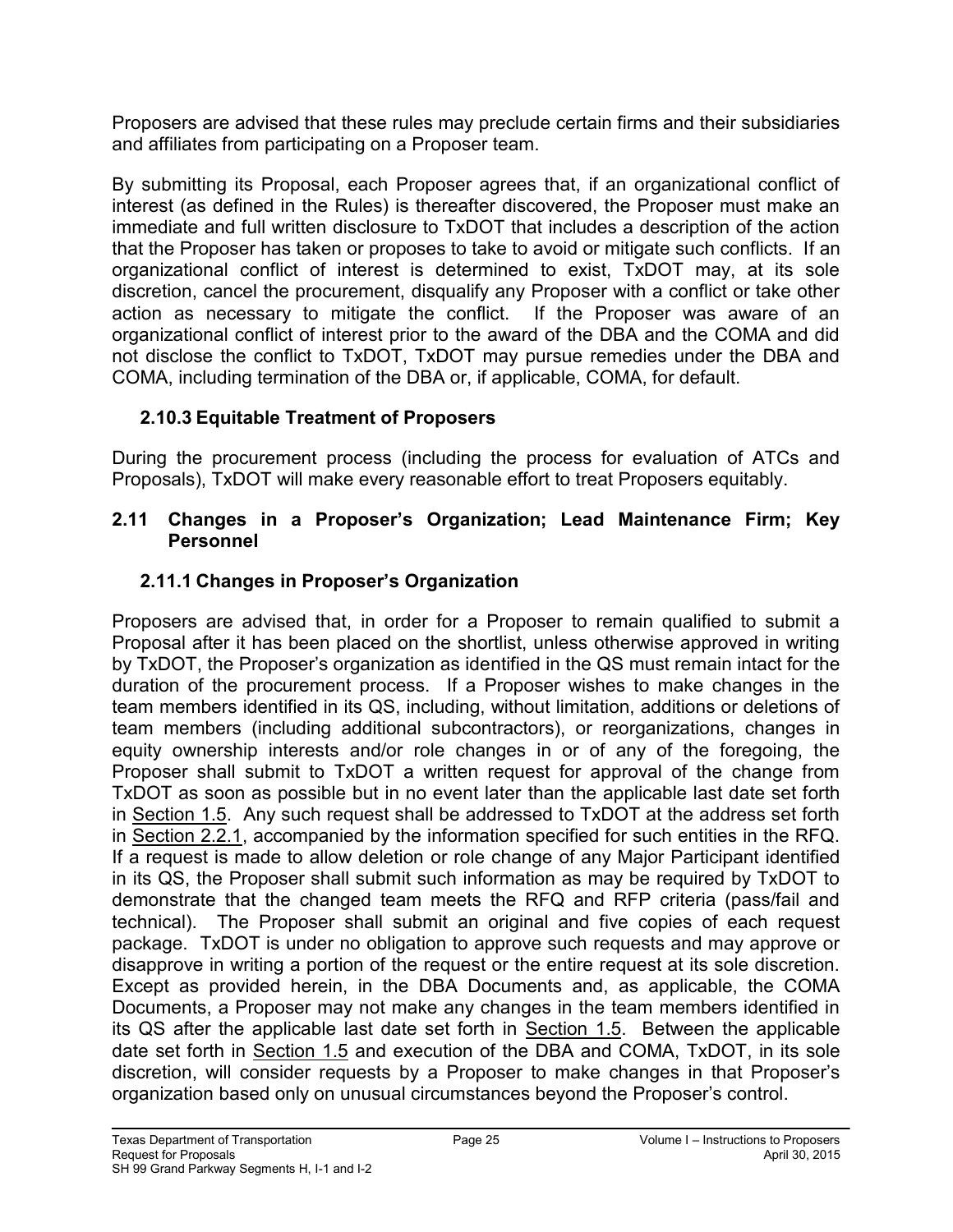Proposers are advised that these rules may preclude certain firms and their subsidiaries and affiliates from participating on a Proposer team.

By submitting its Proposal, each Proposer agrees that, if an organizational conflict of interest (as defined in the Rules) is thereafter discovered, the Proposer must make an immediate and full written disclosure to TxDOT that includes a description of the action that the Proposer has taken or proposes to take to avoid or mitigate such conflicts. If an organizational conflict of interest is determined to exist, TxDOT may, at its sole discretion, cancel the procurement, disqualify any Proposer with a conflict or take other action as necessary to mitigate the conflict. If the Proposer was aware of an organizational conflict of interest prior to the award of the DBA and the COMA and did not disclose the conflict to TxDOT, TxDOT may pursue remedies under the DBA and COMA, including termination of the DBA or, if applicable, COMA, for default.

### 2.10.3 Equitable Treatment of Proposers

During the procurement process (including the process for evaluation of ATCs and Proposals), TxDOT will make every reasonable effort to treat Proposers equitably.

## 2.11 Changes in a Proposer's Organization; Lead Maintenance Firm; Key Personnel

### 2.11.1 Changes in Proposer's Organization

Proposers are advised that, in order for a Proposer to remain qualified to submit a Proposal after it has been placed on the shortlist, unless otherwise approved in writing by TxDOT, the Proposer's organization as identified in the QS must remain intact for the duration of the procurement process. If a Proposer wishes to make changes in the team members identified in its QS, including, without limitation, additions or deletions of team members (including additional subcontractors), or reorganizations, changes in equity ownership interests and/or role changes in or of any of the foregoing, the Proposer shall submit to TxDOT a written request for approval of the change from TxDOT as soon as possible but in no event later than the applicable last date set forth in Section 1.5. Any such request shall be addressed to TxDOT at the address set forth in Section 2.2.1, accompanied by the information specified for such entities in the RFQ. If a request is made to allow deletion or role change of any Major Participant identified in its QS, the Proposer shall submit such information as may be required by TxDOT to demonstrate that the changed team meets the RFQ and RFP criteria (pass/fail and technical). The Proposer shall submit an original and five copies of each request package. TxDOT is under no obligation to approve such requests and may approve or disapprove in writing a portion of the request or the entire request at its sole discretion. Except as provided herein, in the DBA Documents and, as applicable, the COMA Documents, a Proposer may not make any changes in the team members identified in its QS after the applicable last date set forth in Section 1.5. Between the applicable date set forth in Section 1.5 and execution of the DBA and COMA, TxDOT, in its sole discretion, will consider requests by a Proposer to make changes in that Proposer's organization based only on unusual circumstances beyond the Proposer's control.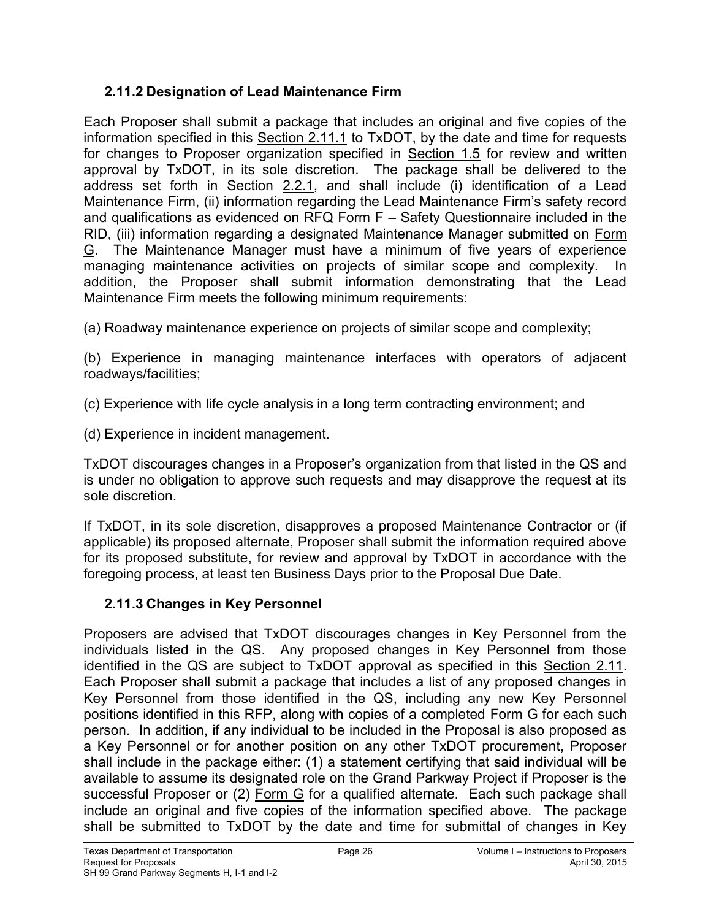### 2.11.2 Designation of Lead Maintenance Firm

Each Proposer shall submit a package that includes an original and five copies of the information specified in this Section 2.11.1 to TxDOT, by the date and time for requests for changes to Proposer organization specified in Section 1.5 for review and written approval by TxDOT, in its sole discretion. The package shall be delivered to the address set forth in Section 2.2.1, and shall include (i) identification of a Lead Maintenance Firm, (ii) information regarding the Lead Maintenance Firm's safety record and qualifications as evidenced on RFQ Form F – Safety Questionnaire included in the RID, (iii) information regarding a designated Maintenance Manager submitted on Form G. The Maintenance Manager must have a minimum of five years of experience managing maintenance activities on projects of similar scope and complexity. In addition, the Proposer shall submit information demonstrating that the Lead Maintenance Firm meets the following minimum requirements:

(a) Roadway maintenance experience on projects of similar scope and complexity;

(b) Experience in managing maintenance interfaces with operators of adjacent roadways/facilities;

(c) Experience with life cycle analysis in a long term contracting environment; and

(d) Experience in incident management.

TxDOT discourages changes in a Proposer's organization from that listed in the QS and is under no obligation to approve such requests and may disapprove the request at its sole discretion.

If TxDOT, in its sole discretion, disapproves a proposed Maintenance Contractor or (if applicable) its proposed alternate, Proposer shall submit the information required above for its proposed substitute, for review and approval by TxDOT in accordance with the foregoing process, at least ten Business Days prior to the Proposal Due Date.

### 2.11.3 Changes in Key Personnel

Proposers are advised that TxDOT discourages changes in Key Personnel from the individuals listed in the QS. Any proposed changes in Key Personnel from those identified in the QS are subject to TxDOT approval as specified in this Section 2.11. Each Proposer shall submit a package that includes a list of any proposed changes in Key Personnel from those identified in the QS, including any new Key Personnel positions identified in this RFP, along with copies of a completed Form G for each such person. In addition, if any individual to be included in the Proposal is also proposed as a Key Personnel or for another position on any other TxDOT procurement, Proposer shall include in the package either: (1) a statement certifying that said individual will be available to assume its designated role on the Grand Parkway Project if Proposer is the successful Proposer or (2) Form G for a qualified alternate. Each such package shall include an original and five copies of the information specified above. The package shall be submitted to TxDOT by the date and time for submittal of changes in Key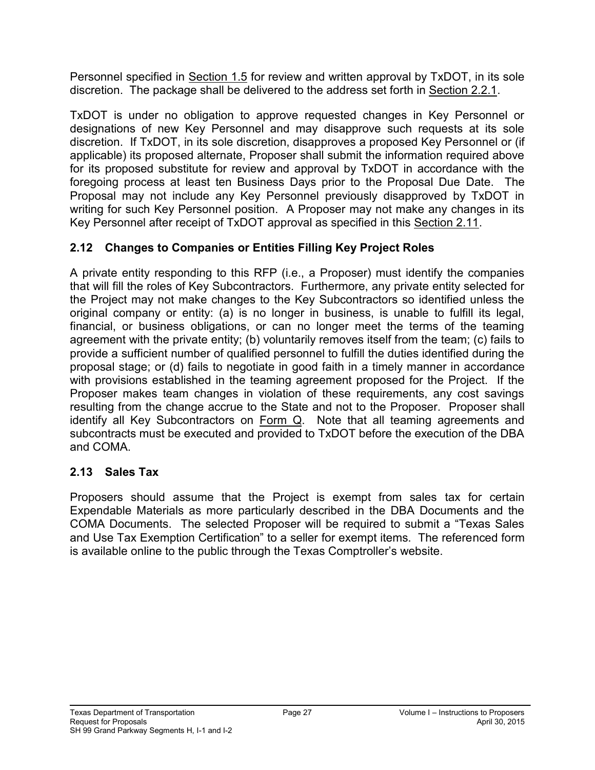Personnel specified in Section 1.5 for review and written approval by TxDOT, in its sole discretion. The package shall be delivered to the address set forth in Section 2.2.1.

TxDOT is under no obligation to approve requested changes in Key Personnel or designations of new Key Personnel and may disapprove such requests at its sole discretion. If TxDOT, in its sole discretion, disapproves a proposed Key Personnel or (if applicable) its proposed alternate, Proposer shall submit the information required above for its proposed substitute for review and approval by TxDOT in accordance with the foregoing process at least ten Business Days prior to the Proposal Due Date. The Proposal may not include any Key Personnel previously disapproved by TxDOT in writing for such Key Personnel position. A Proposer may not make any changes in its Key Personnel after receipt of TxDOT approval as specified in this Section 2.11.

## 2.12 Changes to Companies or Entities Filling Key Project Roles

A private entity responding to this RFP (i.e., a Proposer) must identify the companies that will fill the roles of Key Subcontractors. Furthermore, any private entity selected for the Project may not make changes to the Key Subcontractors so identified unless the original company or entity: (a) is no longer in business, is unable to fulfill its legal, financial, or business obligations, or can no longer meet the terms of the teaming agreement with the private entity; (b) voluntarily removes itself from the team; (c) fails to provide a sufficient number of qualified personnel to fulfill the duties identified during the proposal stage; or (d) fails to negotiate in good faith in a timely manner in accordance with provisions established in the teaming agreement proposed for the Project. If the Proposer makes team changes in violation of these requirements, any cost savings resulting from the change accrue to the State and not to the Proposer. Proposer shall identify all Key Subcontractors on Form Q. Note that all teaming agreements and subcontracts must be executed and provided to TxDOT before the execution of the DBA and COMA.

## 2.13 Sales Tax

Proposers should assume that the Project is exempt from sales tax for certain Expendable Materials as more particularly described in the DBA Documents and the COMA Documents. The selected Proposer will be required to submit a "Texas Sales and Use Tax Exemption Certification" to a seller for exempt items. The referenced form is available online to the public through the Texas Comptroller's website.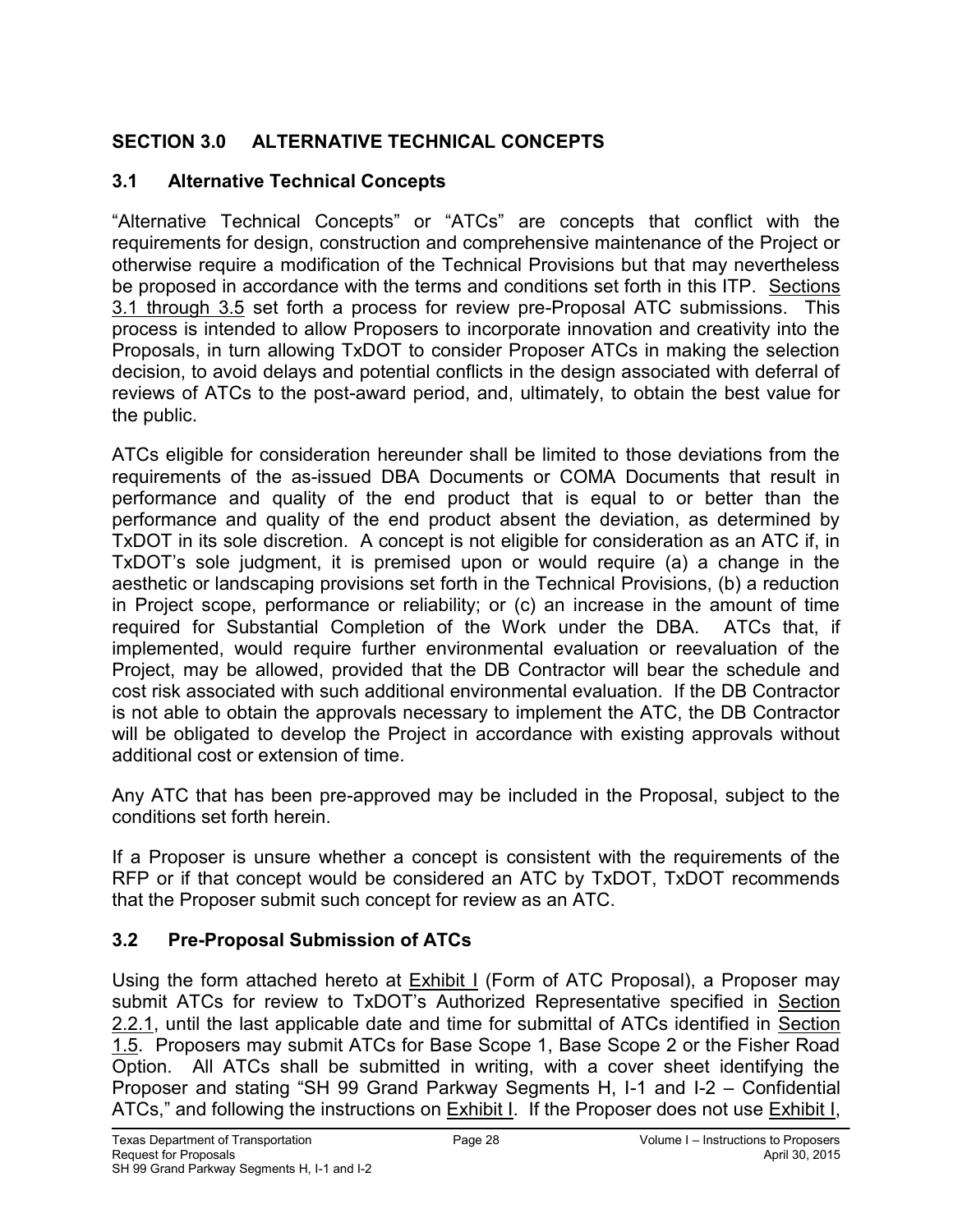## SECTION 3.0 ALTERNATIVE TECHNICAL CONCEPTS

### 3.1 Alternative Technical Concepts

"Alternative Technical Concepts" or "ATCs" are concepts that conflict with the requirements for design, construction and comprehensive maintenance of the Project or otherwise require a modification of the Technical Provisions but that may nevertheless be proposed in accordance with the terms and conditions set forth in this ITP. Sections 3.1 through 3.5 set forth a process for review pre-Proposal ATC submissions. This process is intended to allow Proposers to incorporate innovation and creativity into the Proposals, in turn allowing TxDOT to consider Proposer ATCs in making the selection decision, to avoid delays and potential conflicts in the design associated with deferral of reviews of ATCs to the post-award period, and, ultimately, to obtain the best value for the public.

ATCs eligible for consideration hereunder shall be limited to those deviations from the requirements of the as-issued DBA Documents or COMA Documents that result in performance and quality of the end product that is equal to or better than the performance and quality of the end product absent the deviation, as determined by TxDOT in its sole discretion. A concept is not eligible for consideration as an ATC if, in TxDOT's sole judgment, it is premised upon or would require (a) a change in the aesthetic or landscaping provisions set forth in the Technical Provisions, (b) a reduction in Project scope, performance or reliability; or (c) an increase in the amount of time required for Substantial Completion of the Work under the DBA. ATCs that, if implemented, would require further environmental evaluation or reevaluation of the Project, may be allowed, provided that the DB Contractor will bear the schedule and cost risk associated with such additional environmental evaluation. If the DB Contractor is not able to obtain the approvals necessary to implement the ATC, the DB Contractor will be obligated to develop the Project in accordance with existing approvals without additional cost or extension of time.

Any ATC that has been pre-approved may be included in the Proposal, subject to the conditions set forth herein.

If a Proposer is unsure whether a concept is consistent with the requirements of the RFP or if that concept would be considered an ATC by TxDOT, TxDOT recommends that the Proposer submit such concept for review as an ATC.

### 3.2 Pre-Proposal Submission of ATCs

Using the form attached hereto at Exhibit I (Form of ATC Proposal), a Proposer may submit ATCs for review to TxDOT's Authorized Representative specified in Section 2.2.1, until the last applicable date and time for submittal of ATCs identified in Section 1.5. Proposers may submit ATCs for Base Scope 1, Base Scope 2 or the Fisher Road Option. All ATCs shall be submitted in writing, with a cover sheet identifying the Proposer and stating "SH 99 Grand Parkway Segments H, I-1 and I-2 – Confidential ATCs," and following the instructions on Exhibit I. If the Proposer does not use Exhibit I,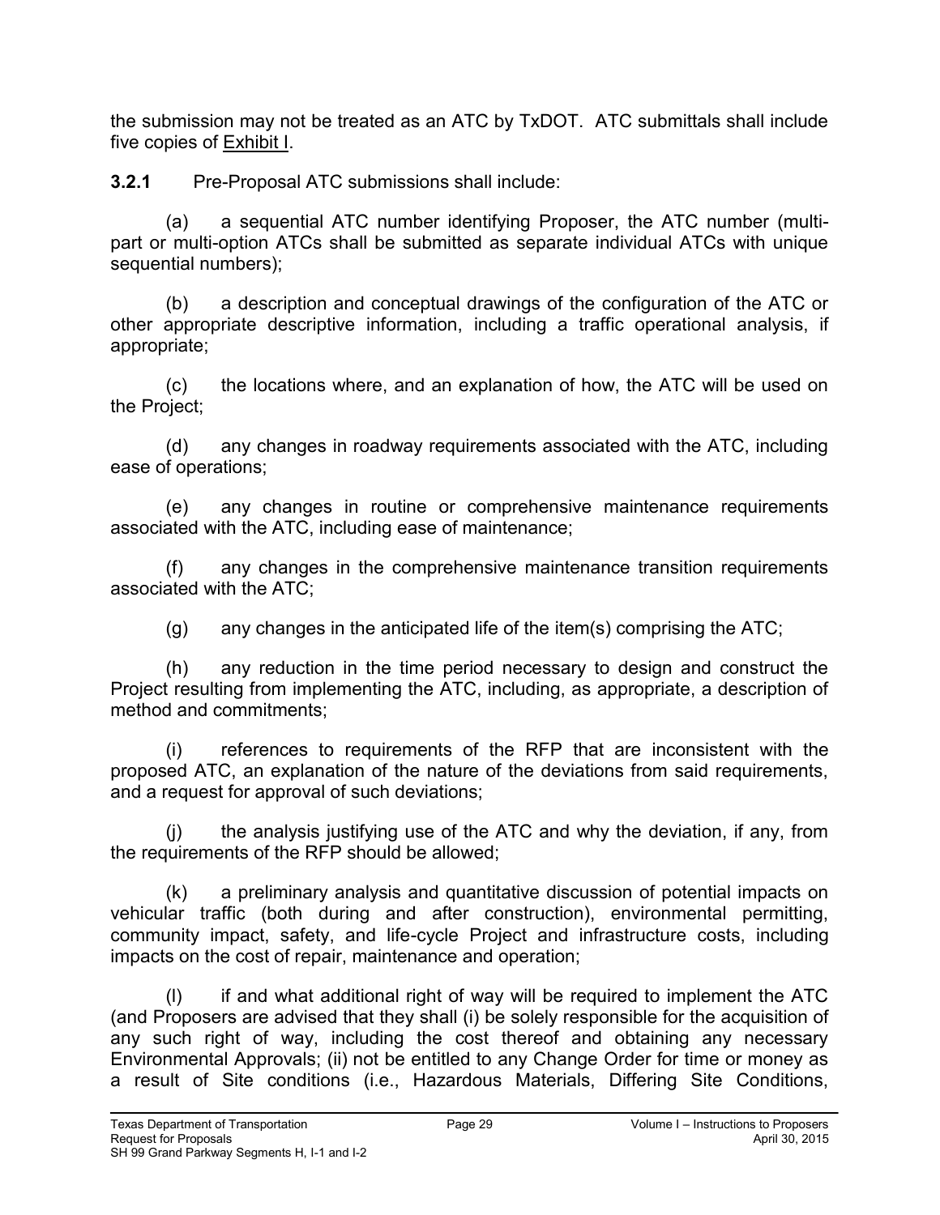the submission may not be treated as an ATC by TxDOT. ATC submittals shall include five copies of Exhibit I.

**3.2.1** Pre-Proposal ATC submissions shall include:

(a) a sequential ATC number identifying Proposer, the ATC number (multi-part or multi-option ATCs shall be submitted as separate individual ATCs with unique sequential numbers);

(b) a description and conceptual drawings of the configuration of the ATC or other appropriate descriptive information, including a traffic operational analysis, if appropriate;

(c) the locations where, and an explanation of how, the ATC will be used on the Project;

(d) any changes in roadway requirements associated with the ATC, including ease of operations;

(e) any changes in routine or comprehensive maintenance requirements associated with the ATC, including ease of maintenance;

(f) any changes in the comprehensive maintenance transition requirements associated with the ATC;

(g) any changes in the anticipated life of the item(s) comprising the ATC;

(h) any reduction in the time period necessary to design and construct the Project resulting from implementing the ATC, including, as appropriate, a description of method and commitments;

(i) references to requirements of the RFP that are inconsistent with the proposed ATC, an explanation of the nature of the deviations from said requirements, and a request for approval of such deviations;

(j) the analysis justifying use of the ATC and why the deviation, if any, from the requirements of the RFP should be allowed;

(k) a preliminary analysis and quantitative discussion of potential impacts on vehicular traffic (both during and after construction), environmental permitting, community impact, safety, and life-cycle Project and infrastructure costs, including impacts on the cost of repair, maintenance and operation;

(l) if and what additional right of way will be required to implement the ATC (and Proposers are advised that they shall (i) be solely responsible for the acquisition of any such right of way, including the cost thereof and obtaining any necessary Environmental Approvals; (ii) not be entitled to any Change Order for time or money as a result of Site conditions (i.e., Hazardous Materials, Differing Site Conditions,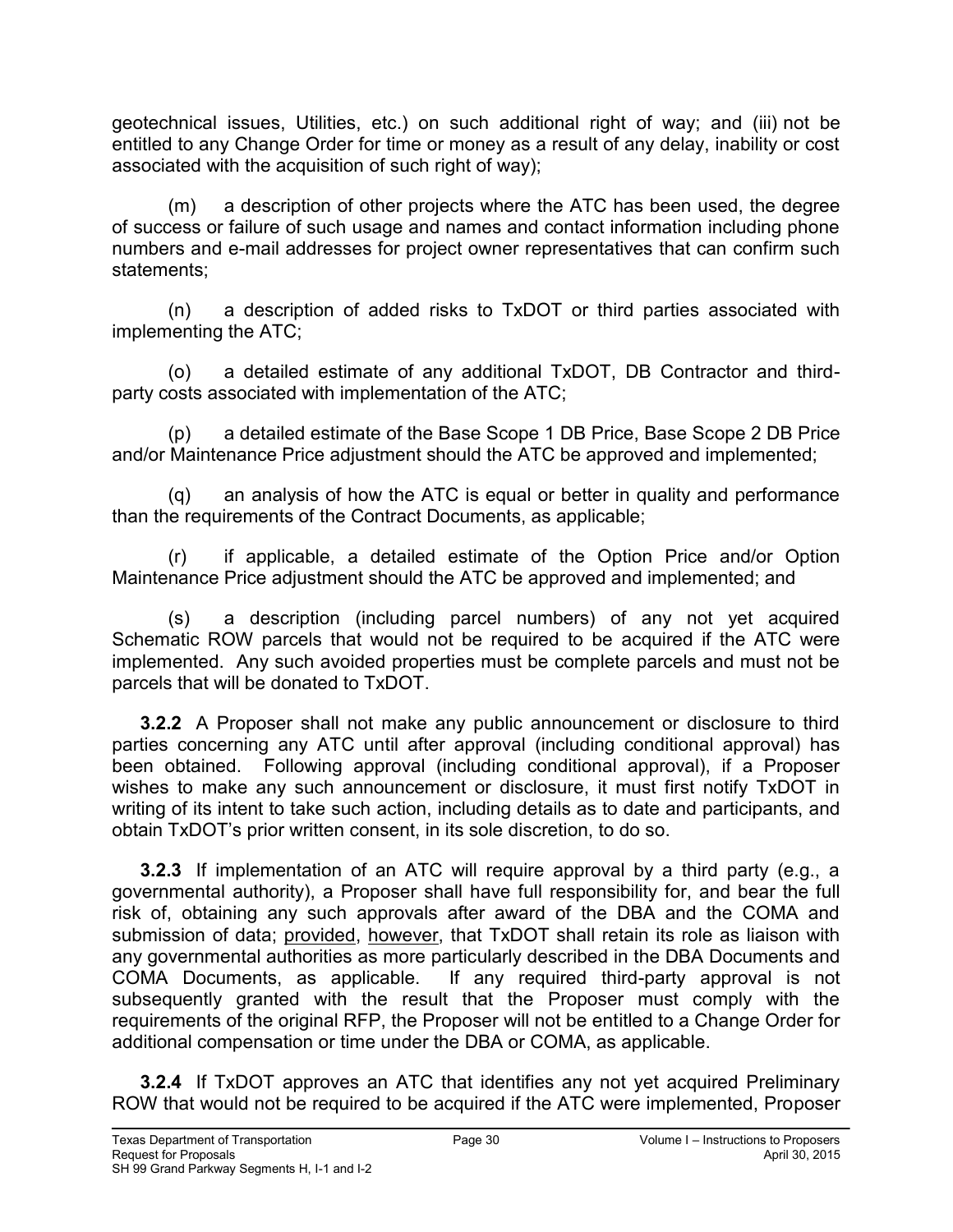geotechnical issues, Utilities, etc.) on such additional right of way; and (iii) not be entitled to any Change Order for time or money as a result of any delay, inability or cost associated with the acquisition of such right of way);

(m) a description of other projects where the ATC has been used, the degree of success or failure of such usage and names and contact information including phone numbers and e-mail addresses for project owner representatives that can confirm such statements;

(n) a description of added risks to TxDOT or third parties associated with implementing the ATC;

(o) a detailed estimate of any additional TxDOT, DB Contractor and third-party costs associated with implementation of the ATC;

(p) a detailed estimate of the Base Scope 1 DB Price, Base Scope 2 DB Price and/or Maintenance Price adjustment should the ATC be approved and implemented;

(q) an analysis of how the ATC is equal or better in quality and performance than the requirements of the Contract Documents, as applicable;

(r) if applicable, a detailed estimate of the Option Price and/or Option Maintenance Price adjustment should the ATC be approved and implemented; and

(s) a description (including parcel numbers) of any not yet acquired Schematic ROW parcels that would not be required to be acquired if the ATC were implemented. Any such avoided properties must be complete parcels and must not be parcels that will be donated to TxDOT.

**3.2.2** A Proposer shall not make any public announcement or disclosure to third parties concerning any ATC until after approval (including conditional approval) has been obtained. Following approval (including conditional approval), if a Proposer wishes to make any such announcement or disclosure, it must first notify TxDOT in writing of its intent to take such action, including details as to date and participants, and obtain TxDOT's prior written consent, in its sole discretion, to do so.

**3.2.3** If implementation of an ATC will require approval by a third party (e.g., a governmental authority), a Proposer shall have full responsibility for, and bear the full risk of, obtaining any such approvals after award of the DBA and the COMA and submission of data; provided, however, that TxDOT shall retain its role as liaison with any governmental authorities as more particularly described in the DBA Documents and COMA Documents, as applicable. If any required third-party approval is not subsequently granted with the result that the Proposer must comply with the requirements of the original RFP, the Proposer will not be entitled to a Change Order for additional compensation or time under the DBA or COMA, as applicable.

**3.2.4** If TxDOT approves an ATC that identifies any not yet acquired Preliminary ROW that would not be required to be acquired if the ATC were implemented, Proposer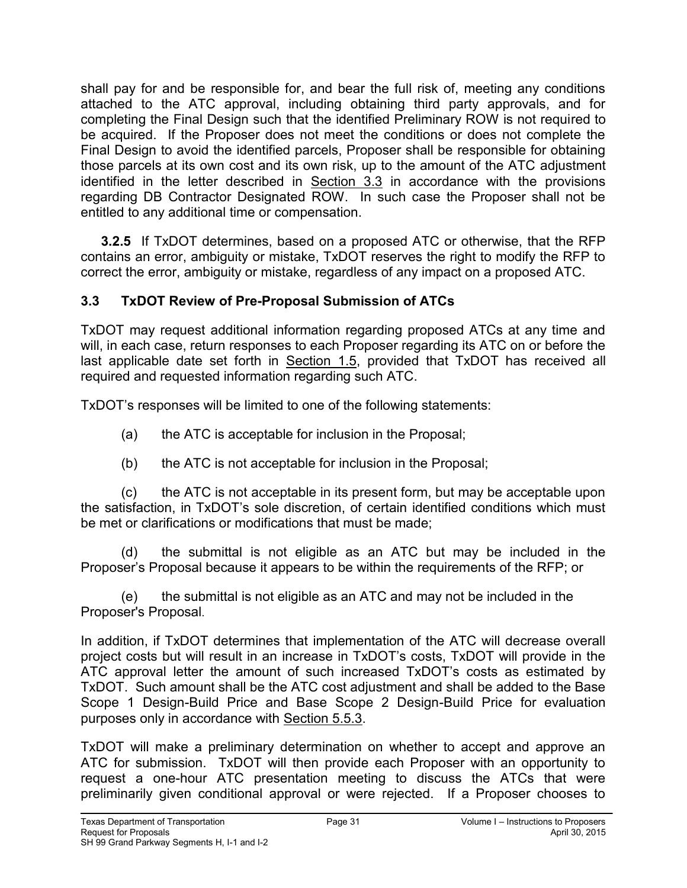shall pay for and be responsible for, and bear the full risk of, meeting any conditions attached to the ATC approval, including obtaining third party approvals, and for completing the Final Design such that the identified Preliminary ROW is not required to be acquired. If the Proposer does not meet the conditions or does not complete the Final Design to avoid the identified parcels, Proposer shall be responsible for obtaining those parcels at its own cost and its own risk, up to the amount of the ATC adjustment identified in the letter described in Section 3.3 in accordance with the provisions regarding DB Contractor Designated ROW. In such case the Proposer shall not be entitled to any additional time or compensation.

**3.2.5** If TxDOT determines, based on a proposed ATC or otherwise, that the RFP contains an error, ambiguity or mistake, TxDOT reserves the right to modify the RFP to correct the error, ambiguity or mistake, regardless of any impact on a proposed ATC.

### 3.3 TxDOT Review of Pre-Proposal Submission of ATCs

TxDOT may request additional information regarding proposed ATCs at any time and will, in each case, return responses to each Proposer regarding its ATC on or before the last applicable date set forth in Section 1.5, provided that TxDOT has received all required and requested information regarding such ATC.

TxDOT's responses will be limited to one of the following statements:

(a) the ATC is acceptable for inclusion in the Proposal;

(b) the ATC is not acceptable for inclusion in the Proposal;

(c) the ATC is not acceptable in its present form, but may be acceptable upon the satisfaction, in TxDOT's sole discretion, of certain identified conditions which must be met or clarifications or modifications that must be made;

(d) the submittal is not eligible as an ATC but may be included in the Proposer's Proposal because it appears to be within the requirements of the RFP; or

(e) the submittal is not eligible as an ATC and may not be included in the Proposer's Proposal.

In addition, if TxDOT determines that implementation of the ATC will decrease overall project costs but will result in an increase in TxDOT's costs, TxDOT will provide in the ATC approval letter the amount of such increased TxDOT's costs as estimated by TxDOT. Such amount shall be the ATC cost adjustment and shall be added to the Base Scope 1 Design-Build Price and Base Scope 2 Design-Build Price for evaluation purposes only in accordance with Section 5.5.3.

TxDOT will make a preliminary determination on whether to accept and approve an ATC for submission. TxDOT will then provide each Proposer with an opportunity to request a one-hour ATC presentation meeting to discuss the ATCs that were preliminarily given conditional approval or were rejected. If a Proposer chooses to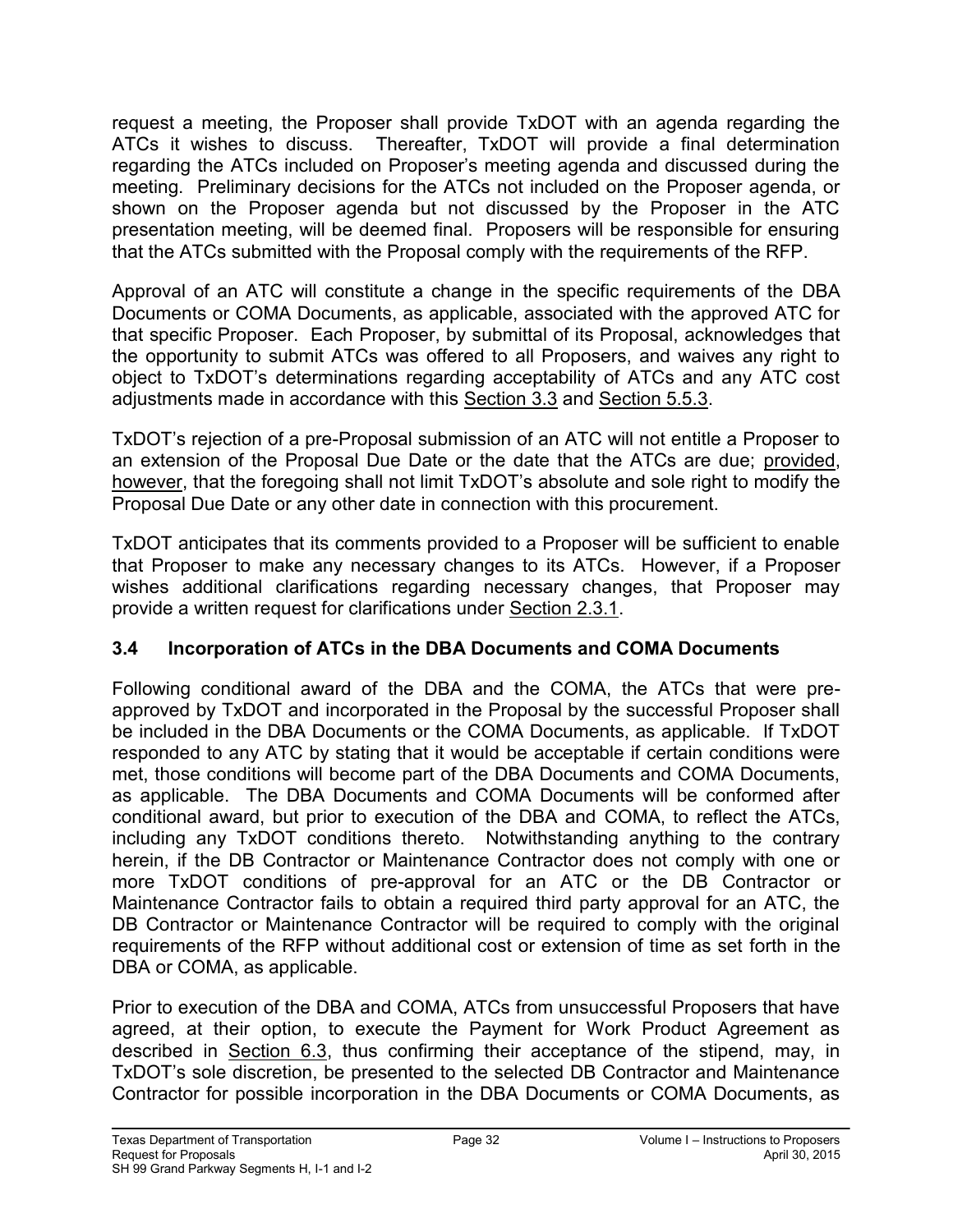request a meeting, the Proposer shall provide TxDOT with an agenda regarding the ATCs it wishes to discuss. Thereafter, TxDOT will provide a final determination regarding the ATCs included on Proposer's meeting agenda and discussed during the meeting. Preliminary decisions for the ATCs not included on the Proposer agenda, or shown on the Proposer agenda but not discussed by the Proposer in the ATC presentation meeting, will be deemed final. Proposers will be responsible for ensuring that the ATCs submitted with the Proposal comply with the requirements of the RFP.

Approval of an ATC will constitute a change in the specific requirements of the DBA Documents or COMA Documents, as applicable, associated with the approved ATC for that specific Proposer. Each Proposer, by submittal of its Proposal, acknowledges that the opportunity to submit ATCs was offered to all Proposers, and waives any right to object to TxDOT's determinations regarding acceptability of ATCs and any ATC cost adjustments made in accordance with this Section 3.3 and Section 5.5.3.

TxDOT's rejection of a pre-Proposal submission of an ATC will not entitle a Proposer to an extension of the Proposal Due Date or the date that the ATCs are due; provided, however, that the foregoing shall not limit TxDOT's absolute and sole right to modify the Proposal Due Date or any other date in connection with this procurement.

TxDOT anticipates that its comments provided to a Proposer will be sufficient to enable that Proposer to make any necessary changes to its ATCs. However, if a Proposer wishes additional clarifications regarding necessary changes, that Proposer may provide a written request for clarifications under Section 2.3.1.

### 3.4 Incorporation of ATCs in the DBA Documents and COMA Documents

Following conditional award of the DBA and the COMA, the ATCs that were pre-approved by TxDOT and incorporated in the Proposal by the successful Proposer shall be included in the DBA Documents or the COMA Documents, as applicable. If TxDOT responded to any ATC by stating that it would be acceptable if certain conditions were met, those conditions will become part of the DBA Documents and COMA Documents, as applicable. The DBA Documents and COMA Documents will be conformed after conditional award, but prior to execution of the DBA and COMA, to reflect the ATCs, including any TxDOT conditions thereto. Notwithstanding anything to the contrary herein, if the DB Contractor or Maintenance Contractor does not comply with one or more TxDOT conditions of pre-approval for an ATC or the DB Contractor or Maintenance Contractor fails to obtain a required third party approval for an ATC, the DB Contractor or Maintenance Contractor will be required to comply with the original requirements of the RFP without additional cost or extension of time as set forth in the DBA or COMA, as applicable.

Prior to execution of the DBA and COMA, ATCs from unsuccessful Proposers that have agreed, at their option, to execute the Payment for Work Product Agreement as described in Section 6.3, thus confirming their acceptance of the stipend, may, in TxDOT's sole discretion, be presented to the selected DB Contractor and Maintenance Contractor for possible incorporation in the DBA Documents or COMA Documents, as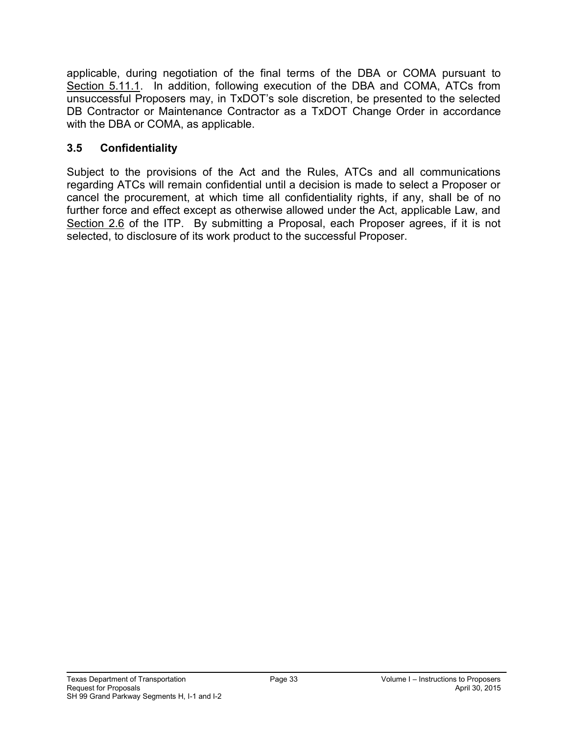applicable, during negotiation of the final terms of the DBA or COMA pursuant to Section 5.11.1. In addition, following execution of the DBA and COMA, ATCs from unsuccessful Proposers may, in TxDOT's sole discretion, be presented to the selected DB Contractor or Maintenance Contractor as a TxDOT Change Order in accordance with the DBA or COMA, as applicable.

### 3.5 Confidentiality

Subject to the provisions of the Act and the Rules, ATCs and all communications regarding ATCs will remain confidential until a decision is made to select a Proposer or cancel the procurement, at which time all confidentiality rights, if any, shall be of no further force and effect except as otherwise allowed under the Act, applicable Law, and Section 2.6 of the ITP. By submitting a Proposal, each Proposer agrees, if it is not selected, to disclosure of its work product to the successful Proposer.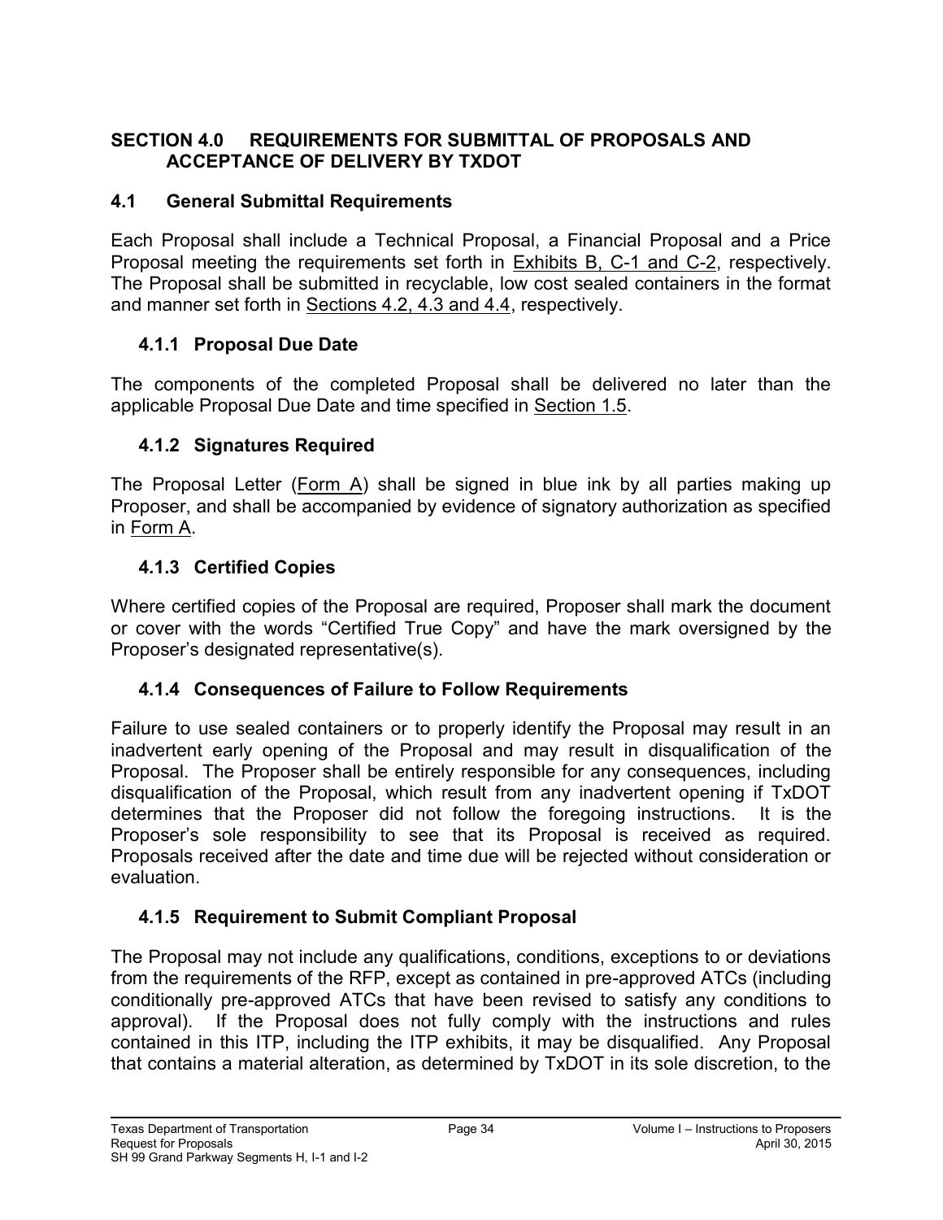## SECTION 4.0 REQUIREMENTS FOR SUBMITTAL OF PROPOSALS AND ACCEPTANCE OF DELIVERY BY TXDOT

### 4.1 General Submittal Requirements

Each Proposal shall include a Technical Proposal, a Financial Proposal and a Price Proposal meeting the requirements set forth in Exhibits B, C-1 and C-2, respectively. The Proposal shall be submitted in recyclable, low cost sealed containers in the format and manner set forth in Sections 4.2, 4.3 and 4.4, respectively.

#### 4.1.1 Proposal Due Date

The components of the completed Proposal shall be delivered no later than the applicable Proposal Due Date and time specified in Section 1.5.

#### 4.1.2 Signatures Required

The Proposal Letter (Form A) shall be signed in blue ink by all parties making up Proposer, and shall be accompanied by evidence of signatory authorization as specified in Form A.

#### 4.1.3 Certified Copies

Where certified copies of the Proposal are required, Proposer shall mark the document or cover with the words "Certified True Copy" and have the mark oversigned by the Proposer's designated representative(s).

#### 4.1.4 Consequences of Failure to Follow Requirements

Failure to use sealed containers or to properly identify the Proposal may result in an inadvertent early opening of the Proposal and may result in disqualification of the Proposal. The Proposer shall be entirely responsible for any consequences, including disqualification of the Proposal, which result from any inadvertent opening if TxDOT determines that the Proposer did not follow the foregoing instructions. It is the Proposer's sole responsibility to see that its Proposal is received as required. Proposals received after the date and time due will be rejected without consideration or evaluation.

#### 4.1.5 Requirement to Submit Compliant Proposal

The Proposal may not include any qualifications, conditions, exceptions to or deviations from the requirements of the RFP, except as contained in pre-approved ATCs (including conditionally pre-approved ATCs that have been revised to satisfy any conditions to approval). If the Proposal does not fully comply with the instructions and rules contained in this ITP, including the ITP exhibits, it may be disqualified. Any Proposal that contains a material alteration, as determined by TxDOT in its sole discretion, to the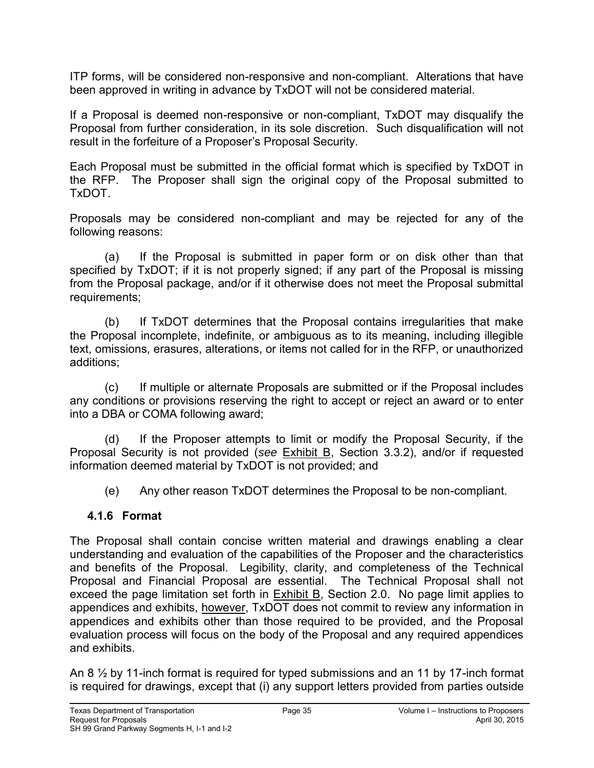ITP forms, will be considered non-responsive and non-compliant. Alterations that have been approved in writing in advance by TxDOT will not be considered material.

If a Proposal is deemed non-responsive or non-compliant, TxDOT may disqualify the Proposal from further consideration, in its sole discretion. Such disqualification will not result in the forfeiture of a Proposer's Proposal Security.

Each Proposal must be submitted in the official format which is specified by TxDOT in the RFP. The Proposer shall sign the original copy of the Proposal submitted to TxDOT.

Proposals may be considered non-compliant and may be rejected for any of the following reasons:

(a) If the Proposal is submitted in paper form or on disk other than that specified by TxDOT; if it is not properly signed; if any part of the Proposal is missing from the Proposal package, and/or if it otherwise does not meet the Proposal submittal requirements;

(b) If TxDOT determines that the Proposal contains irregularities that make the Proposal incomplete, indefinite, or ambiguous as to its meaning, including illegible text, omissions, erasures, alterations, or items not called for in the RFP, or unauthorized additions;

(c) If multiple or alternate Proposals are submitted or if the Proposal includes any conditions or provisions reserving the right to accept or reject an award or to enter into a DBA or COMA following award;

(d) If the Proposer attempts to limit or modify the Proposal Security, if the Proposal Security is not provided (*see* Exhibit B, Section 3.3.2), and/or if requested information deemed material by TxDOT is not provided; and

(e) Any other reason TxDOT determines the Proposal to be non-compliant.

### 4.1.6 Format

The Proposal shall contain concise written material and drawings enabling a clear understanding and evaluation of the capabilities of the Proposer and the characteristics and benefits of the Proposal. Legibility, clarity, and completeness of the Technical Proposal and Financial Proposal are essential. The Technical Proposal shall not exceed the page limitation set forth in Exhibit B, Section 2.0. No page limit applies to appendices and exhibits, however, TxDOT does not commit to review any information in appendices and exhibits other than those required to be provided, and the Proposal evaluation process will focus on the body of the Proposal and any required appendices and exhibits.

An 8 ½ by 11-inch format is required for typed submissions and an 11 by 17-inch format is required for drawings, except that (i) any support letters provided from parties outside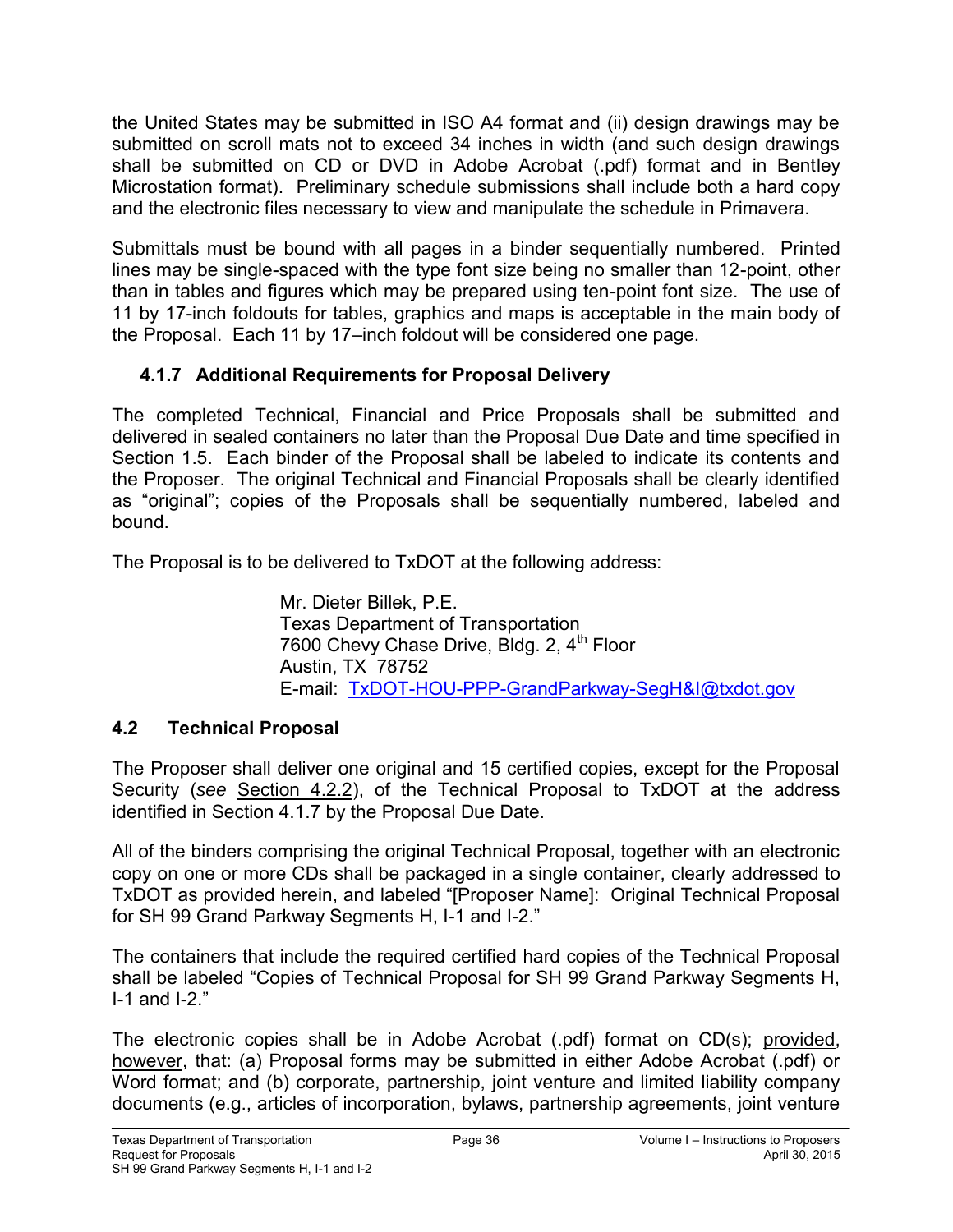the United States may be submitted in ISO A4 format and (ii) design drawings may be submitted on scroll mats not to exceed 34 inches in width (and such design drawings shall be submitted on CD or DVD in Adobe Acrobat (.pdf) format and in Bentley Microstation format). Preliminary schedule submissions shall include both a hard copy and the electronic files necessary to view and manipulate the schedule in Primavera.

Submittals must be bound with all pages in a binder sequentially numbered. Printed lines may be single-spaced with the type font size being no smaller than 12-point, other than in tables and figures which may be prepared using ten-point font size. The use of 11 by 17-inch foldouts for tables, graphics and maps is acceptable in the main body of the Proposal. Each 11 by 17–inch foldout will be considered one page.

### 4.1.7 Additional Requirements for Proposal Delivery

The completed Technical, Financial and Price Proposals shall be submitted and delivered in sealed containers no later than the Proposal Due Date and time specified in Section 1.5. Each binder of the Proposal shall be labeled to indicate its contents and the Proposer. The original Technical and Financial Proposals shall be clearly identified as "original"; copies of the Proposals shall be sequentially numbered, labeled and bound.

The Proposal is to be delivered to TxDOT at the following address:

> Mr. Dieter Billek, P.E.
> Texas Department of Transportation
> 7600 Chevy Chase Drive, Bldg. 2, 4th Floor
> Austin, TX 78752
> E-mail: TxDOT-HOU-PPP-GrandParkway-SegH&I@txdot.gov

## 4.2 Technical Proposal

The Proposer shall deliver one original and 15 certified copies, except for the Proposal Security (*see* Section 4.2.2), of the Technical Proposal to TxDOT at the address identified in Section 4.1.7 by the Proposal Due Date.

All of the binders comprising the original Technical Proposal, together with an electronic copy on one or more CDs shall be packaged in a single container, clearly addressed to TxDOT as provided herein, and labeled "[Proposer Name]: Original Technical Proposal for SH 99 Grand Parkway Segments H, I-1 and I-2."

The containers that include the required certified hard copies of the Technical Proposal shall be labeled "Copies of Technical Proposal for SH 99 Grand Parkway Segments H, I-1 and I-2."

The electronic copies shall be in Adobe Acrobat (.pdf) format on CD(s); provided, however, that: (a) Proposal forms may be submitted in either Adobe Acrobat (.pdf) or Word format; and (b) corporate, partnership, joint venture and limited liability company documents (e.g., articles of incorporation, bylaws, partnership agreements, joint venture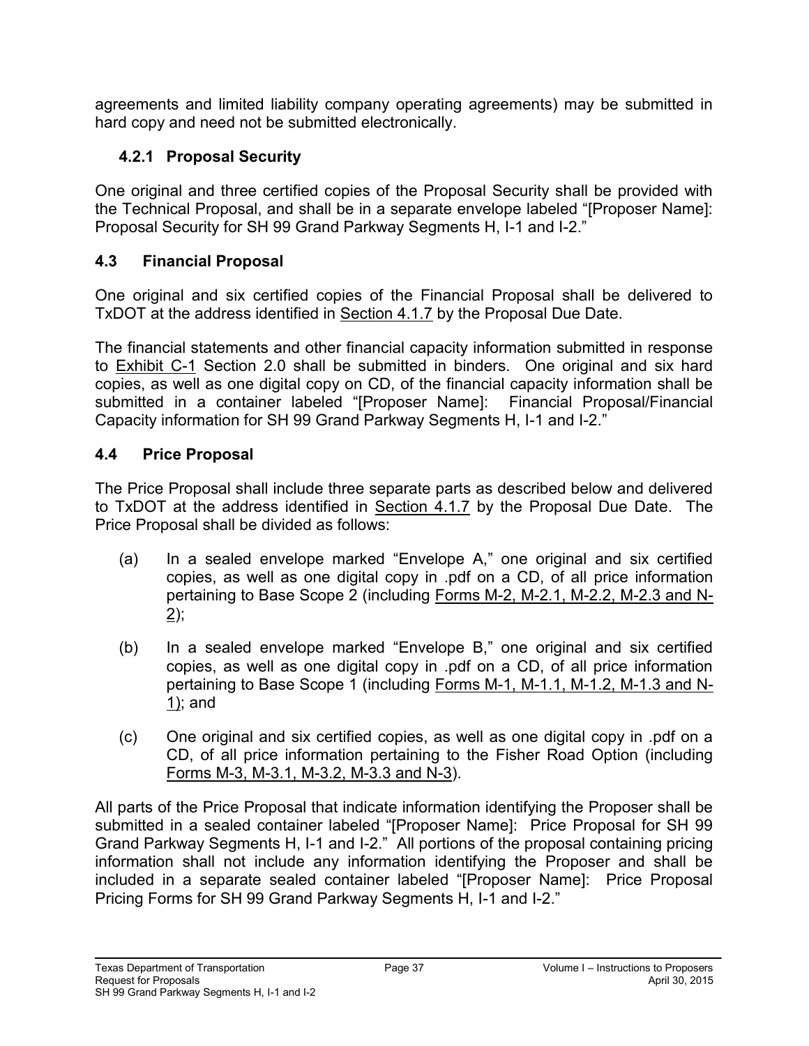agreements and limited liability company operating agreements) may be submitted in hard copy and need not be submitted electronically.

### 4.2.1 Proposal Security

One original and three certified copies of the Proposal Security shall be provided with the Technical Proposal, and shall be in a separate envelope labeled "[Proposer Name]: Proposal Security for SH 99 Grand Parkway Segments H, I-1 and I-2."

## 4.3 Financial Proposal

One original and six certified copies of the Financial Proposal shall be delivered to TxDOT at the address identified in Section 4.1.7 by the Proposal Due Date.

The financial statements and other financial capacity information submitted in response to Exhibit C-1 Section 2.0 shall be submitted in binders. One original and six hard copies, as well as one digital copy on CD, of the financial capacity information shall be submitted in a container labeled "[Proposer Name]: Financial Proposal/Financial Capacity information for SH 99 Grand Parkway Segments H, I-1 and I-2."

## 4.4 Price Proposal

The Price Proposal shall include three separate parts as described below and delivered to TxDOT at the address identified in Section 4.1.7 by the Proposal Due Date. The Price Proposal shall be divided as follows:

(a) In a sealed envelope marked "Envelope A," one original and six certified copies, as well as one digital copy in .pdf on a CD, of all price information pertaining to Base Scope 2 (including Forms M-2, M-2.1, M-2.2, M-2.3 and N-2);

(b) In a sealed envelope marked "Envelope B," one original and six certified copies, as well as one digital copy in .pdf on a CD, of all price information pertaining to Base Scope 1 (including Forms M-1, M-1.1, M-1.2, M-1.3 and N-1); and

(c) One original and six certified copies, as well as one digital copy in .pdf on a CD, of all price information pertaining to the Fisher Road Option (including Forms M-3, M-3.1, M-3.2, M-3.3 and N-3).

All parts of the Price Proposal that indicate information identifying the Proposer shall be submitted in a sealed container labeled "[Proposer Name]: Price Proposal for SH 99 Grand Parkway Segments H, I-1 and I-2." All portions of the proposal containing pricing information shall not include any information identifying the Proposer and shall be included in a separate sealed container labeled "[Proposer Name]: Price Proposal Pricing Forms for SH 99 Grand Parkway Segments H, I-1 and I-2."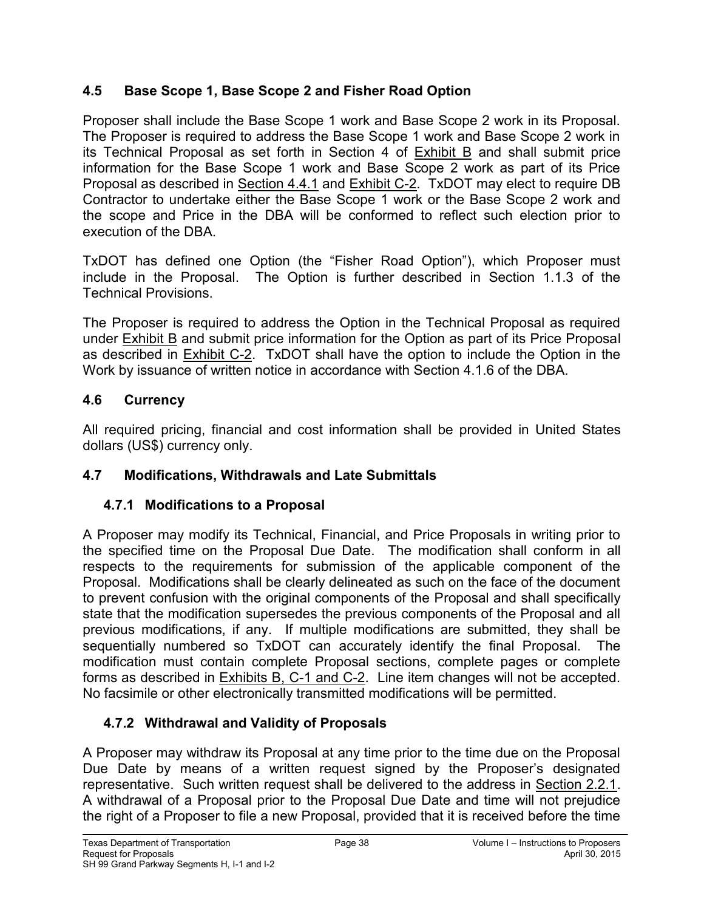### 4.5 Base Scope 1, Base Scope 2 and Fisher Road Option

Proposer shall include the Base Scope 1 work and Base Scope 2 work in its Proposal. The Proposer is required to address the Base Scope 1 work and Base Scope 2 work in its Technical Proposal as set forth in Section 4 of Exhibit B and shall submit price information for the Base Scope 1 work and Base Scope 2 work as part of its Price Proposal as described in Section 4.4.1 and Exhibit C-2. TxDOT may elect to require DB Contractor to undertake either the Base Scope 1 work or the Base Scope 2 work and the scope and Price in the DBA will be conformed to reflect such election prior to execution of the DBA.

TxDOT has defined one Option (the "Fisher Road Option"), which Proposer must include in the Proposal. The Option is further described in Section 1.1.3 of the Technical Provisions.

The Proposer is required to address the Option in the Technical Proposal as required under Exhibit B and submit price information for the Option as part of its Price Proposal as described in Exhibit C-2. TxDOT shall have the option to include the Option in the Work by issuance of written notice in accordance with Section 4.1.6 of the DBA.

### 4.6 Currency

All required pricing, financial and cost information shall be provided in United States dollars (US$) currency only.

### 4.7 Modifications, Withdrawals and Late Submittals

#### 4.7.1 Modifications to a Proposal

A Proposer may modify its Technical, Financial, and Price Proposals in writing prior to the specified time on the Proposal Due Date. The modification shall conform in all respects to the requirements for submission of the applicable component of the Proposal. Modifications shall be clearly delineated as such on the face of the document to prevent confusion with the original components of the Proposal and shall specifically state that the modification supersedes the previous components of the Proposal and all previous modifications, if any. If multiple modifications are submitted, they shall be sequentially numbered so TxDOT can accurately identify the final Proposal. The modification must contain complete Proposal sections, complete pages or complete forms as described in Exhibits B, C-1 and C-2. Line item changes will not be accepted. No facsimile or other electronically transmitted modifications will be permitted.

#### 4.7.2 Withdrawal and Validity of Proposals

A Proposer may withdraw its Proposal at any time prior to the time due on the Proposal Due Date by means of a written request signed by the Proposer's designated representative. Such written request shall be delivered to the address in Section 2.2.1. A withdrawal of a Proposal prior to the Proposal Due Date and time will not prejudice the right of a Proposer to file a new Proposal, provided that it is received before the time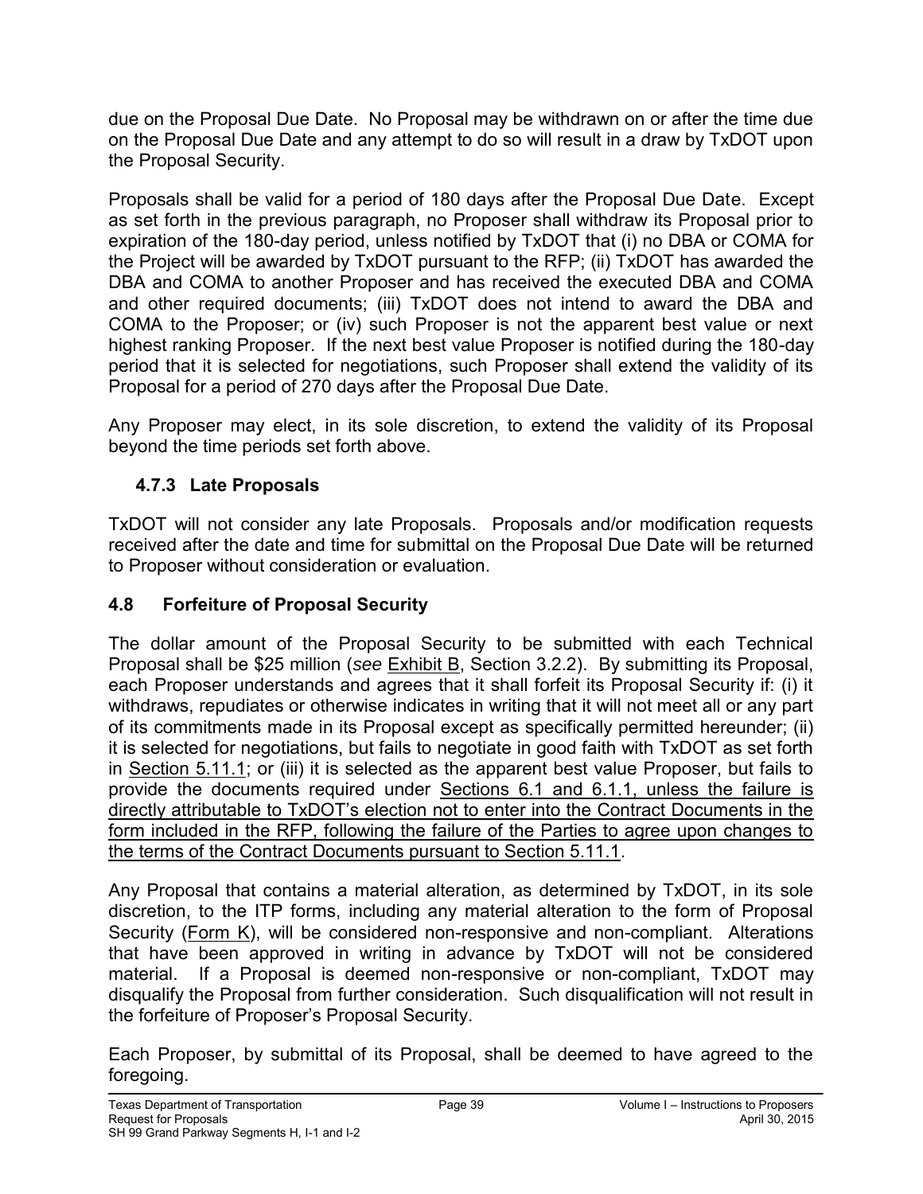due on the Proposal Due Date. No Proposal may be withdrawn on or after the time due on the Proposal Due Date and any attempt to do so will result in a draw by TxDOT upon the Proposal Security.

Proposals shall be valid for a period of 180 days after the Proposal Due Date. Except as set forth in the previous paragraph, no Proposer shall withdraw its Proposal prior to expiration of the 180-day period, unless notified by TxDOT that (i) no DBA or COMA for the Project will be awarded by TxDOT pursuant to the RFP; (ii) TxDOT has awarded the DBA and COMA to another Proposer and has received the executed DBA and COMA and other required documents; (iii) TxDOT does not intend to award the DBA and COMA to the Proposer; or (iv) such Proposer is not the apparent best value or next highest ranking Proposer. If the next best value Proposer is notified during the 180-day period that it is selected for negotiations, such Proposer shall extend the validity of its Proposal for a period of 270 days after the Proposal Due Date.

Any Proposer may elect, in its sole discretion, to extend the validity of its Proposal beyond the time periods set forth above.

### 4.7.3 Late Proposals

TxDOT will not consider any late Proposals. Proposals and/or modification requests received after the date and time for submittal on the Proposal Due Date will be returned to Proposer without consideration or evaluation.

## 4.8 Forfeiture of Proposal Security

The dollar amount of the Proposal Security to be submitted with each Technical Proposal shall be $25 million (*see* Exhibit B, Section 3.2.2). By submitting its Proposal, each Proposer understands and agrees that it shall forfeit its Proposal Security if: (i) it withdraws, repudiates or otherwise indicates in writing that it will not meet all or any part of its commitments made in its Proposal except as specifically permitted hereunder; (ii) it is selected for negotiations, but fails to negotiate in good faith with TxDOT as set forth in Section 5.11.1; or (iii) it is selected as the apparent best value Proposer, but fails to provide the documents required under Sections 6.1 and 6.1.1, unless the failure is directly attributable to TxDOT's election not to enter into the Contract Documents in the form included in the RFP, following the failure of the Parties to agree upon changes to the terms of the Contract Documents pursuant to Section 5.11.1.

Any Proposal that contains a material alteration, as determined by TxDOT, in its sole discretion, to the ITP forms, including any material alteration to the form of Proposal Security (Form K), will be considered non-responsive and non-compliant. Alterations that have been approved in writing in advance by TxDOT will not be considered material. If a Proposal is deemed non-responsive or non-compliant, TxDOT may disqualify the Proposal from further consideration. Such disqualification will not result in the forfeiture of Proposer's Proposal Security.

Each Proposer, by submittal of its Proposal, shall be deemed to have agreed to the foregoing.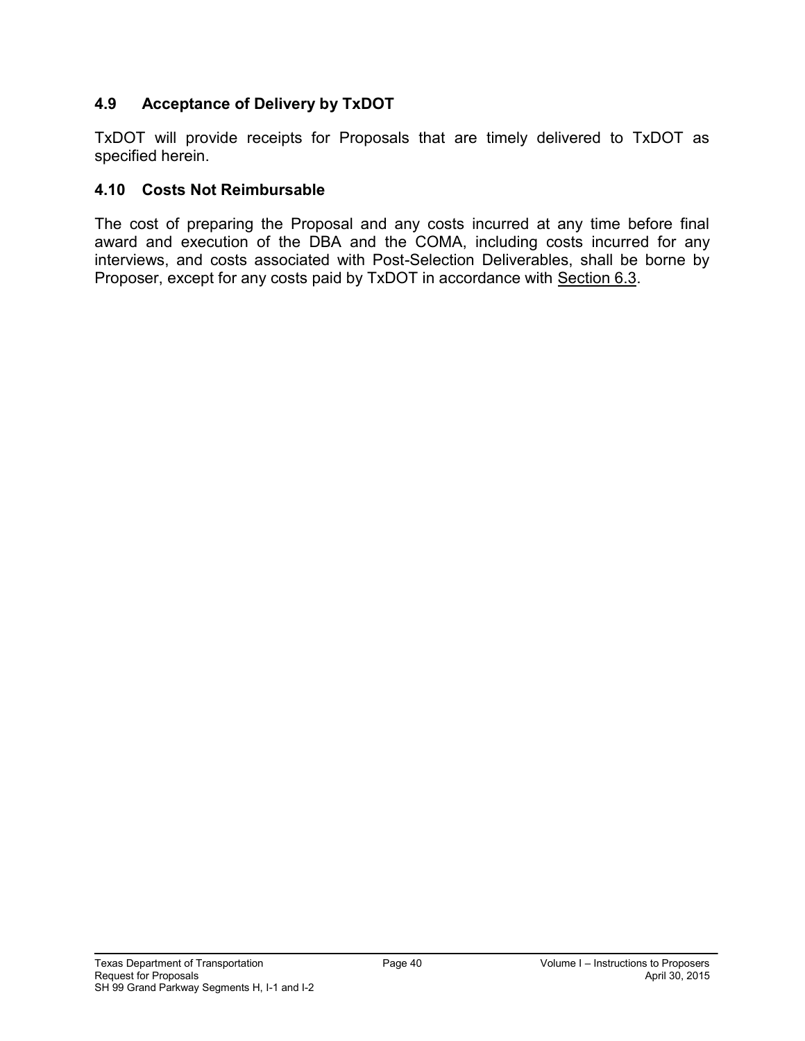### 4.9 Acceptance of Delivery by TxDOT

TxDOT will provide receipts for Proposals that are timely delivered to TxDOT as specified herein.

### 4.10 Costs Not Reimbursable

The cost of preparing the Proposal and any costs incurred at any time before final award and execution of the DBA and the COMA, including costs incurred for any interviews, and costs associated with Post-Selection Deliverables, shall be borne by Proposer, except for any costs paid by TxDOT in accordance with Section 6.3.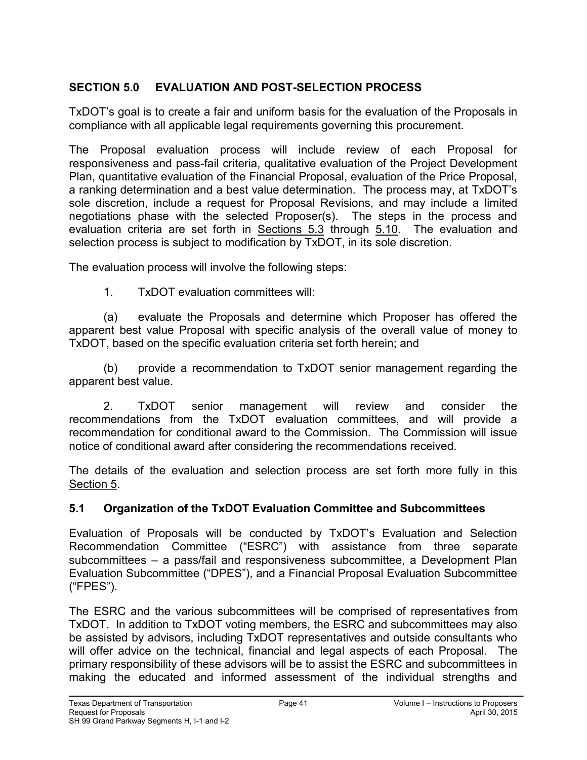## SECTION 5.0 EVALUATION AND POST-SELECTION PROCESS

TxDOT's goal is to create a fair and uniform basis for the evaluation of the Proposals in compliance with all applicable legal requirements governing this procurement.

The Proposal evaluation process will include review of each Proposal for responsiveness and pass-fail criteria, qualitative evaluation of the Project Development Plan, quantitative evaluation of the Financial Proposal, evaluation of the Price Proposal, a ranking determination and a best value determination. The process may, at TxDOT's sole discretion, include a request for Proposal Revisions, and may include a limited negotiations phase with the selected Proposer(s). The steps in the process and evaluation criteria are set forth in Sections 5.3 through 5.10. The evaluation and selection process is subject to modification by TxDOT, in its sole discretion.

The evaluation process will involve the following steps:

1. TxDOT evaluation committees will:

   (a) evaluate the Proposals and determine which Proposer has offered the apparent best value Proposal with specific analysis of the overall value of money to TxDOT, based on the specific evaluation criteria set forth herein; and

   (b) provide a recommendation to TxDOT senior management regarding the apparent best value.

2. TxDOT senior management will review and consider the recommendations from the TxDOT evaluation committees, and will provide a recommendation for conditional award to the Commission. The Commission will issue notice of conditional award after considering the recommendations received.

The details of the evaluation and selection process are set forth more fully in this Section 5.

### 5.1 Organization of the TxDOT Evaluation Committee and Subcommittees

Evaluation of Proposals will be conducted by TxDOT's Evaluation and Selection Recommendation Committee ("ESRC") with assistance from three separate subcommittees – a pass/fail and responsiveness subcommittee, a Development Plan Evaluation Subcommittee ("DPES"), and a Financial Proposal Evaluation Subcommittee ("FPES").

The ESRC and the various subcommittees will be comprised of representatives from TxDOT. In addition to TxDOT voting members, the ESRC and subcommittees may also be assisted by advisors, including TxDOT representatives and outside consultants who will offer advice on the technical, financial and legal aspects of each Proposal. The primary responsibility of these advisors will be to assist the ESRC and subcommittees in making the educated and informed assessment of the individual strengths and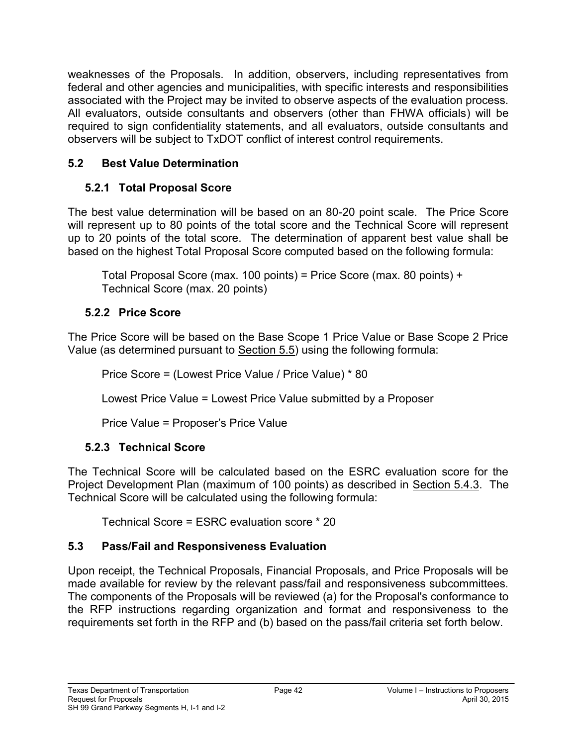weaknesses of the Proposals. In addition, observers, including representatives from federal and other agencies and municipalities, with specific interests and responsibilities associated with the Project may be invited to observe aspects of the evaluation process. All evaluators, outside consultants and observers (other than FHWA officials) will be required to sign confidentiality statements, and all evaluators, outside consultants and observers will be subject to TxDOT conflict of interest control requirements.

## 5.2 Best Value Determination

### 5.2.1 Total Proposal Score

The best value determination will be based on an 80-20 point scale. The Price Score will represent up to 80 points of the total score and the Technical Score will represent up to 20 points of the total score. The determination of apparent best value shall be based on the highest Total Proposal Score computed based on the following formula:

> Total Proposal Score (max. 100 points) = Price Score (max. 80 points) + Technical Score (max. 20 points)

### 5.2.2 Price Score

The Price Score will be based on the Base Scope 1 Price Value or Base Scope 2 Price Value (as determined pursuant to Section 5.5) using the following formula:

> Price Score = (Lowest Price Value / Price Value) * 80
>
> Lowest Price Value = Lowest Price Value submitted by a Proposer
>
> Price Value = Proposer's Price Value

### 5.2.3 Technical Score

The Technical Score will be calculated based on the ESRC evaluation score for the Project Development Plan (maximum of 100 points) as described in Section 5.4.3. The Technical Score will be calculated using the following formula:

> Technical Score = ESRC evaluation score * 20

## 5.3 Pass/Fail and Responsiveness Evaluation

Upon receipt, the Technical Proposals, Financial Proposals, and Price Proposals will be made available for review by the relevant pass/fail and responsiveness subcommittees. The components of the Proposals will be reviewed (a) for the Proposal's conformance to the RFP instructions regarding organization and format and responsiveness to the requirements set forth in the RFP and (b) based on the pass/fail criteria set forth below.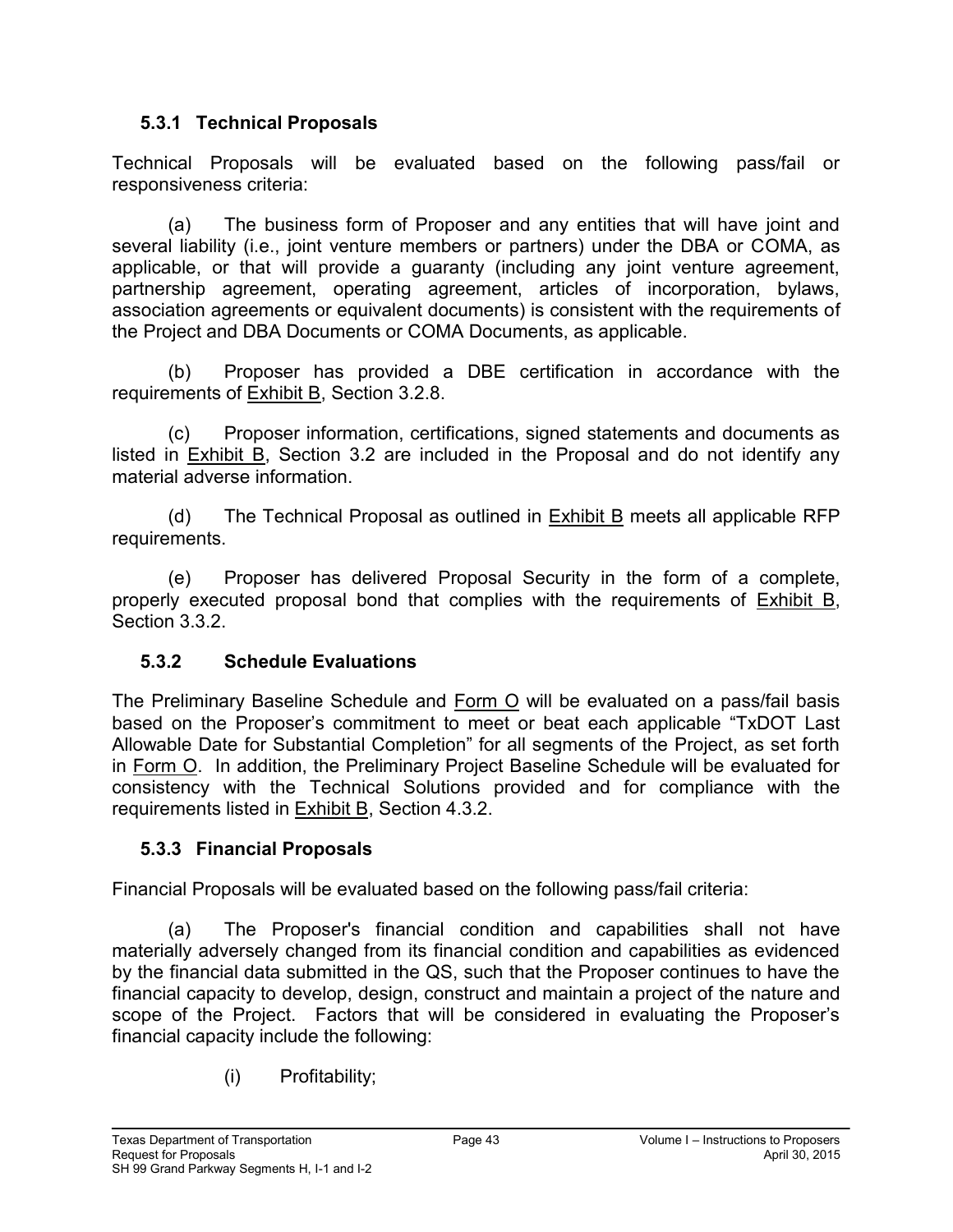### 5.3.1 Technical Proposals

Technical Proposals will be evaluated based on the following pass/fail or responsiveness criteria:

(a) The business form of Proposer and any entities that will have joint and several liability (i.e., joint venture members or partners) under the DBA or COMA, as applicable, or that will provide a guaranty (including any joint venture agreement, partnership agreement, operating agreement, articles of incorporation, bylaws, association agreements or equivalent documents) is consistent with the requirements of the Project and DBA Documents or COMA Documents, as applicable.

(b) Proposer has provided a DBE certification in accordance with the requirements of Exhibit B, Section 3.2.8.

(c) Proposer information, certifications, signed statements and documents as listed in Exhibit B, Section 3.2 are included in the Proposal and do not identify any material adverse information.

(d) The Technical Proposal as outlined in Exhibit B meets all applicable RFP requirements.

(e) Proposer has delivered Proposal Security in the form of a complete, properly executed proposal bond that complies with the requirements of Exhibit B, Section 3.3.2.

### 5.3.2 Schedule Evaluations

The Preliminary Baseline Schedule and Form O will be evaluated on a pass/fail basis based on the Proposer's commitment to meet or beat each applicable "TxDOT Last Allowable Date for Substantial Completion" for all segments of the Project, as set forth in Form O. In addition, the Preliminary Project Baseline Schedule will be evaluated for consistency with the Technical Solutions provided and for compliance with the requirements listed in Exhibit B, Section 4.3.2.

### 5.3.3 Financial Proposals

Financial Proposals will be evaluated based on the following pass/fail criteria:

(a) The Proposer's financial condition and capabilities shall not have materially adversely changed from its financial condition and capabilities as evidenced by the financial data submitted in the QS, such that the Proposer continues to have the financial capacity to develop, design, construct and maintain a project of the nature and scope of the Project. Factors that will be considered in evaluating the Proposer's financial capacity include the following:

(i) Profitability;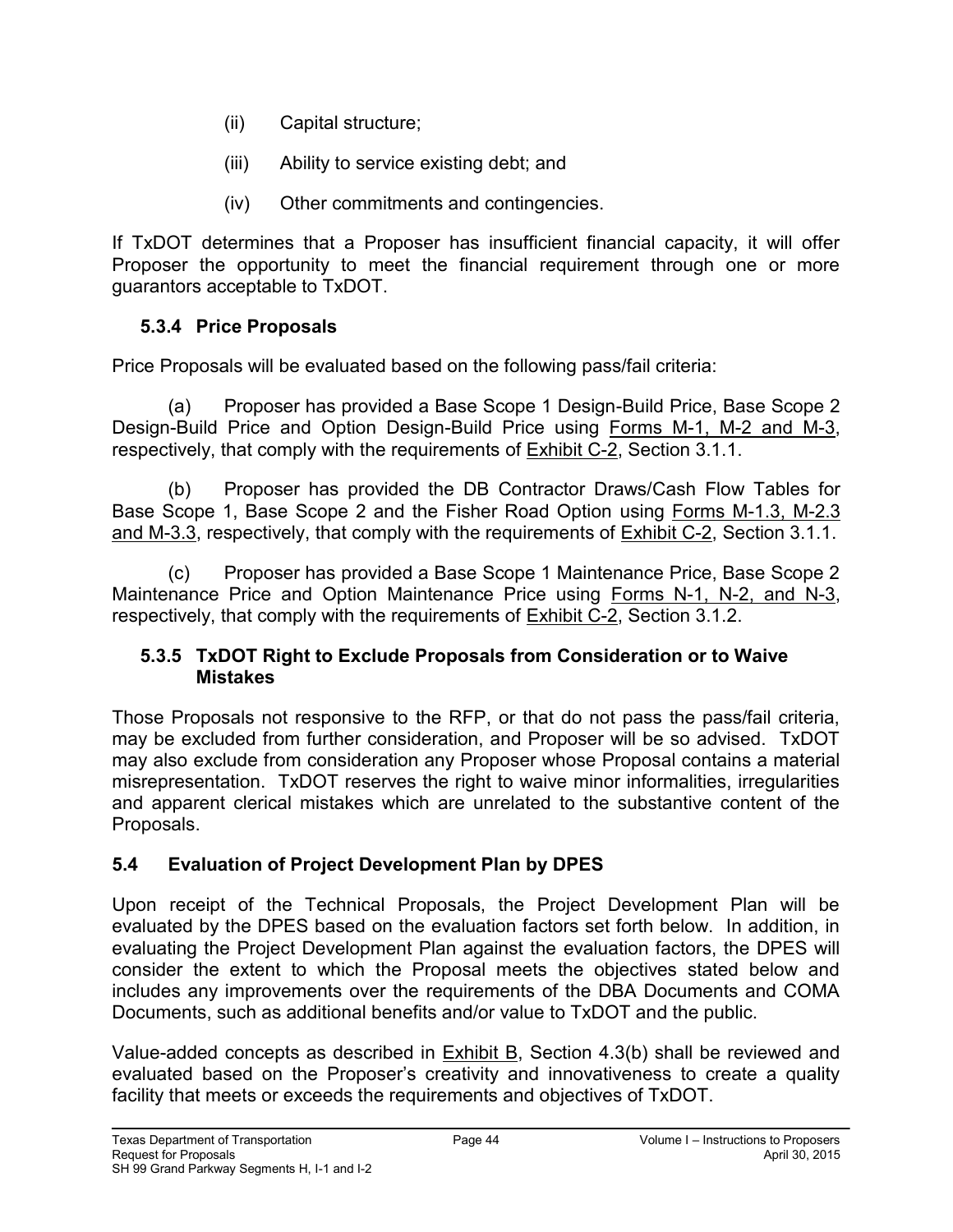(ii) Capital structure;

(iii) Ability to service existing debt; and

(iv) Other commitments and contingencies.

If TxDOT determines that a Proposer has insufficient financial capacity, it will offer Proposer the opportunity to meet the financial requirement through one or more guarantors acceptable to TxDOT.

### 5.3.4 Price Proposals

Price Proposals will be evaluated based on the following pass/fail criteria:

(a) Proposer has provided a Base Scope 1 Design-Build Price, Base Scope 2 Design-Build Price and Option Design-Build Price using Forms M-1, M-2 and M-3, respectively, that comply with the requirements of Exhibit C-2, Section 3.1.1.

(b) Proposer has provided the DB Contractor Draws/Cash Flow Tables for Base Scope 1, Base Scope 2 and the Fisher Road Option using Forms M-1.3, M-2.3 and M-3.3, respectively, that comply with the requirements of Exhibit C-2, Section 3.1.1.

(c) Proposer has provided a Base Scope 1 Maintenance Price, Base Scope 2 Maintenance Price and Option Maintenance Price using Forms N-1, N-2, and N-3, respectively, that comply with the requirements of Exhibit C-2, Section 3.1.2.

### 5.3.5 TxDOT Right to Exclude Proposals from Consideration or to Waive Mistakes

Those Proposals not responsive to the RFP, or that do not pass the pass/fail criteria, may be excluded from further consideration, and Proposer will be so advised. TxDOT may also exclude from consideration any Proposer whose Proposal contains a material misrepresentation. TxDOT reserves the right to waive minor informalities, irregularities and apparent clerical mistakes which are unrelated to the substantive content of the Proposals.

## 5.4 Evaluation of Project Development Plan by DPES

Upon receipt of the Technical Proposals, the Project Development Plan will be evaluated by the DPES based on the evaluation factors set forth below. In addition, in evaluating the Project Development Plan against the evaluation factors, the DPES will consider the extent to which the Proposal meets the objectives stated below and includes any improvements over the requirements of the DBA Documents and COMA Documents, such as additional benefits and/or value to TxDOT and the public.

Value-added concepts as described in Exhibit B, Section 4.3(b) shall be reviewed and evaluated based on the Proposer's creativity and innovativeness to create a quality facility that meets or exceeds the requirements and objectives of TxDOT.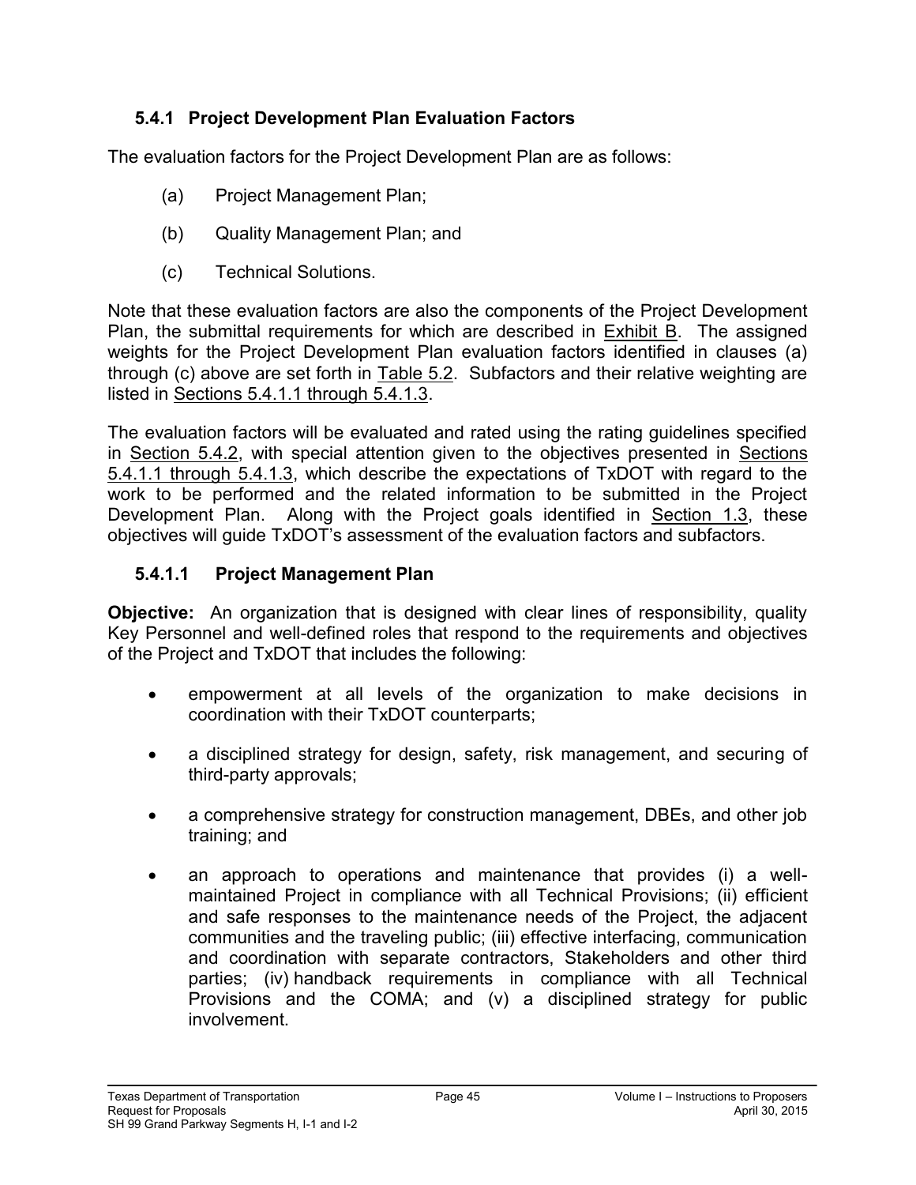### 5.4.1 Project Development Plan Evaluation Factors

The evaluation factors for the Project Development Plan are as follows:

(a) Project Management Plan;

(b) Quality Management Plan; and

(c) Technical Solutions.

Note that these evaluation factors are also the components of the Project Development Plan, the submittal requirements for which are described in Exhibit B. The assigned weights for the Project Development Plan evaluation factors identified in clauses (a) through (c) above are set forth in Table 5.2. Subfactors and their relative weighting are listed in Sections 5.4.1.1 through 5.4.1.3.

The evaluation factors will be evaluated and rated using the rating guidelines specified in Section 5.4.2, with special attention given to the objectives presented in Sections 5.4.1.1 through 5.4.1.3, which describe the expectations of TxDOT with regard to the work to be performed and the related information to be submitted in the Project Development Plan. Along with the Project goals identified in Section 1.3, these objectives will guide TxDOT's assessment of the evaluation factors and subfactors.

#### 5.4.1.1 Project Management Plan

**Objective:** An organization that is designed with clear lines of responsibility, quality Key Personnel and well-defined roles that respond to the requirements and objectives of the Project and TxDOT that includes the following:

- empowerment at all levels of the organization to make decisions in coordination with their TxDOT counterparts;
- a disciplined strategy for design, safety, risk management, and securing of third-party approvals;
- a comprehensive strategy for construction management, DBEs, and other job training; and
- an approach to operations and maintenance that provides (i) a well-maintained Project in compliance with all Technical Provisions; (ii) efficient and safe responses to the maintenance needs of the Project, the adjacent communities and the traveling public; (iii) effective interfacing, communication and coordination with separate contractors, Stakeholders and other third parties; (iv) handback requirements in compliance with all Technical Provisions and the COMA; and (v) a disciplined strategy for public involvement.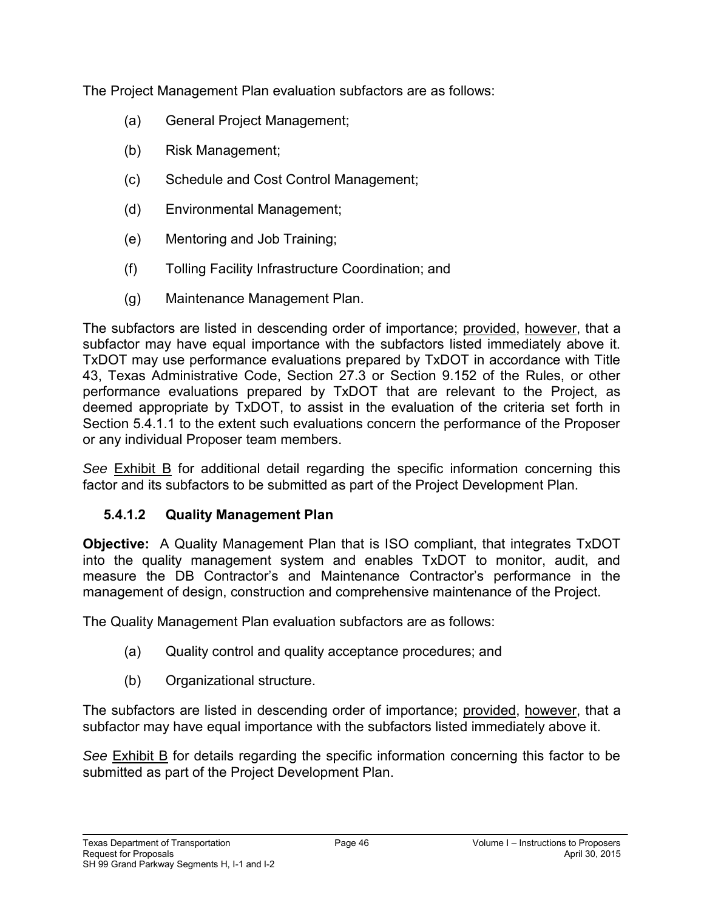The Project Management Plan evaluation subfactors are as follows:

(a) General Project Management;

(b) Risk Management;

(c) Schedule and Cost Control Management;

(d) Environmental Management;

(e) Mentoring and Job Training;

(f) Tolling Facility Infrastructure Coordination; and

(g) Maintenance Management Plan.

The subfactors are listed in descending order of importance; provided, however, that a subfactor may have equal importance with the subfactors listed immediately above it. TxDOT may use performance evaluations prepared by TxDOT in accordance with Title 43, Texas Administrative Code, Section 27.3 or Section 9.152 of the Rules, or other performance evaluations prepared by TxDOT that are relevant to the Project, as deemed appropriate by TxDOT, to assist in the evaluation of the criteria set forth in Section 5.4.1.1 to the extent such evaluations concern the performance of the Proposer or any individual Proposer team members.

*See* Exhibit B for additional detail regarding the specific information concerning this factor and its subfactors to be submitted as part of the Project Development Plan.

### 5.4.1.2 Quality Management Plan

**Objective:** A Quality Management Plan that is ISO compliant, that integrates TxDOT into the quality management system and enables TxDOT to monitor, audit, and measure the DB Contractor's and Maintenance Contractor's performance in the management of design, construction and comprehensive maintenance of the Project.

The Quality Management Plan evaluation subfactors are as follows:

(a) Quality control and quality acceptance procedures; and

(b) Organizational structure.

The subfactors are listed in descending order of importance; provided, however, that a subfactor may have equal importance with the subfactors listed immediately above it.

*See* Exhibit B for details regarding the specific information concerning this factor to be submitted as part of the Project Development Plan.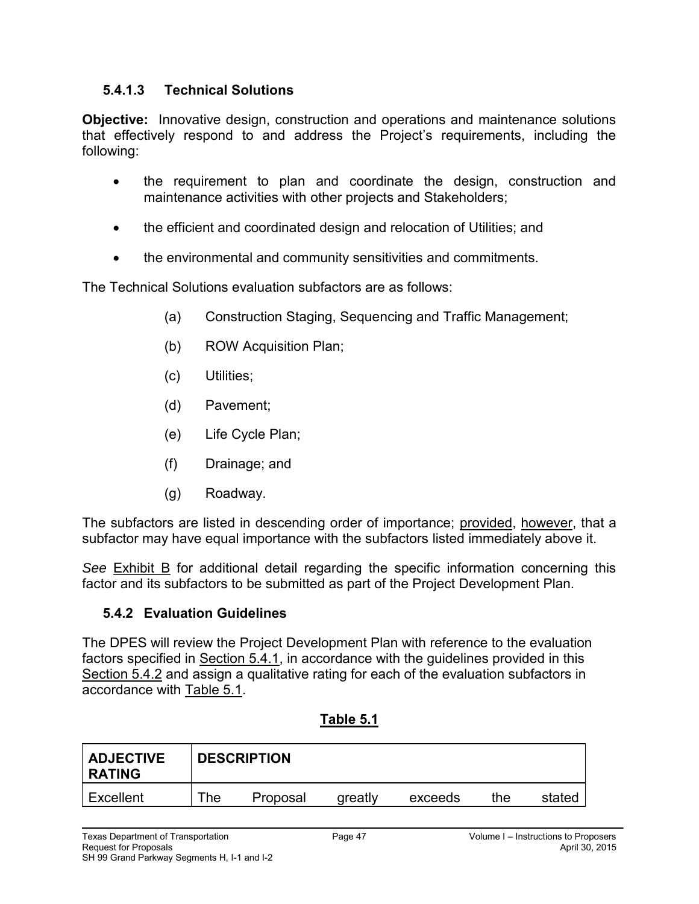#### 5.4.1.3 Technical Solutions

**Objective:** Innovative design, construction and operations and maintenance solutions that effectively respond to and address the Project's requirements, including the following:

- the requirement to plan and coordinate the design, construction and maintenance activities with other projects and Stakeholders;
- the efficient and coordinated design and relocation of Utilities; and
- the environmental and community sensitivities and commitments.

The Technical Solutions evaluation subfactors are as follows:

(a) Construction Staging, Sequencing and Traffic Management;

(b) ROW Acquisition Plan;

(c) Utilities;

(d) Pavement;

(e) Life Cycle Plan;

(f) Drainage; and

(g) Roadway.

The subfactors are listed in descending order of importance; provided, however, that a subfactor may have equal importance with the subfactors listed immediately above it.

*See* Exhibit B for additional detail regarding the specific information concerning this factor and its subfactors to be submitted as part of the Project Development Plan.

### 5.4.2 Evaluation Guidelines

The DPES will review the Project Development Plan with reference to the evaluation factors specified in Section 5.4.1, in accordance with the guidelines provided in this Section 5.4.2 and assign a qualitative rating for each of the evaluation subfactors in accordance with Table 5.1.

**Table 5.1**

| ADJECTIVE RATING | DESCRIPTION |
|---|---|
| Excellent | The Proposal greatly exceeds the stated |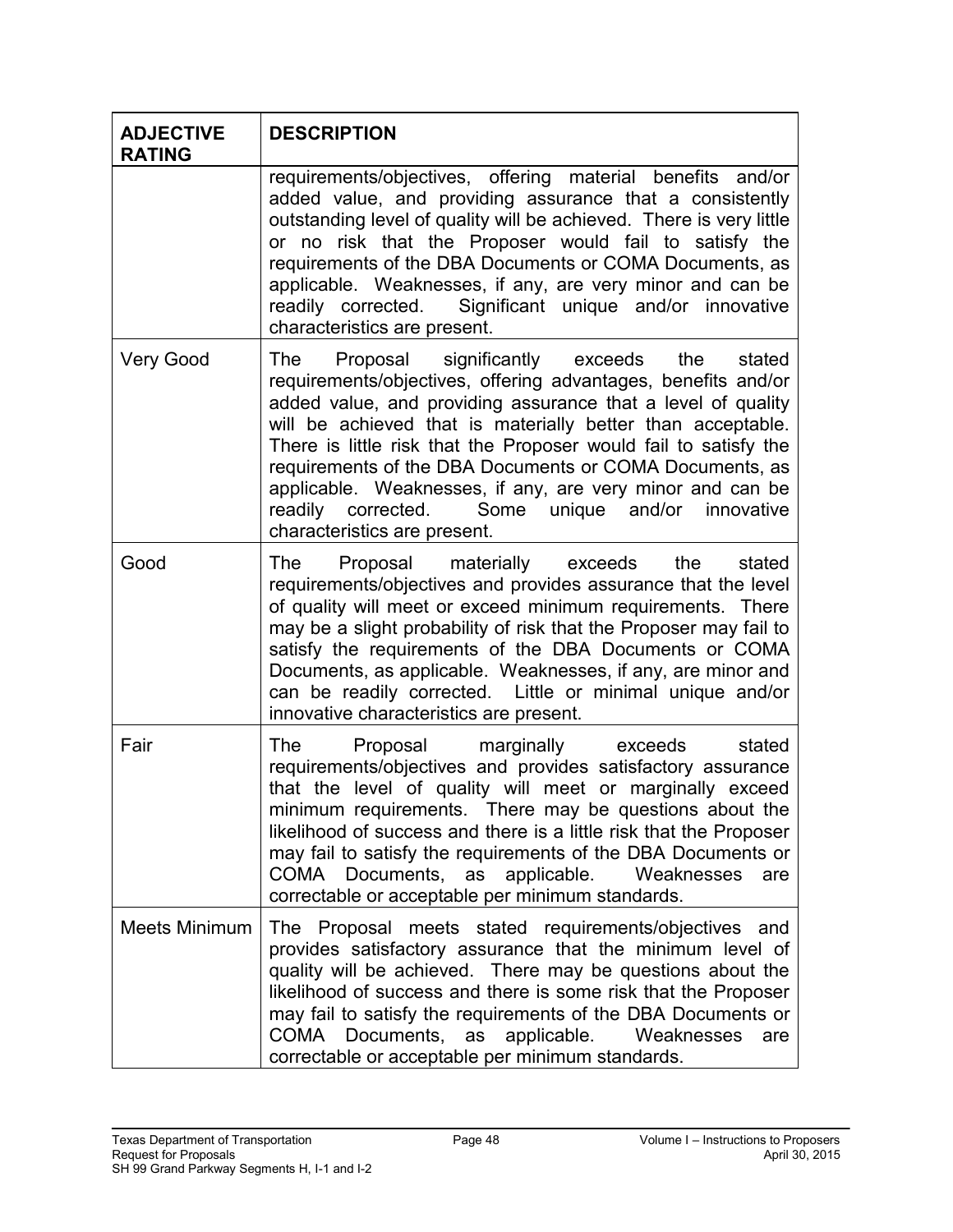| ADJECTIVE RATING | DESCRIPTION |
|---|---|
| | requirements/objectives, offering material benefits and/or added value, and providing assurance that a consistently outstanding level of quality will be achieved. There is very little or no risk that the Proposer would fail to satisfy the requirements of the DBA Documents or COMA Documents, as applicable. Weaknesses, if any, are very minor and can be readily corrected. Significant unique and/or innovative characteristics are present. |
| Very Good | The Proposal significantly exceeds the stated requirements/objectives, offering advantages, benefits and/or added value, and providing assurance that a level of quality will be achieved that is materially better than acceptable. There is little risk that the Proposer would fail to satisfy the requirements of the DBA Documents or COMA Documents, as applicable. Weaknesses, if any, are very minor and can be readily corrected. Some unique and/or innovative characteristics are present. |
| Good | The Proposal materially exceeds the stated requirements/objectives and provides assurance that the level of quality will meet or exceed minimum requirements. There may be a slight probability of risk that the Proposer may fail to satisfy the requirements of the DBA Documents or COMA Documents, as applicable. Weaknesses, if any, are minor and can be readily corrected. Little or minimal unique and/or innovative characteristics are present. |
| Fair | The Proposal marginally exceeds stated requirements/objectives and provides satisfactory assurance that the level of quality will meet or marginally exceed minimum requirements. There may be questions about the likelihood of success and there is a little risk that the Proposer may fail to satisfy the requirements of the DBA Documents or COMA Documents, as applicable. Weaknesses are correctable or acceptable per minimum standards. |
| Meets Minimum | The Proposal meets stated requirements/objectives and provides satisfactory assurance that the minimum level of quality will be achieved. There may be questions about the likelihood of success and there is some risk that the Proposer may fail to satisfy the requirements of the DBA Documents or COMA Documents, as applicable. Weaknesses are correctable or acceptable per minimum standards. |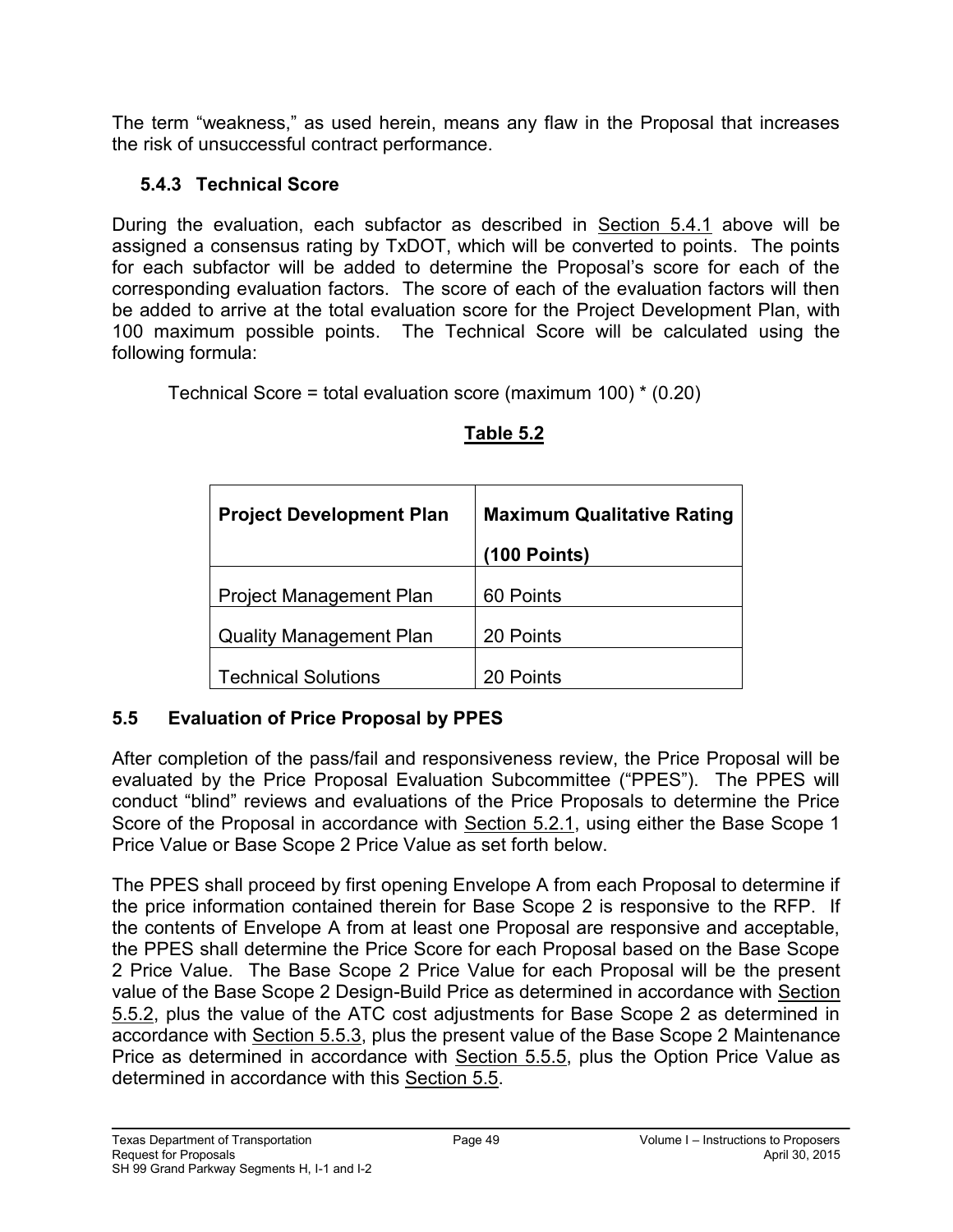The term "weakness," as used herein, means any flaw in the Proposal that increases the risk of unsuccessful contract performance.

### 5.4.3 Technical Score

During the evaluation, each subfactor as described in Section 5.4.1 above will be assigned a consensus rating by TxDOT, which will be converted to points. The points for each subfactor will be added to determine the Proposal's score for each of the corresponding evaluation factors. The score of each of the evaluation factors will then be added to arrive at the total evaluation score for the Project Development Plan, with 100 maximum possible points. The Technical Score will be calculated using the following formula:

Technical Score = total evaluation score (maximum 100) * (0.20)

**Table 5.2**

| Project Development Plan | Maximum Qualitative Rating (100 Points) |
|---|---|
| Project Management Plan | 60 Points |
| Quality Management Plan | 20 Points |
| Technical Solutions | 20 Points |

## 5.5 Evaluation of Price Proposal by PPES

After completion of the pass/fail and responsiveness review, the Price Proposal will be evaluated by the Price Proposal Evaluation Subcommittee ("PPES"). The PPES will conduct "blind" reviews and evaluations of the Price Proposals to determine the Price Score of the Proposal in accordance with Section 5.2.1, using either the Base Scope 1 Price Value or Base Scope 2 Price Value as set forth below.

The PPES shall proceed by first opening Envelope A from each Proposal to determine if the price information contained therein for Base Scope 2 is responsive to the RFP. If the contents of Envelope A from at least one Proposal are responsive and acceptable, the PPES shall determine the Price Score for each Proposal based on the Base Scope 2 Price Value. The Base Scope 2 Price Value for each Proposal will be the present value of the Base Scope 2 Design-Build Price as determined in accordance with Section 5.5.2, plus the value of the ATC cost adjustments for Base Scope 2 as determined in accordance with Section 5.5.3, plus the present value of the Base Scope 2 Maintenance Price as determined in accordance with Section 5.5.5, plus the Option Price Value as determined in accordance with this Section 5.5.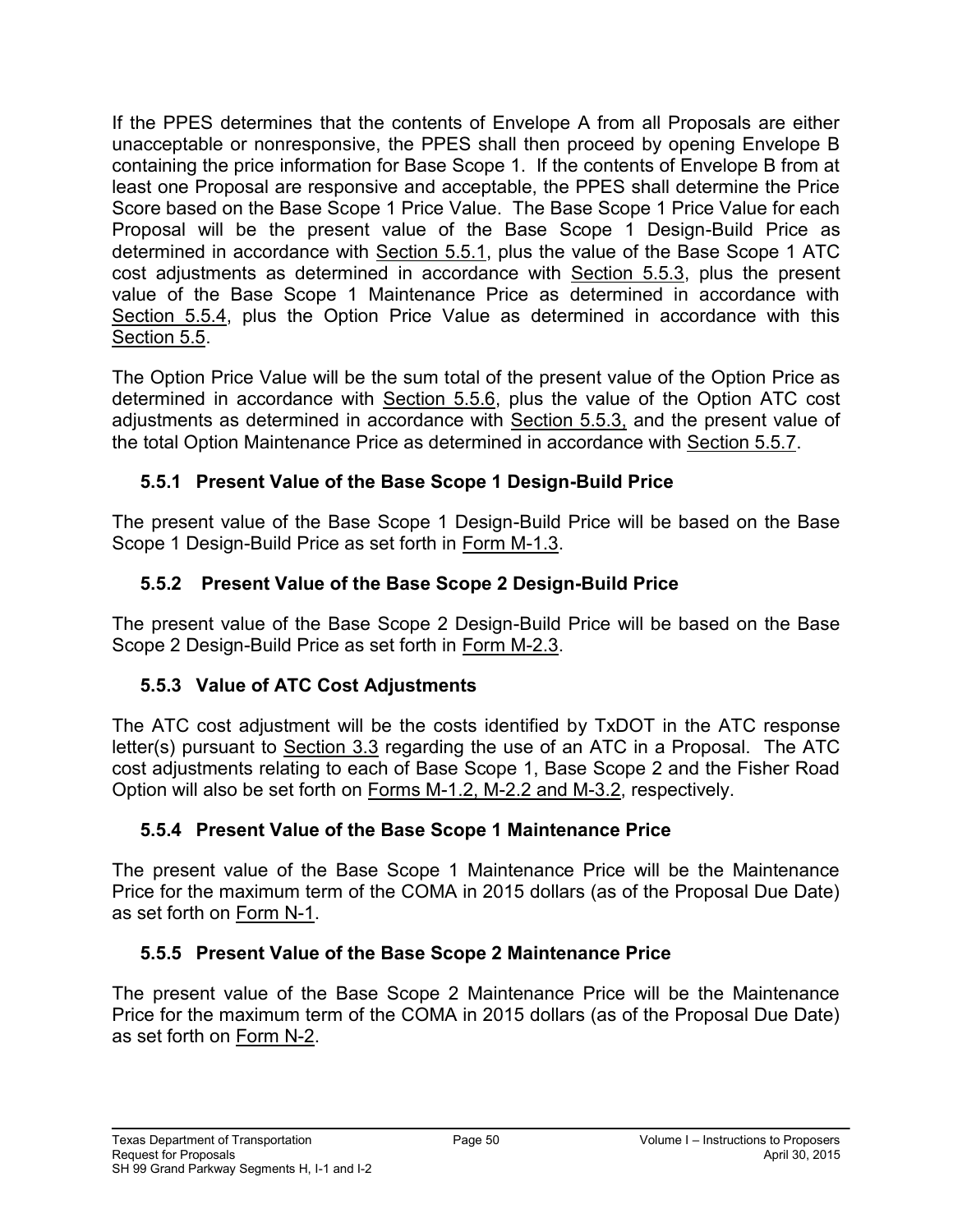If the PPES determines that the contents of Envelope A from all Proposals are either unacceptable or nonresponsive, the PPES shall then proceed by opening Envelope B containing the price information for Base Scope 1. If the contents of Envelope B from at least one Proposal are responsive and acceptable, the PPES shall determine the Price Score based on the Base Scope 1 Price Value. The Base Scope 1 Price Value for each Proposal will be the present value of the Base Scope 1 Design-Build Price as determined in accordance with Section 5.5.1, plus the value of the Base Scope 1 ATC cost adjustments as determined in accordance with Section 5.5.3, plus the present value of the Base Scope 1 Maintenance Price as determined in accordance with Section 5.5.4, plus the Option Price Value as determined in accordance with this Section 5.5.

The Option Price Value will be the sum total of the present value of the Option Price as determined in accordance with Section 5.5.6, plus the value of the Option ATC cost adjustments as determined in accordance with Section 5.5.3, and the present value of the total Option Maintenance Price as determined in accordance with Section 5.5.7.

### 5.5.1 Present Value of the Base Scope 1 Design-Build Price

The present value of the Base Scope 1 Design-Build Price will be based on the Base Scope 1 Design-Build Price as set forth in Form M-1.3.

### 5.5.2 Present Value of the Base Scope 2 Design-Build Price

The present value of the Base Scope 2 Design-Build Price will be based on the Base Scope 2 Design-Build Price as set forth in Form M-2.3.

### 5.5.3 Value of ATC Cost Adjustments

The ATC cost adjustment will be the costs identified by TxDOT in the ATC response letter(s) pursuant to Section 3.3 regarding the use of an ATC in a Proposal. The ATC cost adjustments relating to each of Base Scope 1, Base Scope 2 and the Fisher Road Option will also be set forth on Forms M-1.2, M-2.2 and M-3.2, respectively.

### 5.5.4 Present Value of the Base Scope 1 Maintenance Price

The present value of the Base Scope 1 Maintenance Price will be the Maintenance Price for the maximum term of the COMA in 2015 dollars (as of the Proposal Due Date) as set forth on Form N-1.

### 5.5.5 Present Value of the Base Scope 2 Maintenance Price

The present value of the Base Scope 2 Maintenance Price will be the Maintenance Price for the maximum term of the COMA in 2015 dollars (as of the Proposal Due Date) as set forth on Form N-2.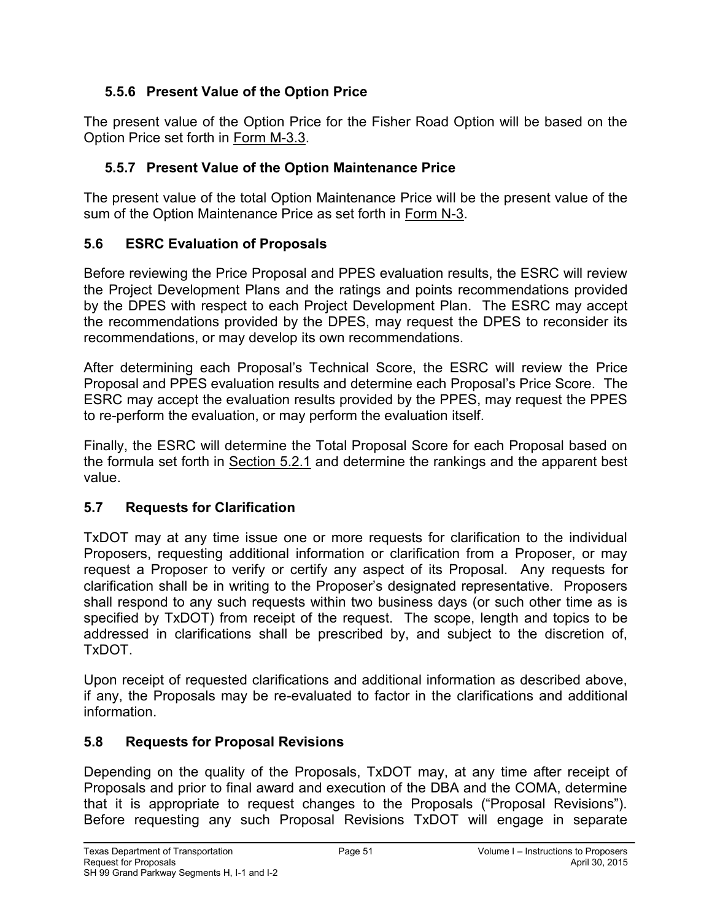### 5.5.6 Present Value of the Option Price

The present value of the Option Price for the Fisher Road Option will be based on the Option Price set forth in Form M-3.3.

### 5.5.7 Present Value of the Option Maintenance Price

The present value of the total Option Maintenance Price will be the present value of the sum of the Option Maintenance Price as set forth in Form N-3.

## 5.6 ESRC Evaluation of Proposals

Before reviewing the Price Proposal and PPES evaluation results, the ESRC will review the Project Development Plans and the ratings and points recommendations provided by the DPES with respect to each Project Development Plan. The ESRC may accept the recommendations provided by the DPES, may request the DPES to reconsider its recommendations, or may develop its own recommendations.

After determining each Proposal's Technical Score, the ESRC will review the Price Proposal and PPES evaluation results and determine each Proposal's Price Score. The ESRC may accept the evaluation results provided by the PPES, may request the PPES to re-perform the evaluation, or may perform the evaluation itself.

Finally, the ESRC will determine the Total Proposal Score for each Proposal based on the formula set forth in Section 5.2.1 and determine the rankings and the apparent best value.

## 5.7 Requests for Clarification

TxDOT may at any time issue one or more requests for clarification to the individual Proposers, requesting additional information or clarification from a Proposer, or may request a Proposer to verify or certify any aspect of its Proposal. Any requests for clarification shall be in writing to the Proposer's designated representative. Proposers shall respond to any such requests within two business days (or such other time as is specified by TxDOT) from receipt of the request. The scope, length and topics to be addressed in clarifications shall be prescribed by, and subject to the discretion of, TxDOT.

Upon receipt of requested clarifications and additional information as described above, if any, the Proposals may be re-evaluated to factor in the clarifications and additional information.

## 5.8 Requests for Proposal Revisions

Depending on the quality of the Proposals, TxDOT may, at any time after receipt of Proposals and prior to final award and execution of the DBA and the COMA, determine that it is appropriate to request changes to the Proposals ("Proposal Revisions"). Before requesting any such Proposal Revisions TxDOT will engage in separate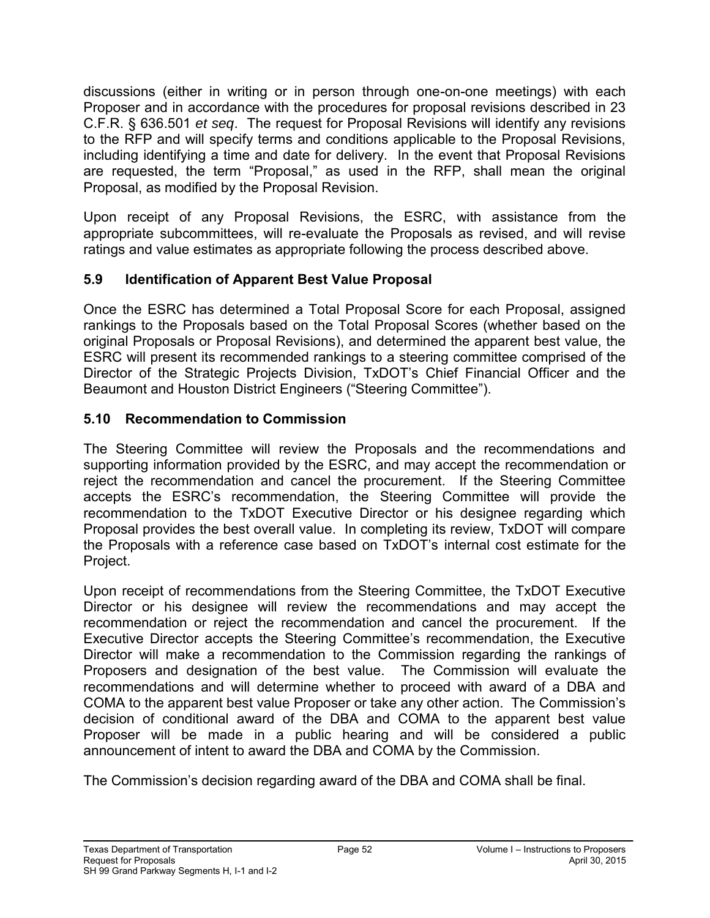discussions (either in writing or in person through one-on-one meetings) with each Proposer and in accordance with the procedures for proposal revisions described in 23 C.F.R. § 636.501 *et seq*. The request for Proposal Revisions will identify any revisions to the RFP and will specify terms and conditions applicable to the Proposal Revisions, including identifying a time and date for delivery. In the event that Proposal Revisions are requested, the term "Proposal," as used in the RFP, shall mean the original Proposal, as modified by the Proposal Revision.

Upon receipt of any Proposal Revisions, the ESRC, with assistance from the appropriate subcommittees, will re-evaluate the Proposals as revised, and will revise ratings and value estimates as appropriate following the process described above.

## 5.9 Identification of Apparent Best Value Proposal

Once the ESRC has determined a Total Proposal Score for each Proposal, assigned rankings to the Proposals based on the Total Proposal Scores (whether based on the original Proposals or Proposal Revisions), and determined the apparent best value, the ESRC will present its recommended rankings to a steering committee comprised of the Director of the Strategic Projects Division, TxDOT's Chief Financial Officer and the Beaumont and Houston District Engineers ("Steering Committee").

## 5.10 Recommendation to Commission

The Steering Committee will review the Proposals and the recommendations and supporting information provided by the ESRC, and may accept the recommendation or reject the recommendation and cancel the procurement. If the Steering Committee accepts the ESRC's recommendation, the Steering Committee will provide the recommendation to the TxDOT Executive Director or his designee regarding which Proposal provides the best overall value. In completing its review, TxDOT will compare the Proposals with a reference case based on TxDOT's internal cost estimate for the Project.

Upon receipt of recommendations from the Steering Committee, the TxDOT Executive Director or his designee will review the recommendations and may accept the recommendation or reject the recommendation and cancel the procurement. If the Executive Director accepts the Steering Committee's recommendation, the Executive Director will make a recommendation to the Commission regarding the rankings of Proposers and designation of the best value. The Commission will evaluate the recommendations and will determine whether to proceed with award of a DBA and COMA to the apparent best value Proposer or take any other action. The Commission's decision of conditional award of the DBA and COMA to the apparent best value Proposer will be made in a public hearing and will be considered a public announcement of intent to award the DBA and COMA by the Commission.

The Commission's decision regarding award of the DBA and COMA shall be final.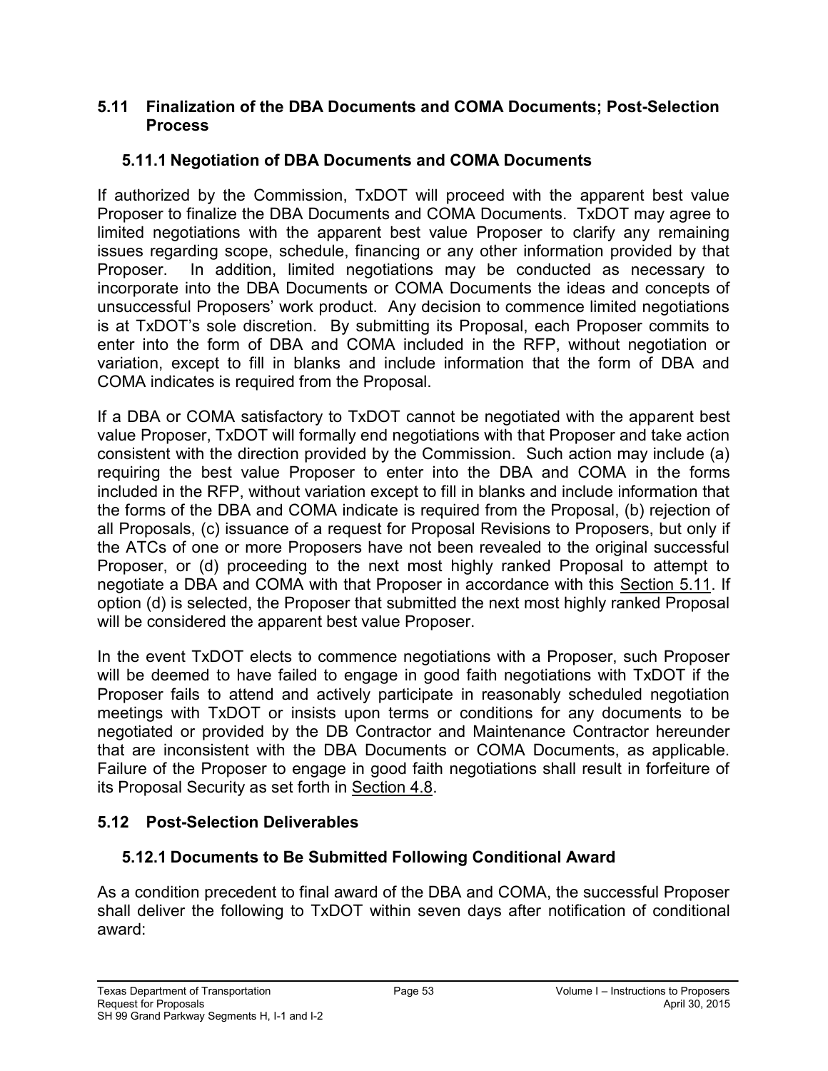## 5.11 Finalization of the DBA Documents and COMA Documents; Post-Selection Process

### 5.11.1 Negotiation of DBA Documents and COMA Documents

If authorized by the Commission, TxDOT will proceed with the apparent best value Proposer to finalize the DBA Documents and COMA Documents. TxDOT may agree to limited negotiations with the apparent best value Proposer to clarify any remaining issues regarding scope, schedule, financing or any other information provided by that Proposer. In addition, limited negotiations may be conducted as necessary to incorporate into the DBA Documents or COMA Documents the ideas and concepts of unsuccessful Proposers' work product. Any decision to commence limited negotiations is at TxDOT's sole discretion. By submitting its Proposal, each Proposer commits to enter into the form of DBA and COMA included in the RFP, without negotiation or variation, except to fill in blanks and include information that the form of DBA and COMA indicates is required from the Proposal.

If a DBA or COMA satisfactory to TxDOT cannot be negotiated with the apparent best value Proposer, TxDOT will formally end negotiations with that Proposer and take action consistent with the direction provided by the Commission. Such action may include (a) requiring the best value Proposer to enter into the DBA and COMA in the forms included in the RFP, without variation except to fill in blanks and include information that the forms of the DBA and COMA indicate is required from the Proposal, (b) rejection of all Proposals, (c) issuance of a request for Proposal Revisions to Proposers, but only if the ATCs of one or more Proposers have not been revealed to the original successful Proposer, or (d) proceeding to the next most highly ranked Proposal to attempt to negotiate a DBA and COMA with that Proposer in accordance with this Section 5.11. If option (d) is selected, the Proposer that submitted the next most highly ranked Proposal will be considered the apparent best value Proposer.

In the event TxDOT elects to commence negotiations with a Proposer, such Proposer will be deemed to have failed to engage in good faith negotiations with TxDOT if the Proposer fails to attend and actively participate in reasonably scheduled negotiation meetings with TxDOT or insists upon terms or conditions for any documents to be negotiated or provided by the DB Contractor and Maintenance Contractor hereunder that are inconsistent with the DBA Documents or COMA Documents, as applicable. Failure of the Proposer to engage in good faith negotiations shall result in forfeiture of its Proposal Security as set forth in Section 4.8.

## 5.12 Post-Selection Deliverables

### 5.12.1 Documents to Be Submitted Following Conditional Award

As a condition precedent to final award of the DBA and COMA, the successful Proposer shall deliver the following to TxDOT within seven days after notification of conditional award: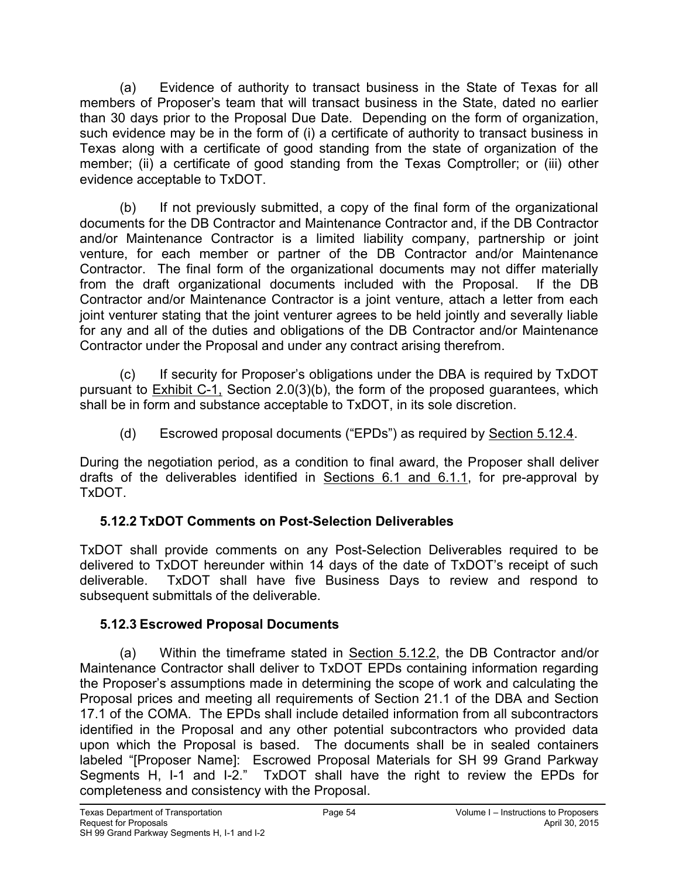(a) Evidence of authority to transact business in the State of Texas for all members of Proposer's team that will transact business in the State, dated no earlier than 30 days prior to the Proposal Due Date. Depending on the form of organization, such evidence may be in the form of (i) a certificate of authority to transact business in Texas along with a certificate of good standing from the state of organization of the member; (ii) a certificate of good standing from the Texas Comptroller; or (iii) other evidence acceptable to TxDOT.

(b) If not previously submitted, a copy of the final form of the organizational documents for the DB Contractor and Maintenance Contractor and, if the DB Contractor and/or Maintenance Contractor is a limited liability company, partnership or joint venture, for each member or partner of the DB Contractor and/or Maintenance Contractor. The final form of the organizational documents may not differ materially from the draft organizational documents included with the Proposal. If the DB Contractor and/or Maintenance Contractor is a joint venture, attach a letter from each joint venturer stating that the joint venturer agrees to be held jointly and severally liable for any and all of the duties and obligations of the DB Contractor and/or Maintenance Contractor under the Proposal and under any contract arising therefrom.

(c) If security for Proposer's obligations under the DBA is required by TxDOT pursuant to Exhibit C-1, Section 2.0(3)(b), the form of the proposed guarantees, which shall be in form and substance acceptable to TxDOT, in its sole discretion.

(d) Escrowed proposal documents ("EPDs") as required by Section 5.12.4.

During the negotiation period, as a condition to final award, the Proposer shall deliver drafts of the deliverables identified in Sections 6.1 and 6.1.1, for pre-approval by TxDOT.

### 5.12.2 TxDOT Comments on Post-Selection Deliverables

TxDOT shall provide comments on any Post-Selection Deliverables required to be delivered to TxDOT hereunder within 14 days of the date of TxDOT's receipt of such deliverable. TxDOT shall have five Business Days to review and respond to subsequent submittals of the deliverable.

### 5.12.3 Escrowed Proposal Documents

(a) Within the timeframe stated in Section 5.12.2, the DB Contractor and/or Maintenance Contractor shall deliver to TxDOT EPDs containing information regarding the Proposer's assumptions made in determining the scope of work and calculating the Proposal prices and meeting all requirements of Section 21.1 of the DBA and Section 17.1 of the COMA. The EPDs shall include detailed information from all subcontractors identified in the Proposal and any other potential subcontractors who provided data upon which the Proposal is based. The documents shall be in sealed containers labeled "[Proposer Name]: Escrowed Proposal Materials for SH 99 Grand Parkway Segments H, I-1 and I-2." TxDOT shall have the right to review the EPDs for completeness and consistency with the Proposal.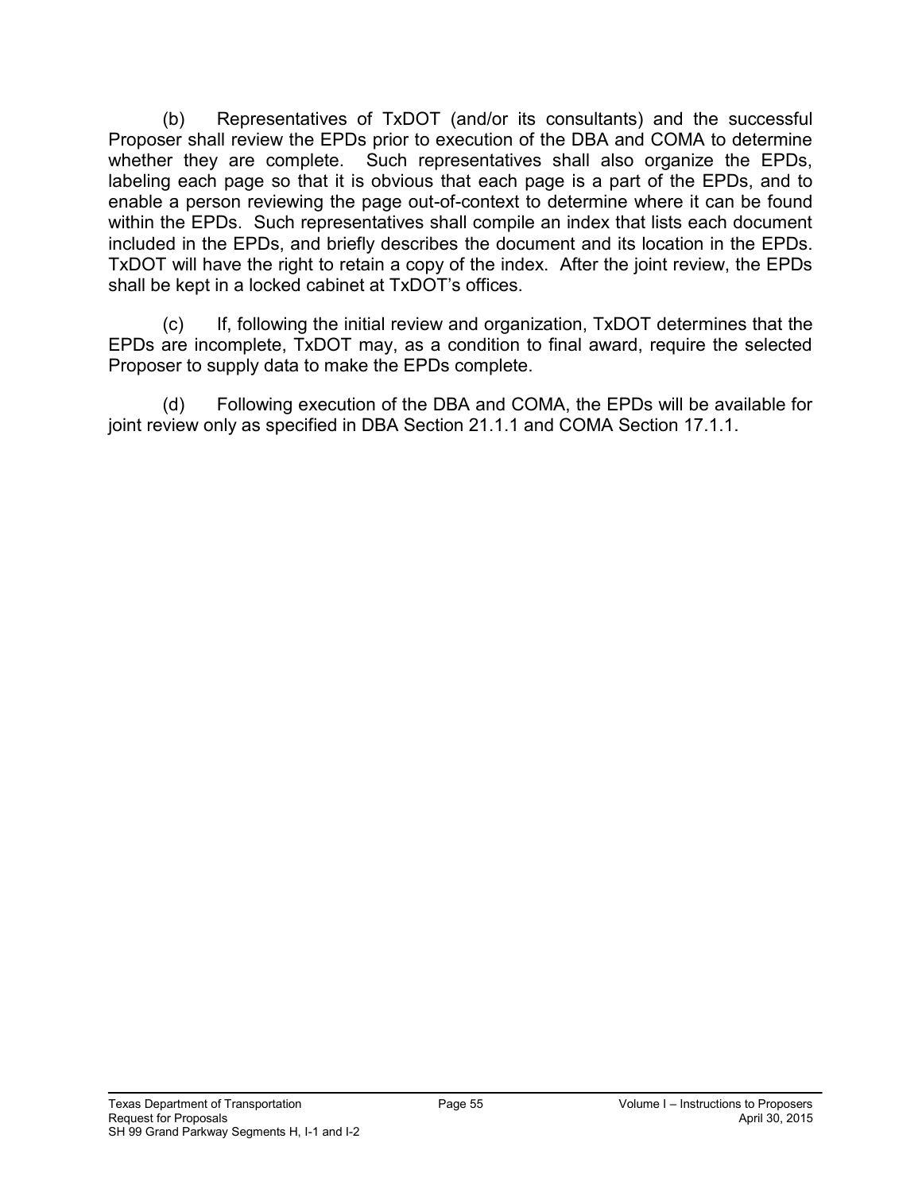(b) Representatives of TxDOT (and/or its consultants) and the successful Proposer shall review the EPDs prior to execution of the DBA and COMA to determine whether they are complete. Such representatives shall also organize the EPDs, labeling each page so that it is obvious that each page is a part of the EPDs, and to enable a person reviewing the page out-of-context to determine where it can be found within the EPDs. Such representatives shall compile an index that lists each document included in the EPDs, and briefly describes the document and its location in the EPDs. TxDOT will have the right to retain a copy of the index. After the joint review, the EPDs shall be kept in a locked cabinet at TxDOT's offices.

(c) If, following the initial review and organization, TxDOT determines that the EPDs are incomplete, TxDOT may, as a condition to final award, require the selected Proposer to supply data to make the EPDs complete.

(d) Following execution of the DBA and COMA, the EPDs will be available for joint review only as specified in DBA Section 21.1.1 and COMA Section 17.1.1.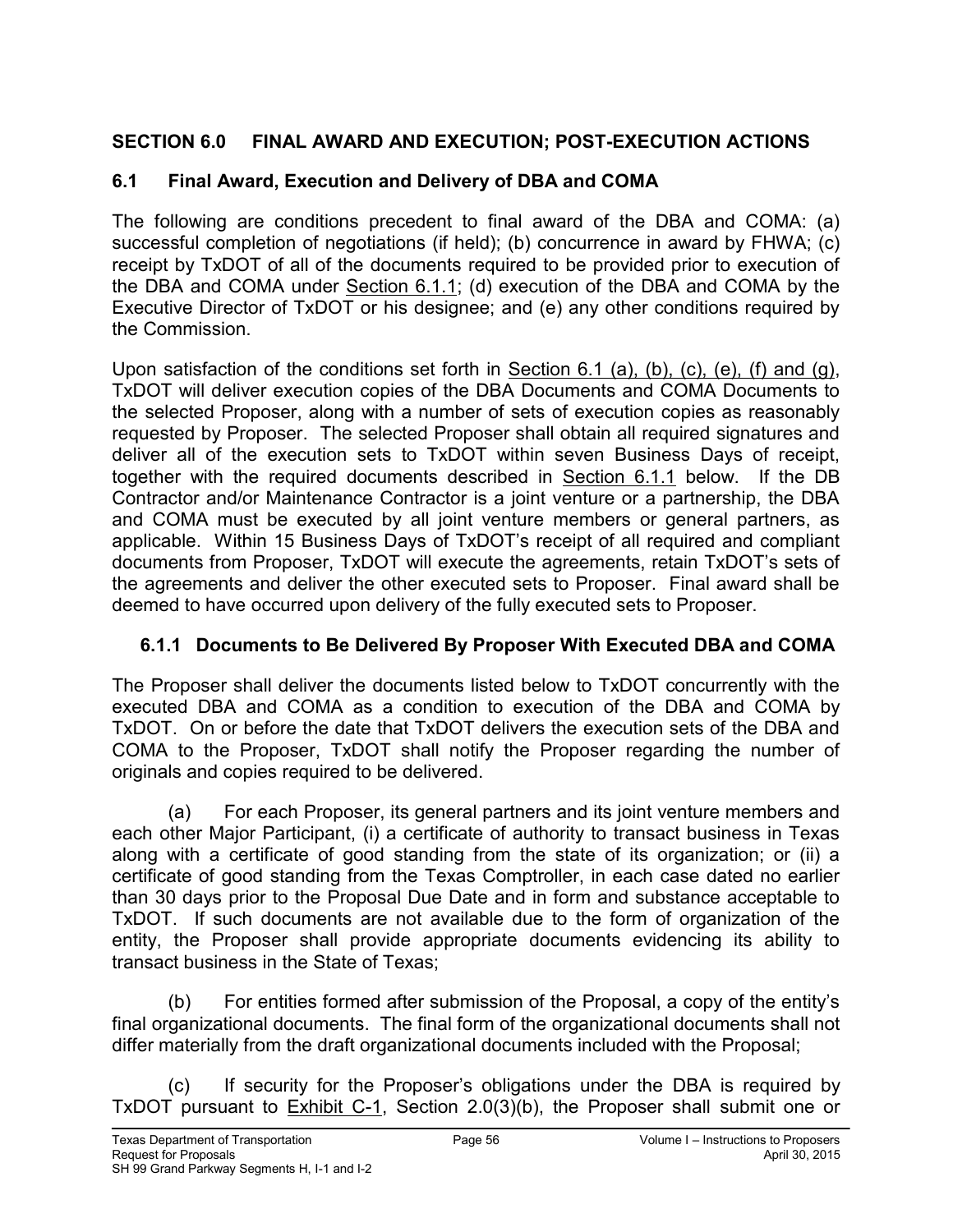## SECTION 6.0 FINAL AWARD AND EXECUTION; POST-EXECUTION ACTIONS

### 6.1 Final Award, Execution and Delivery of DBA and COMA

The following are conditions precedent to final award of the DBA and COMA: (a) successful completion of negotiations (if held); (b) concurrence in award by FHWA; (c) receipt by TxDOT of all of the documents required to be provided prior to execution of the DBA and COMA under Section 6.1.1; (d) execution of the DBA and COMA by the Executive Director of TxDOT or his designee; and (e) any other conditions required by the Commission.

Upon satisfaction of the conditions set forth in Section 6.1 (a), (b), (c), (e), (f) and (g), TxDOT will deliver execution copies of the DBA Documents and COMA Documents to the selected Proposer, along with a number of sets of execution copies as reasonably requested by Proposer. The selected Proposer shall obtain all required signatures and deliver all of the execution sets to TxDOT within seven Business Days of receipt, together with the required documents described in Section 6.1.1 below. If the DB Contractor and/or Maintenance Contractor is a joint venture or a partnership, the DBA and COMA must be executed by all joint venture members or general partners, as applicable. Within 15 Business Days of TxDOT's receipt of all required and compliant documents from Proposer, TxDOT will execute the agreements, retain TxDOT's sets of the agreements and deliver the other executed sets to Proposer. Final award shall be deemed to have occurred upon delivery of the fully executed sets to Proposer.

#### 6.1.1 Documents to Be Delivered By Proposer With Executed DBA and COMA

The Proposer shall deliver the documents listed below to TxDOT concurrently with the executed DBA and COMA as a condition to execution of the DBA and COMA by TxDOT. On or before the date that TxDOT delivers the execution sets of the DBA and COMA to the Proposer, TxDOT shall notify the Proposer regarding the number of originals and copies required to be delivered.

(a) For each Proposer, its general partners and its joint venture members and each other Major Participant, (i) a certificate of authority to transact business in Texas along with a certificate of good standing from the state of its organization; or (ii) a certificate of good standing from the Texas Comptroller, in each case dated no earlier than 30 days prior to the Proposal Due Date and in form and substance acceptable to TxDOT. If such documents are not available due to the form of organization of the entity, the Proposer shall provide appropriate documents evidencing its ability to transact business in the State of Texas;

(b) For entities formed after submission of the Proposal, a copy of the entity's final organizational documents. The final form of the organizational documents shall not differ materially from the draft organizational documents included with the Proposal;

(c) If security for the Proposer's obligations under the DBA is required by TxDOT pursuant to Exhibit C-1, Section 2.0(3)(b), the Proposer shall submit one or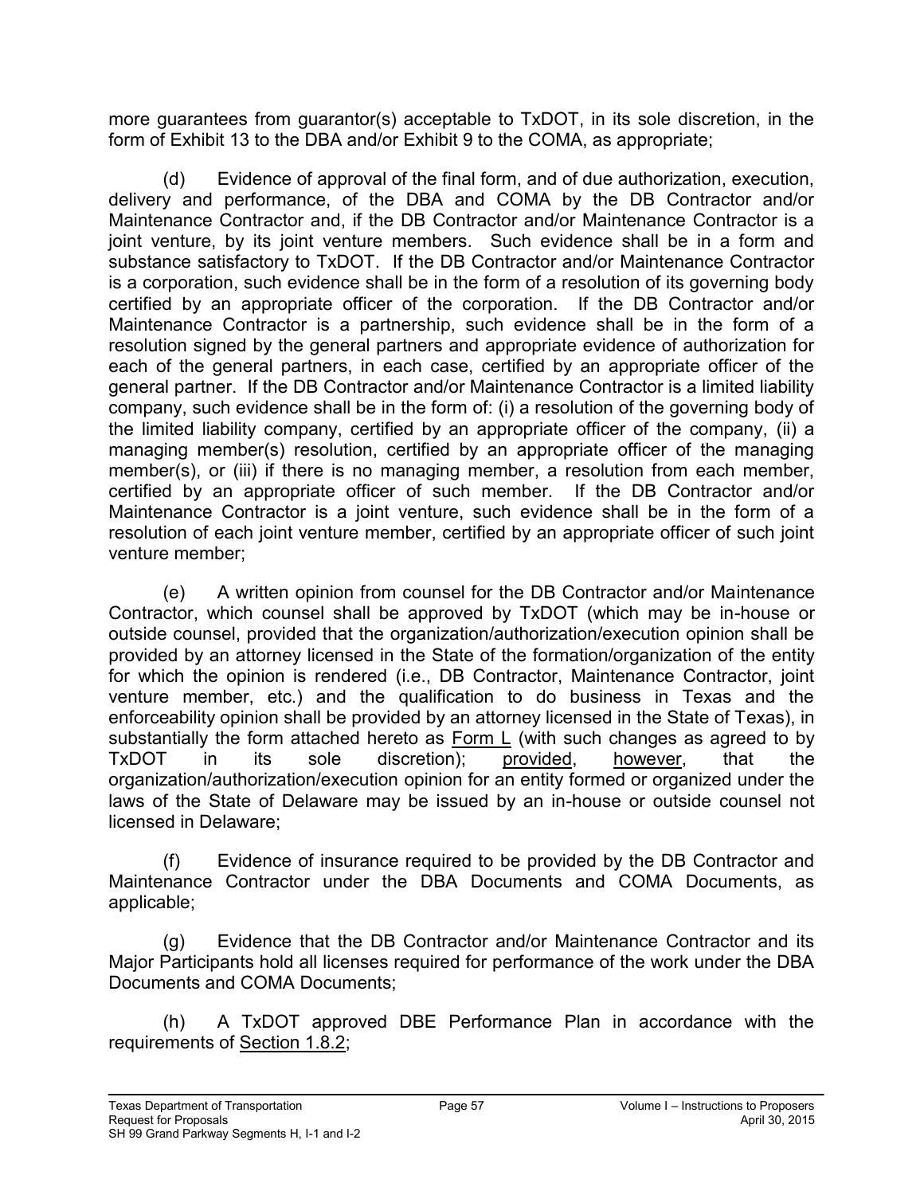more guarantees from guarantor(s) acceptable to TxDOT, in its sole discretion, in the form of Exhibit 13 to the DBA and/or Exhibit 9 to the COMA, as appropriate;

(d) Evidence of approval of the final form, and of due authorization, execution, delivery and performance, of the DBA and COMA by the DB Contractor and/or Maintenance Contractor and, if the DB Contractor and/or Maintenance Contractor is a joint venture, by its joint venture members. Such evidence shall be in a form and substance satisfactory to TxDOT. If the DB Contractor and/or Maintenance Contractor is a corporation, such evidence shall be in the form of a resolution of its governing body certified by an appropriate officer of the corporation. If the DB Contractor and/or Maintenance Contractor is a partnership, such evidence shall be in the form of a resolution signed by the general partners and appropriate evidence of authorization for each of the general partners, in each case, certified by an appropriate officer of the general partner. If the DB Contractor and/or Maintenance Contractor is a limited liability company, such evidence shall be in the form of: (i) a resolution of the governing body of the limited liability company, certified by an appropriate officer of the company, (ii) a managing member(s) resolution, certified by an appropriate officer of the managing member(s), or (iii) if there is no managing member, a resolution from each member, certified by an appropriate officer of such member. If the DB Contractor and/or Maintenance Contractor is a joint venture, such evidence shall be in the form of a resolution of each joint venture member, certified by an appropriate officer of such joint venture member;

(e) A written opinion from counsel for the DB Contractor and/or Maintenance Contractor, which counsel shall be approved by TxDOT (which may be in-house or outside counsel, provided that the organization/authorization/execution opinion shall be provided by an attorney licensed in the State of the formation/organization of the entity for which the opinion is rendered (i.e., DB Contractor, Maintenance Contractor, joint venture member, etc.) and the qualification to do business in Texas and the enforceability opinion shall be provided by an attorney licensed in the State of Texas), in substantially the form attached hereto as Form L (with such changes as agreed to by TxDOT in its sole discretion); provided, however, that the organization/authorization/execution opinion for an entity formed or organized under the laws of the State of Delaware may be issued by an in-house or outside counsel not licensed in Delaware;

(f) Evidence of insurance required to be provided by the DB Contractor and Maintenance Contractor under the DBA Documents and COMA Documents, as applicable;

(g) Evidence that the DB Contractor and/or Maintenance Contractor and its Major Participants hold all licenses required for performance of the work under the DBA Documents and COMA Documents;

(h) A TxDOT approved DBE Performance Plan in accordance with the requirements of Section 1.8.2;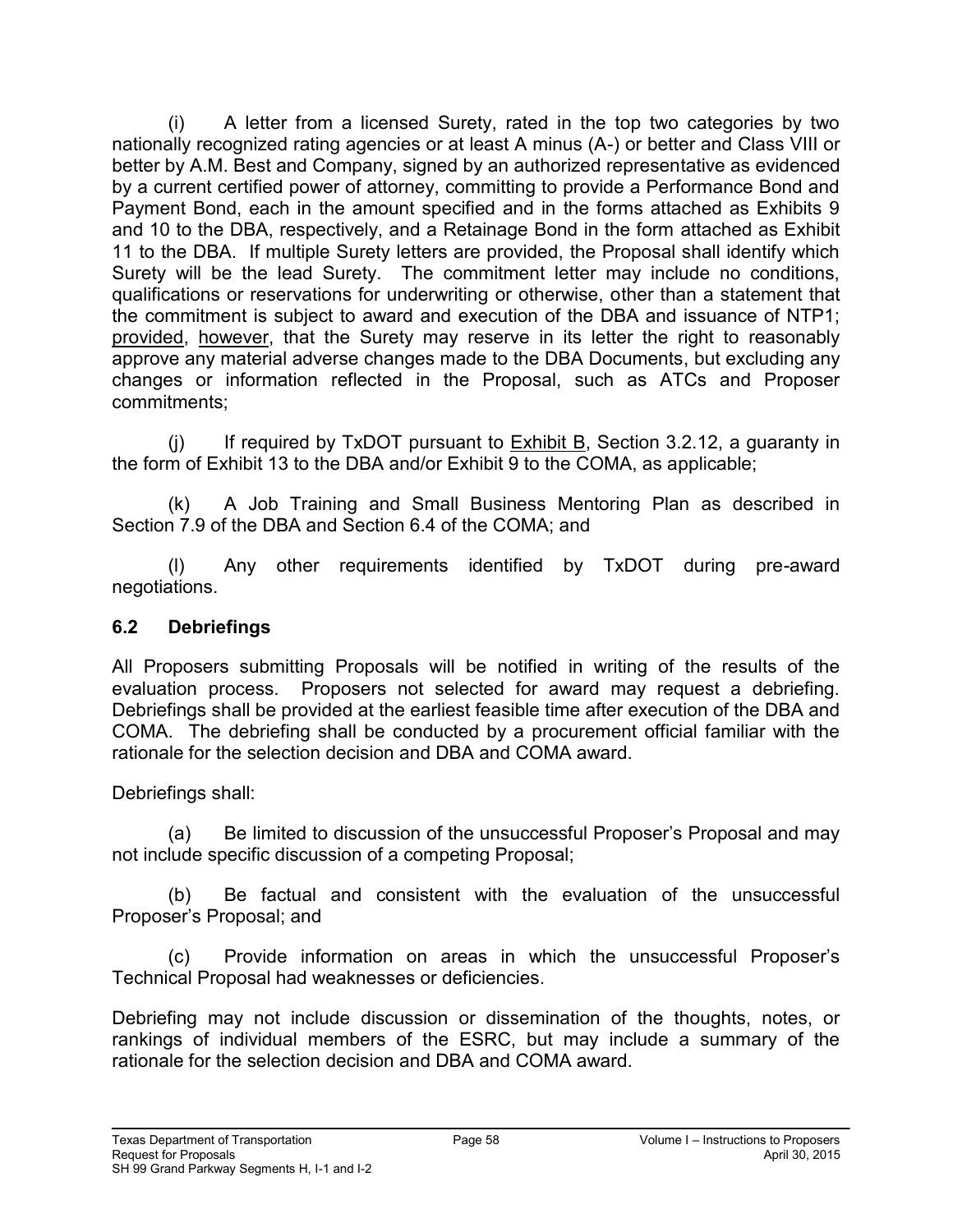(i) A letter from a licensed Surety, rated in the top two categories by two nationally recognized rating agencies or at least A minus (A-) or better and Class VIII or better by A.M. Best and Company, signed by an authorized representative as evidenced by a current certified power of attorney, committing to provide a Performance Bond and Payment Bond, each in the amount specified and in the forms attached as Exhibits 9 and 10 to the DBA, respectively, and a Retainage Bond in the form attached as Exhibit 11 to the DBA. If multiple Surety letters are provided, the Proposal shall identify which Surety will be the lead Surety. The commitment letter may include no conditions, qualifications or reservations for underwriting or otherwise, other than a statement that the commitment is subject to award and execution of the DBA and issuance of NTP1; provided, however, that the Surety may reserve in its letter the right to reasonably approve any material adverse changes made to the DBA Documents, but excluding any changes or information reflected in the Proposal, such as ATCs and Proposer commitments;

(j) If required by TxDOT pursuant to Exhibit B, Section 3.2.12, a guaranty in the form of Exhibit 13 to the DBA and/or Exhibit 9 to the COMA, as applicable;

(k) A Job Training and Small Business Mentoring Plan as described in Section 7.9 of the DBA and Section 6.4 of the COMA; and

(l) Any other requirements identified by TxDOT during pre-award negotiations.

## 6.2 Debriefings

All Proposers submitting Proposals will be notified in writing of the results of the evaluation process. Proposers not selected for award may request a debriefing. Debriefings shall be provided at the earliest feasible time after execution of the DBA and COMA. The debriefing shall be conducted by a procurement official familiar with the rationale for the selection decision and DBA and COMA award.

Debriefings shall:

(a) Be limited to discussion of the unsuccessful Proposer's Proposal and may not include specific discussion of a competing Proposal;

(b) Be factual and consistent with the evaluation of the unsuccessful Proposer's Proposal; and

(c) Provide information on areas in which the unsuccessful Proposer's Technical Proposal had weaknesses or deficiencies.

Debriefing may not include discussion or dissemination of the thoughts, notes, or rankings of individual members of the ESRC, but may include a summary of the rationale for the selection decision and DBA and COMA award.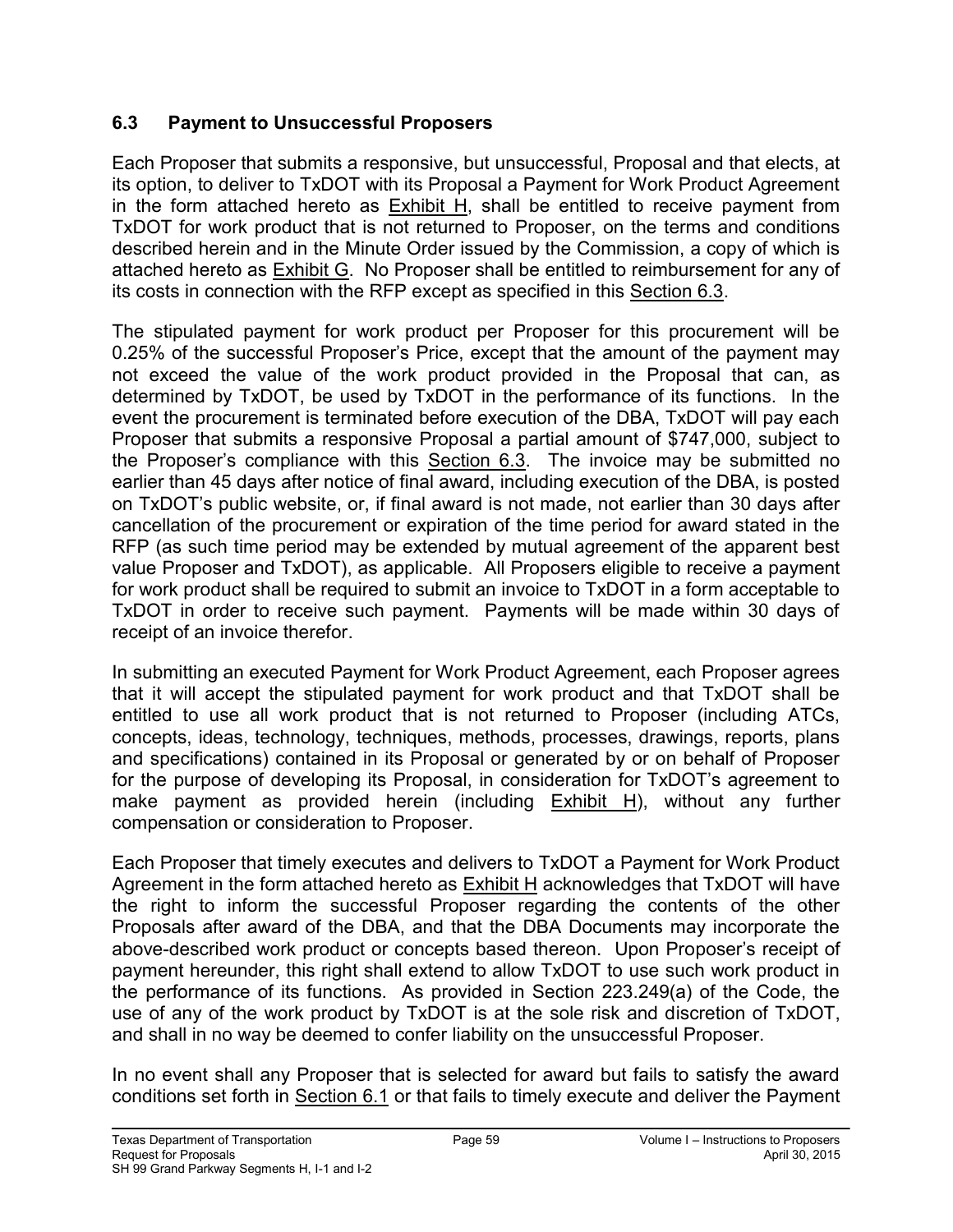### 6.3 Payment to Unsuccessful Proposers

Each Proposer that submits a responsive, but unsuccessful, Proposal and that elects, at its option, to deliver to TxDOT with its Proposal a Payment for Work Product Agreement in the form attached hereto as Exhibit H, shall be entitled to receive payment from TxDOT for work product that is not returned to Proposer, on the terms and conditions described herein and in the Minute Order issued by the Commission, a copy of which is attached hereto as Exhibit G. No Proposer shall be entitled to reimbursement for any of its costs in connection with the RFP except as specified in this Section 6.3.

The stipulated payment for work product per Proposer for this procurement will be 0.25% of the successful Proposer's Price, except that the amount of the payment may not exceed the value of the work product provided in the Proposal that can, as determined by TxDOT, be used by TxDOT in the performance of its functions. In the event the procurement is terminated before execution of the DBA, TxDOT will pay each Proposer that submits a responsive Proposal a partial amount of $747,000, subject to the Proposer's compliance with this Section 6.3. The invoice may be submitted no earlier than 45 days after notice of final award, including execution of the DBA, is posted on TxDOT's public website, or, if final award is not made, not earlier than 30 days after cancellation of the procurement or expiration of the time period for award stated in the RFP (as such time period may be extended by mutual agreement of the apparent best value Proposer and TxDOT), as applicable. All Proposers eligible to receive a payment for work product shall be required to submit an invoice to TxDOT in a form acceptable to TxDOT in order to receive such payment. Payments will be made within 30 days of receipt of an invoice therefor.

In submitting an executed Payment for Work Product Agreement, each Proposer agrees that it will accept the stipulated payment for work product and that TxDOT shall be entitled to use all work product that is not returned to Proposer (including ATCs, concepts, ideas, technology, techniques, methods, processes, drawings, reports, plans and specifications) contained in its Proposal or generated by or on behalf of Proposer for the purpose of developing its Proposal, in consideration for TxDOT's agreement to make payment as provided herein (including Exhibit H), without any further compensation or consideration to Proposer.

Each Proposer that timely executes and delivers to TxDOT a Payment for Work Product Agreement in the form attached hereto as Exhibit H acknowledges that TxDOT will have the right to inform the successful Proposer regarding the contents of the other Proposals after award of the DBA, and that the DBA Documents may incorporate the above-described work product or concepts based thereon. Upon Proposer's receipt of payment hereunder, this right shall extend to allow TxDOT to use such work product in the performance of its functions. As provided in Section 223.249(a) of the Code, the use of any of the work product by TxDOT is at the sole risk and discretion of TxDOT, and shall in no way be deemed to confer liability on the unsuccessful Proposer.

In no event shall any Proposer that is selected for award but fails to satisfy the award conditions set forth in Section 6.1 or that fails to timely execute and deliver the Payment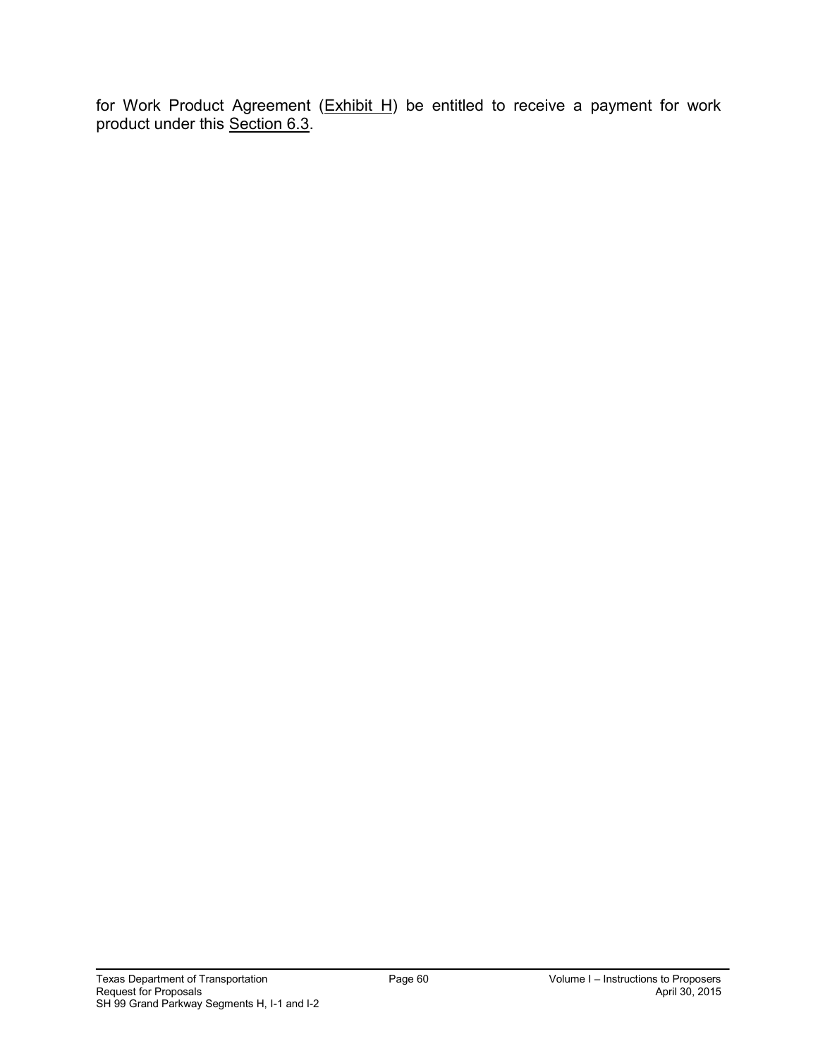for Work Product Agreement (Exhibit H) be entitled to receive a payment for work product under this Section 6.3.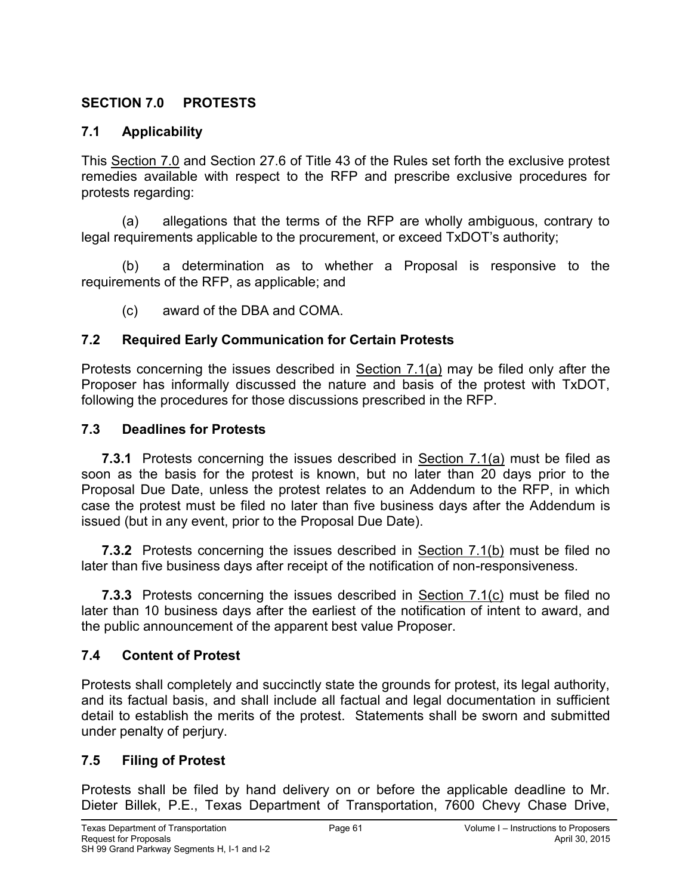## SECTION 7.0 PROTESTS

### 7.1 Applicability

This Section 7.0 and Section 27.6 of Title 43 of the Rules set forth the exclusive protest remedies available with respect to the RFP and prescribe exclusive procedures for protests regarding:

(a) allegations that the terms of the RFP are wholly ambiguous, contrary to legal requirements applicable to the procurement, or exceed TxDOT's authority;

(b) a determination as to whether a Proposal is responsive to the requirements of the RFP, as applicable; and

(c) award of the DBA and COMA.

### 7.2 Required Early Communication for Certain Protests

Protests concerning the issues described in Section 7.1(a) may be filed only after the Proposer has informally discussed the nature and basis of the protest with TxDOT, following the procedures for those discussions prescribed in the RFP.

### 7.3 Deadlines for Protests

**7.3.1** Protests concerning the issues described in Section 7.1(a) must be filed as soon as the basis for the protest is known, but no later than 20 days prior to the Proposal Due Date, unless the protest relates to an Addendum to the RFP, in which case the protest must be filed no later than five business days after the Addendum is issued (but in any event, prior to the Proposal Due Date).

**7.3.2** Protests concerning the issues described in Section 7.1(b) must be filed no later than five business days after receipt of the notification of non-responsiveness.

**7.3.3** Protests concerning the issues described in Section 7.1(c) must be filed no later than 10 business days after the earliest of the notification of intent to award, and the public announcement of the apparent best value Proposer.

### 7.4 Content of Protest

Protests shall completely and succinctly state the grounds for protest, its legal authority, and its factual basis, and shall include all factual and legal documentation in sufficient detail to establish the merits of the protest. Statements shall be sworn and submitted under penalty of perjury.

### 7.5 Filing of Protest

Protests shall be filed by hand delivery on or before the applicable deadline to Mr. Dieter Billek, P.E., Texas Department of Transportation, 7600 Chevy Chase Drive,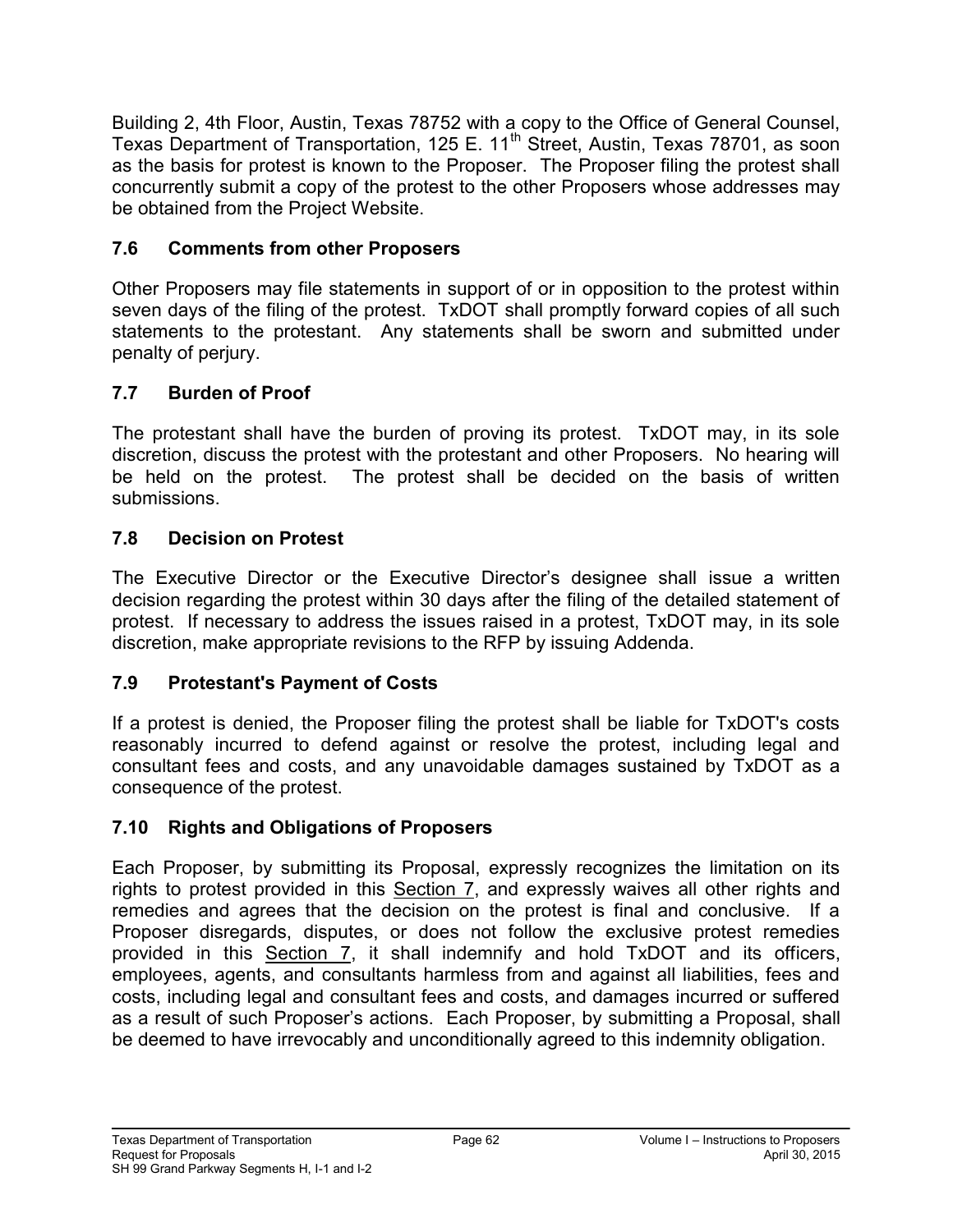Building 2, 4th Floor, Austin, Texas 78752 with a copy to the Office of General Counsel, Texas Department of Transportation, 125 E. 11th Street, Austin, Texas 78701, as soon as the basis for protest is known to the Proposer. The Proposer filing the protest shall concurrently submit a copy of the protest to the other Proposers whose addresses may be obtained from the Project Website.

### 7.6 Comments from other Proposers

Other Proposers may file statements in support of or in opposition to the protest within seven days of the filing of the protest. TxDOT shall promptly forward copies of all such statements to the protestant. Any statements shall be sworn and submitted under penalty of perjury.

### 7.7 Burden of Proof

The protestant shall have the burden of proving its protest. TxDOT may, in its sole discretion, discuss the protest with the protestant and other Proposers. No hearing will be held on the protest. The protest shall be decided on the basis of written submissions.

### 7.8 Decision on Protest

The Executive Director or the Executive Director's designee shall issue a written decision regarding the protest within 30 days after the filing of the detailed statement of protest. If necessary to address the issues raised in a protest, TxDOT may, in its sole discretion, make appropriate revisions to the RFP by issuing Addenda.

### 7.9 Protestant's Payment of Costs

If a protest is denied, the Proposer filing the protest shall be liable for TxDOT's costs reasonably incurred to defend against or resolve the protest, including legal and consultant fees and costs, and any unavoidable damages sustained by TxDOT as a consequence of the protest.

### 7.10 Rights and Obligations of Proposers

Each Proposer, by submitting its Proposal, expressly recognizes the limitation on its rights to protest provided in this Section 7, and expressly waives all other rights and remedies and agrees that the decision on the protest is final and conclusive. If a Proposer disregards, disputes, or does not follow the exclusive protest remedies provided in this Section 7, it shall indemnify and hold TxDOT and its officers, employees, agents, and consultants harmless from and against all liabilities, fees and costs, including legal and consultant fees and costs, and damages incurred or suffered as a result of such Proposer's actions. Each Proposer, by submitting a Proposal, shall be deemed to have irrevocably and unconditionally agreed to this indemnity obligation.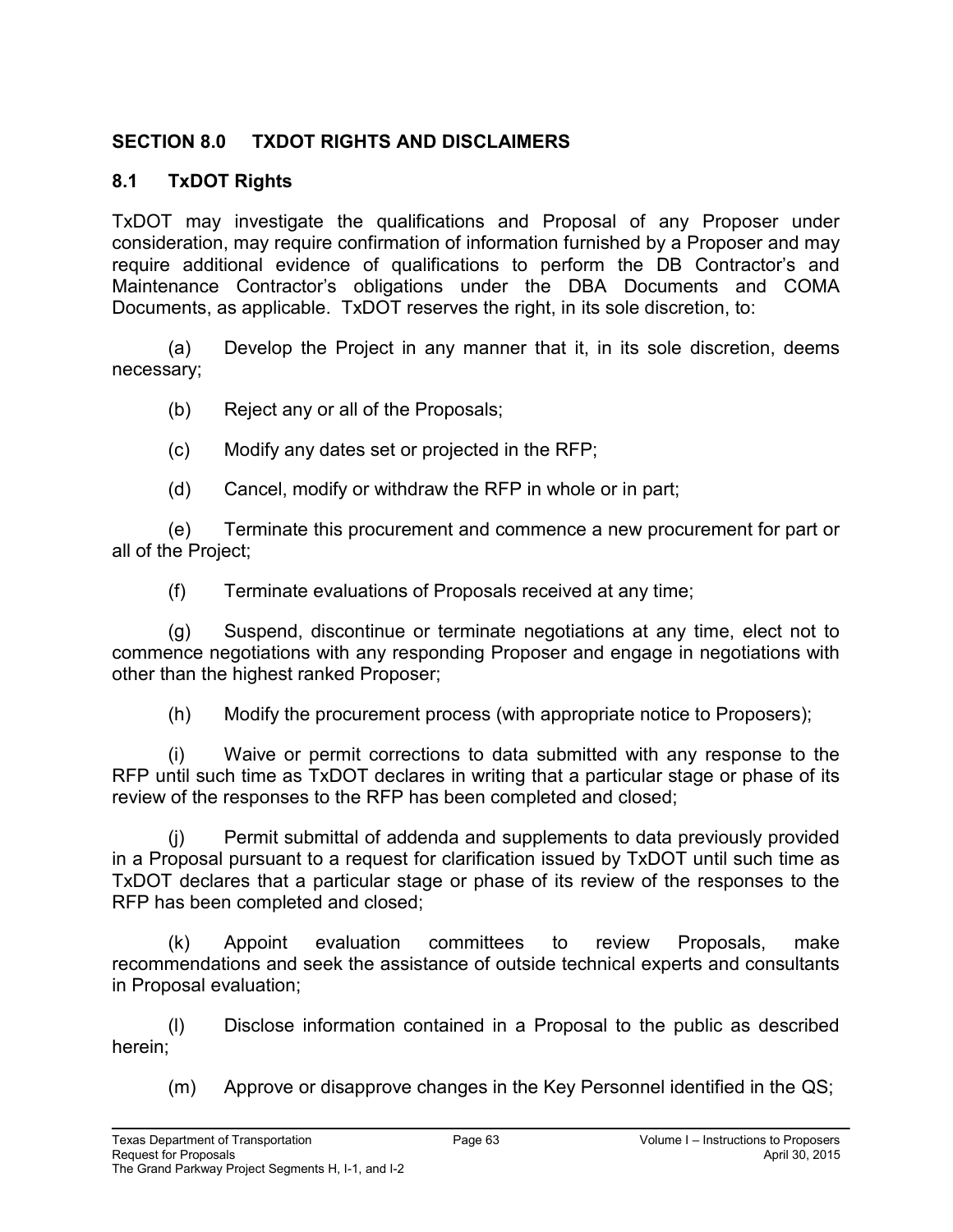## SECTION 8.0 TXDOT RIGHTS AND DISCLAIMERS

### 8.1 TxDOT Rights

TxDOT may investigate the qualifications and Proposal of any Proposer under consideration, may require confirmation of information furnished by a Proposer and may require additional evidence of qualifications to perform the DB Contractor's and Maintenance Contractor's obligations under the DBA Documents and COMA Documents, as applicable. TxDOT reserves the right, in its sole discretion, to:

(a) Develop the Project in any manner that it, in its sole discretion, deems necessary;

(b) Reject any or all of the Proposals;

(c) Modify any dates set or projected in the RFP;

(d) Cancel, modify or withdraw the RFP in whole or in part;

(e) Terminate this procurement and commence a new procurement for part or all of the Project;

(f) Terminate evaluations of Proposals received at any time;

(g) Suspend, discontinue or terminate negotiations at any time, elect not to commence negotiations with any responding Proposer and engage in negotiations with other than the highest ranked Proposer;

(h) Modify the procurement process (with appropriate notice to Proposers);

(i) Waive or permit corrections to data submitted with any response to the RFP until such time as TxDOT declares in writing that a particular stage or phase of its review of the responses to the RFP has been completed and closed;

(j) Permit submittal of addenda and supplements to data previously provided in a Proposal pursuant to a request for clarification issued by TxDOT until such time as TxDOT declares that a particular stage or phase of its review of the responses to the RFP has been completed and closed;

(k) Appoint evaluation committees to review Proposals, make recommendations and seek the assistance of outside technical experts and consultants in Proposal evaluation;

(l) Disclose information contained in a Proposal to the public as described herein;

(m) Approve or disapprove changes in the Key Personnel identified in the QS;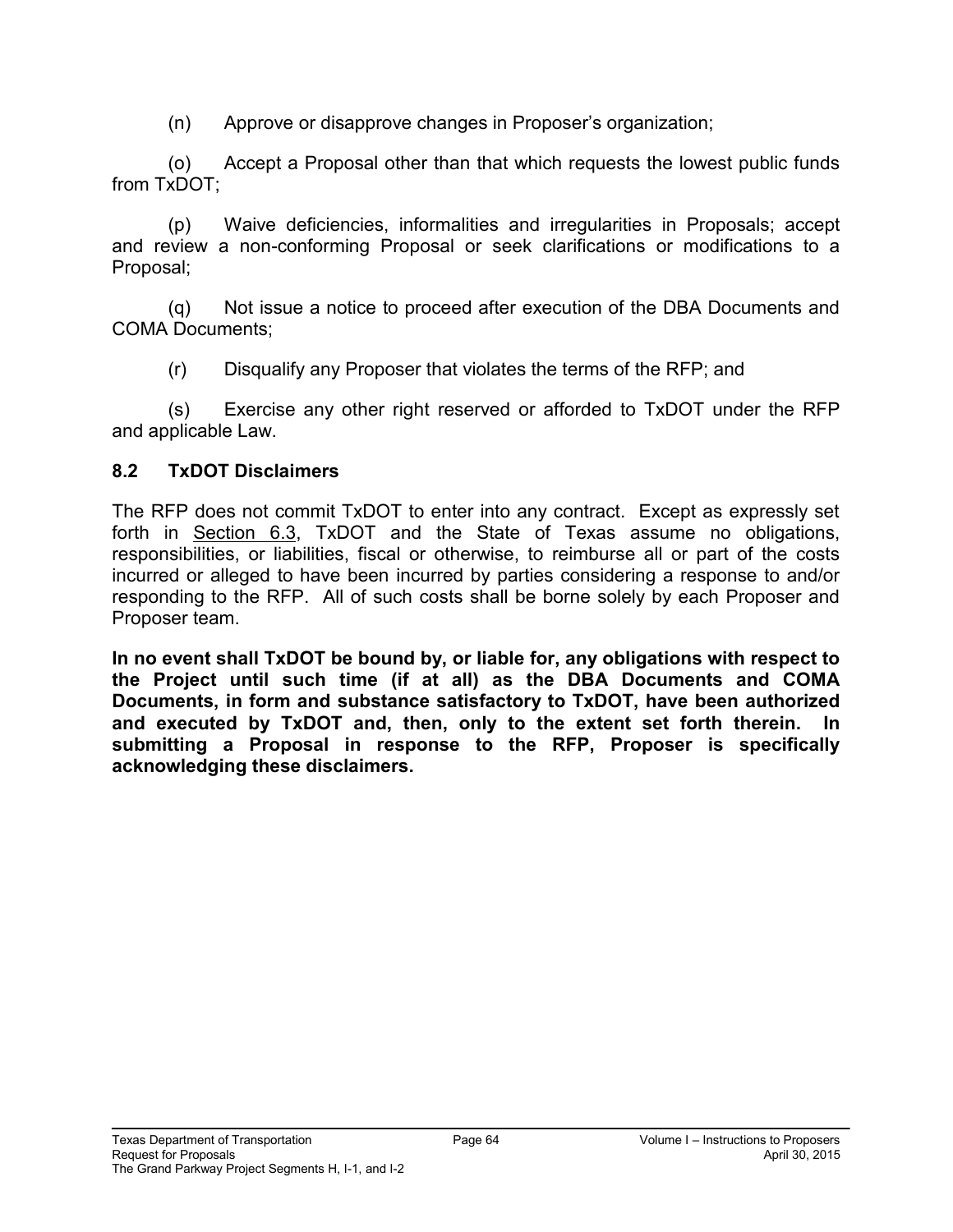(n) Approve or disapprove changes in Proposer's organization;

(o) Accept a Proposal other than that which requests the lowest public funds from TxDOT;

(p) Waive deficiencies, informalities and irregularities in Proposals; accept and review a non-conforming Proposal or seek clarifications or modifications to a Proposal;

(q) Not issue a notice to proceed after execution of the DBA Documents and COMA Documents;

(r) Disqualify any Proposer that violates the terms of the RFP; and

(s) Exercise any other right reserved or afforded to TxDOT under the RFP and applicable Law.

### 8.2 TxDOT Disclaimers

The RFP does not commit TxDOT to enter into any contract. Except as expressly set forth in Section 6.3, TxDOT and the State of Texas assume no obligations, responsibilities, or liabilities, fiscal or otherwise, to reimburse all or part of the costs incurred or alleged to have been incurred by parties considering a response to and/or responding to the RFP. All of such costs shall be borne solely by each Proposer and Proposer team.

**In no event shall TxDOT be bound by, or liable for, any obligations with respect to the Project until such time (if at all) as the DBA Documents and COMA Documents, in form and substance satisfactory to TxDOT, have been authorized and executed by TxDOT and, then, only to the extent set forth therein. In submitting a Proposal in response to the RFP, Proposer is specifically acknowledging these disclaimers.**